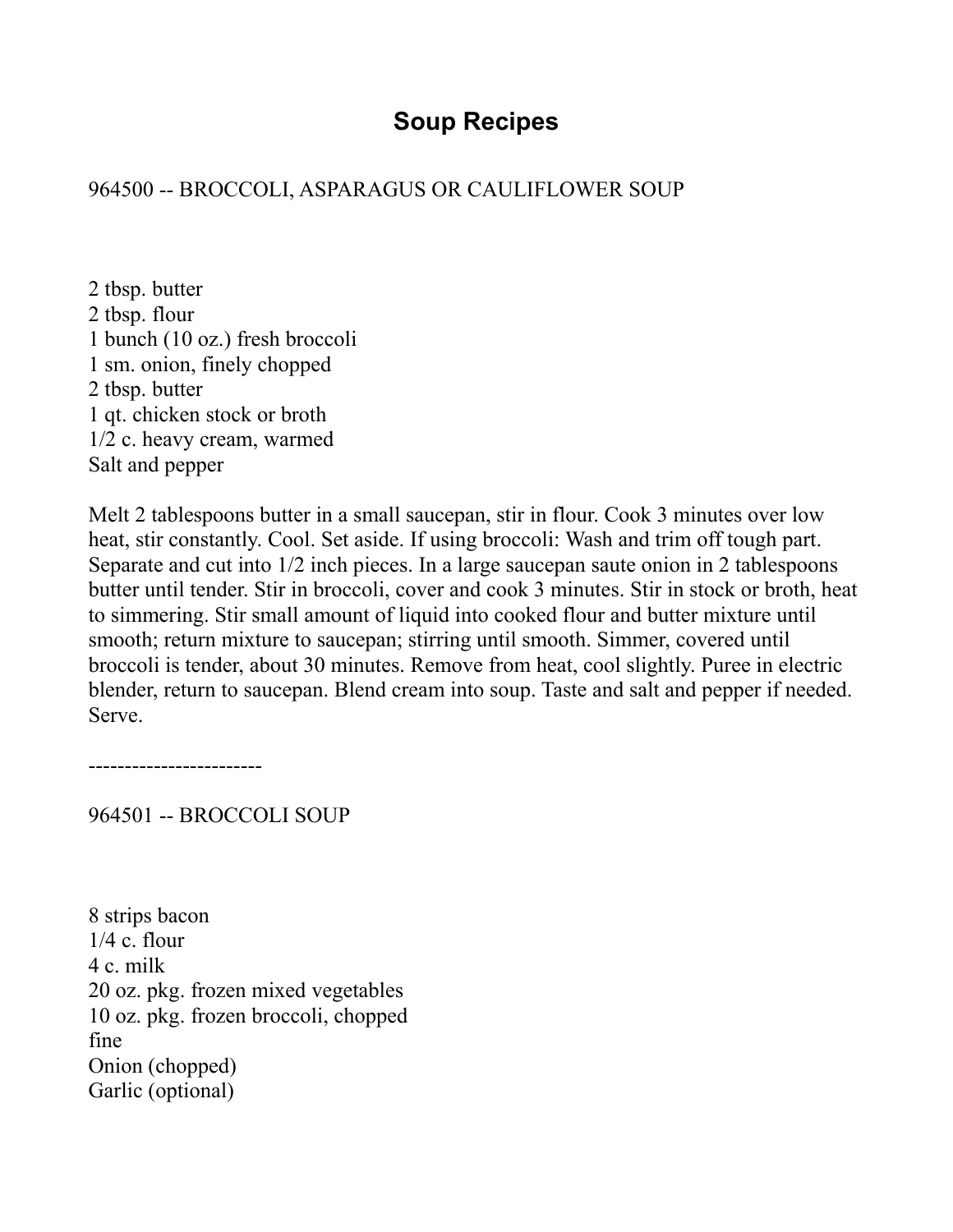# Soup Recipes

964500 -- BROCCOLI, ASPARAGUS OR CAULIFLOWER SOUP

2 tbsp. butter
2 tbsp. flour
1 bunch (10 oz.) fresh broccoli
1 sm. onion, finely chopped
2 tbsp. butter
1 qt. chicken stock or broth
1/2 c. heavy cream, warmed
Salt and pepper

Melt 2 tablespoons butter in a small saucepan, stir in flour. Cook 3 minutes over low heat, stir constantly. Cool. Set aside. If using broccoli: Wash and trim off tough part. Separate and cut into 1/2 inch pieces. In a large saucepan saute onion in 2 tablespoons butter until tender. Stir in broccoli, cover and cook 3 minutes. Stir in stock or broth, heat to simmering. Stir small amount of liquid into cooked flour and butter mixture until smooth; return mixture to saucepan; stirring until smooth. Simmer, covered until broccoli is tender, about 30 minutes. Remove from heat, cool slightly. Puree in electric blender, return to saucepan. Blend cream into soup. Taste and salt and pepper if needed. Serve.

------------------------

964501 -- BROCCOLI SOUP

8 strips bacon
1/4 c. flour
4 c. milk
20 oz. pkg. frozen mixed vegetables
10 oz. pkg. frozen broccoli, chopped fine
Onion (chopped)
Garlic (optional)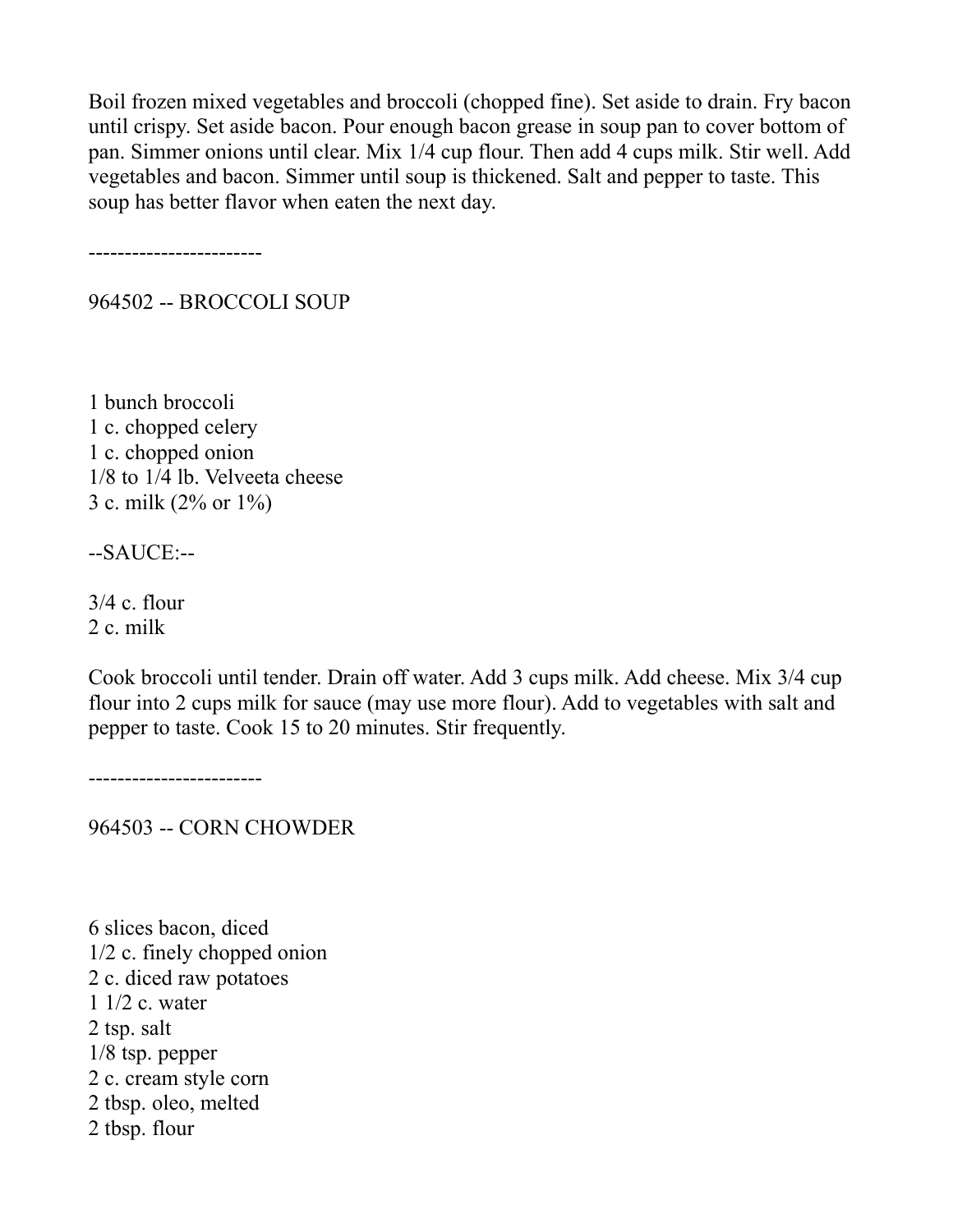Boil frozen mixed vegetables and broccoli (chopped fine). Set aside to drain. Fry bacon until crispy. Set aside bacon. Pour enough bacon grease in soup pan to cover bottom of pan. Simmer onions until clear. Mix 1/4 cup flour. Then add 4 cups milk. Stir well. Add vegetables and bacon. Simmer until soup is thickened. Salt and pepper to taste. This soup has better flavor when eaten the next day.

------------------------

964502 -- BROCCOLI SOUP

1 bunch broccoli
1 c. chopped celery
1 c. chopped onion
1/8 to 1/4 lb. Velveeta cheese
3 c. milk (2% or 1%)

--SAUCE:--

3/4 c. flour
2 c. milk

Cook broccoli until tender. Drain off water. Add 3 cups milk. Add cheese. Mix 3/4 cup flour into 2 cups milk for sauce (may use more flour). Add to vegetables with salt and pepper to taste. Cook 15 to 20 minutes. Stir frequently.

------------------------

964503 -- CORN CHOWDER

6 slices bacon, diced
1/2 c. finely chopped onion
2 c. diced raw potatoes
1 1/2 c. water
2 tsp. salt
1/8 tsp. pepper
2 c. cream style corn
2 tbsp. oleo, melted
2 tbsp. flour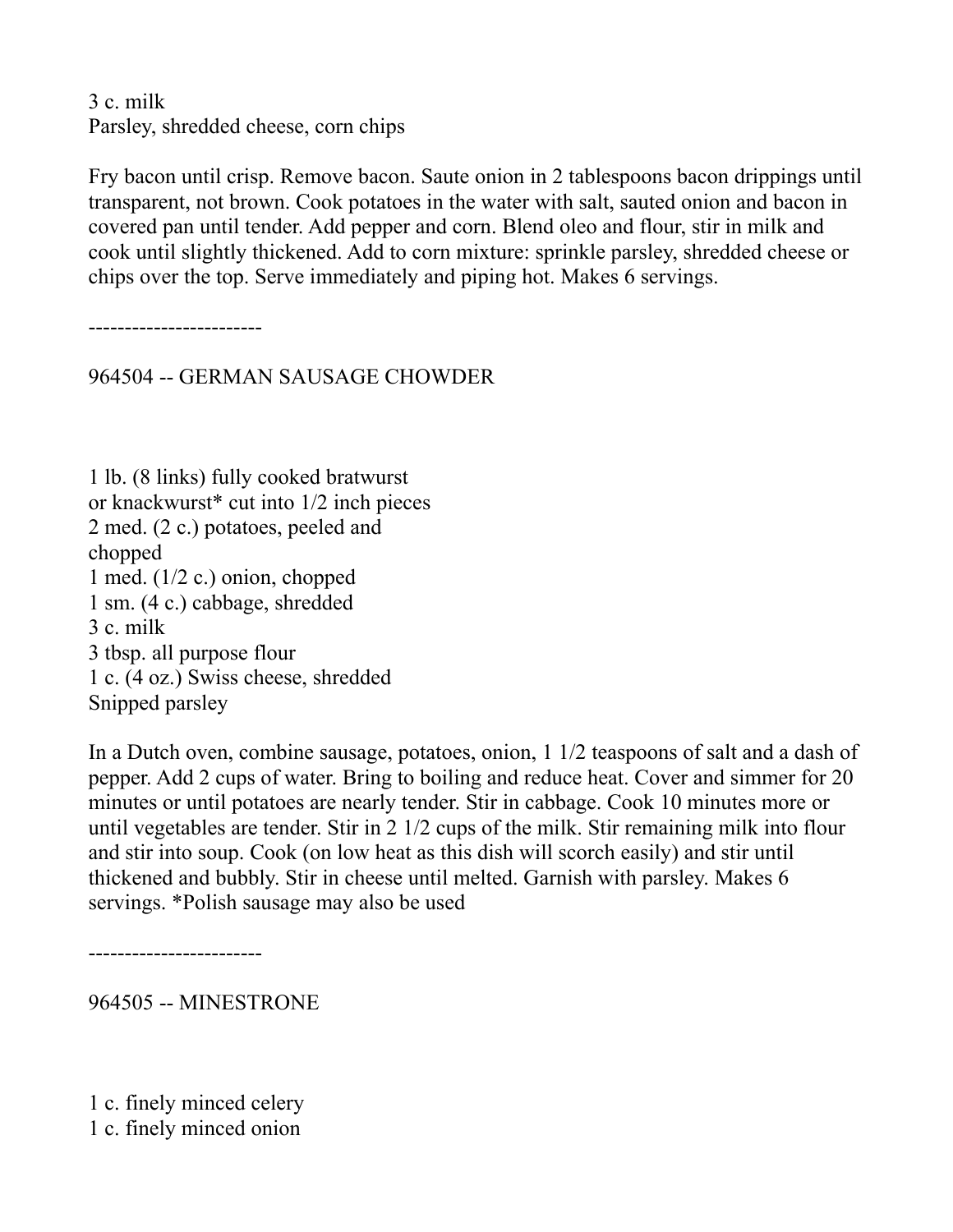3 c. milk
Parsley, shredded cheese, corn chips

Fry bacon until crisp. Remove bacon. Saute onion in 2 tablespoons bacon drippings until transparent, not brown. Cook potatoes in the water with salt, sauted onion and bacon in covered pan until tender. Add pepper and corn. Blend oleo and flour, stir in milk and cook until slightly thickened. Add to corn mixture: sprinkle parsley, shredded cheese or chips over the top. Serve immediately and piping hot. Makes 6 servings.

------------------------

## 964504 -- GERMAN SAUSAGE CHOWDER

1 lb. (8 links) fully cooked bratwurst
or knackwurst* cut into 1/2 inch pieces
2 med. (2 c.) potatoes, peeled and
chopped
1 med. (1/2 c.) onion, chopped
1 sm. (4 c.) cabbage, shredded
3 c. milk
3 tbsp. all purpose flour
1 c. (4 oz.) Swiss cheese, shredded
Snipped parsley

In a Dutch oven, combine sausage, potatoes, onion, 1 1/2 teaspoons of salt and a dash of pepper. Add 2 cups of water. Bring to boiling and reduce heat. Cover and simmer for 20 minutes or until potatoes are nearly tender. Stir in cabbage. Cook 10 minutes more or until vegetables are tender. Stir in 2 1/2 cups of the milk. Stir remaining milk into flour and stir into soup. Cook (on low heat as this dish will scorch easily) and stir until thickened and bubbly. Stir in cheese until melted. Garnish with parsley. Makes 6 servings. *Polish sausage may also be used

------------------------

## 964505 -- MINESTRONE

1 c. finely minced celery
1 c. finely minced onion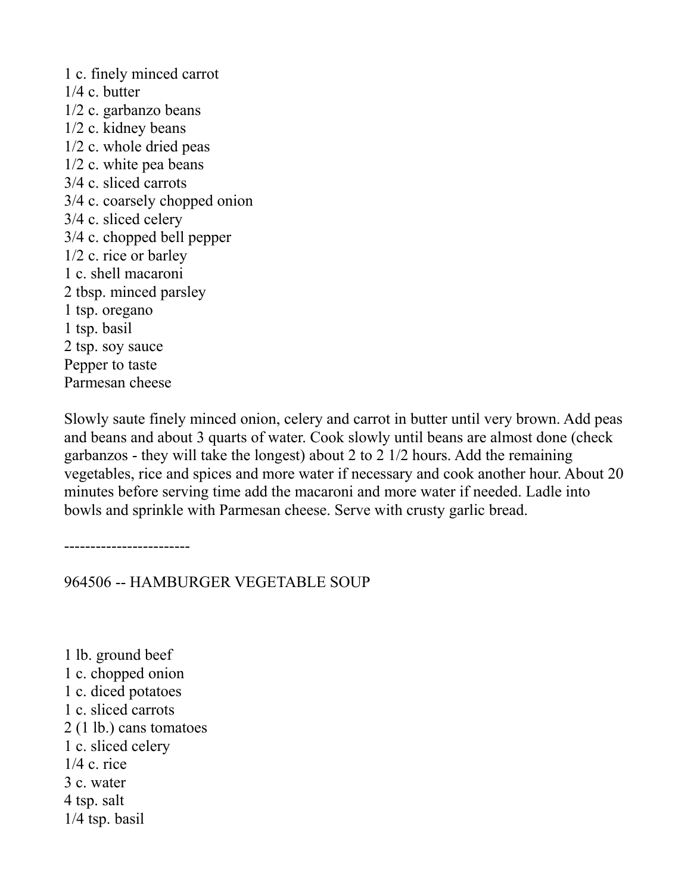1 c. finely minced carrot
1/4 c. butter
1/2 c. garbanzo beans
1/2 c. kidney beans
1/2 c. whole dried peas
1/2 c. white pea beans
3/4 c. sliced carrots
3/4 c. coarsely chopped onion
3/4 c. sliced celery
3/4 c. chopped bell pepper
1/2 c. rice or barley
1 c. shell macaroni
2 tbsp. minced parsley
1 tsp. oregano
1 tsp. basil
2 tsp. soy sauce
Pepper to taste
Parmesan cheese

Slowly saute finely minced onion, celery and carrot in butter until very brown. Add peas and beans and about 3 quarts of water. Cook slowly until beans are almost done (check garbanzos - they will take the longest) about 2 to 2 1/2 hours. Add the remaining vegetables, rice and spices and more water if necessary and cook another hour. About 20 minutes before serving time add the macaroni and more water if needed. Ladle into bowls and sprinkle with Parmesan cheese. Serve with crusty garlic bread.

------------------------

964506 -- HAMBURGER VEGETABLE SOUP

1 lb. ground beef
1 c. chopped onion
1 c. diced potatoes
1 c. sliced carrots
2 (1 lb.) cans tomatoes
1 c. sliced celery
1/4 c. rice
3 c. water
4 tsp. salt
1/4 tsp. basil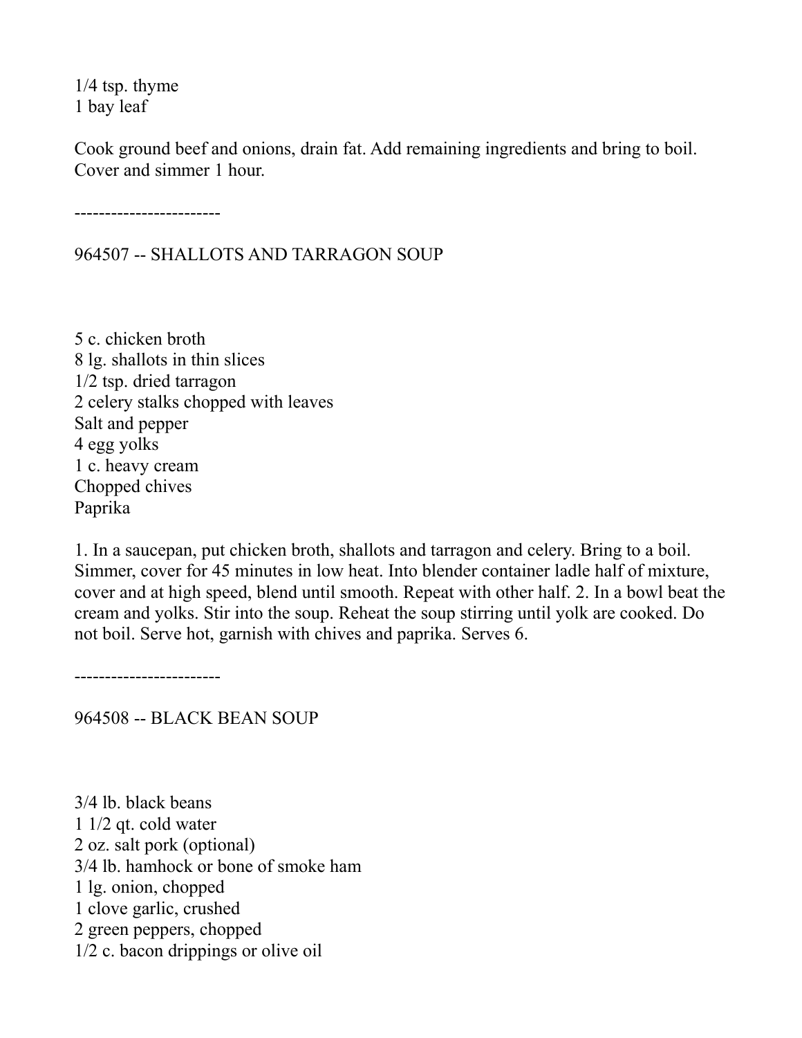1/4 tsp. thyme
1 bay leaf

Cook ground beef and onions, drain fat. Add remaining ingredients and bring to boil. Cover and simmer 1 hour.

------------------------

## 964507 -- SHALLOTS AND TARRAGON SOUP

5 c. chicken broth
8 lg. shallots in thin slices
1/2 tsp. dried tarragon
2 celery stalks chopped with leaves
Salt and pepper
4 egg yolks
1 c. heavy cream
Chopped chives
Paprika

1. In a saucepan, put chicken broth, shallots and tarragon and celery. Bring to a boil. Simmer, cover for 45 minutes in low heat. Into blender container ladle half of mixture, cover and at high speed, blend until smooth. Repeat with other half. 2. In a bowl beat the cream and yolks. Stir into the soup. Reheat the soup stirring until yolk are cooked. Do not boil. Serve hot, garnish with chives and paprika. Serves 6.

------------------------

## 964508 -- BLACK BEAN SOUP

3/4 lb. black beans
1 1/2 qt. cold water
2 oz. salt pork (optional)
3/4 lb. hamhock or bone of smoke ham
1 lg. onion, chopped
1 clove garlic, crushed
2 green peppers, chopped
1/2 c. bacon drippings or olive oil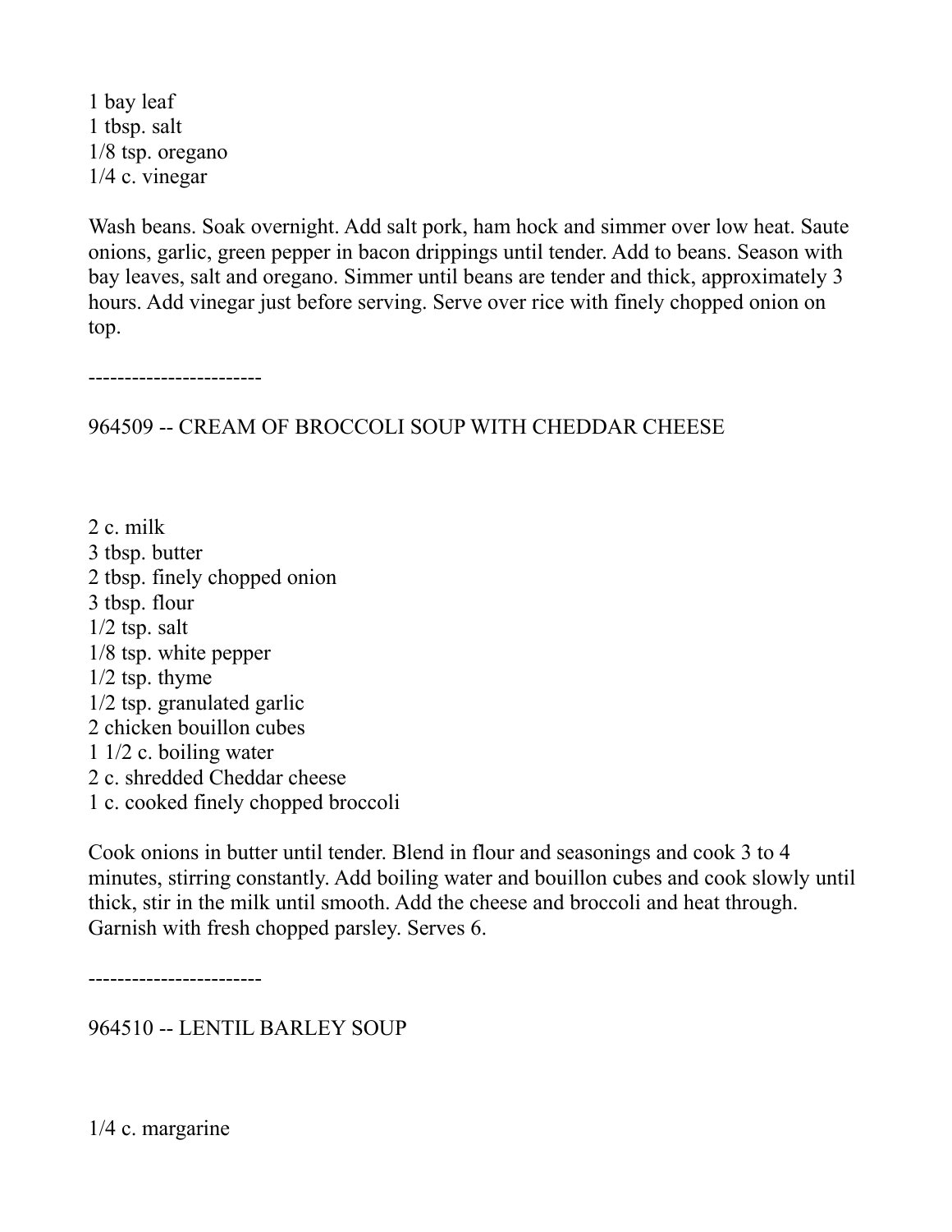1 bay leaf
1 tbsp. salt
1/8 tsp. oregano
1/4 c. vinegar

Wash beans. Soak overnight. Add salt pork, ham hock and simmer over low heat. Saute onions, garlic, green pepper in bacon drippings until tender. Add to beans. Season with bay leaves, salt and oregano. Simmer until beans are tender and thick, approximately 3 hours. Add vinegar just before serving. Serve over rice with finely chopped onion on top.

------------------------

## 964509 -- CREAM OF BROCCOLI SOUP WITH CHEDDAR CHEESE

2 c. milk
3 tbsp. butter
2 tbsp. finely chopped onion
3 tbsp. flour
1/2 tsp. salt
1/8 tsp. white pepper
1/2 tsp. thyme
1/2 tsp. granulated garlic
2 chicken bouillon cubes
1 1/2 c. boiling water
2 c. shredded Cheddar cheese
1 c. cooked finely chopped broccoli

Cook onions in butter until tender. Blend in flour and seasonings and cook 3 to 4 minutes, stirring constantly. Add boiling water and bouillon cubes and cook slowly until thick, stir in the milk until smooth. Add the cheese and broccoli and heat through. Garnish with fresh chopped parsley. Serves 6.

------------------------

## 964510 -- LENTIL BARLEY SOUP

1/4 c. margarine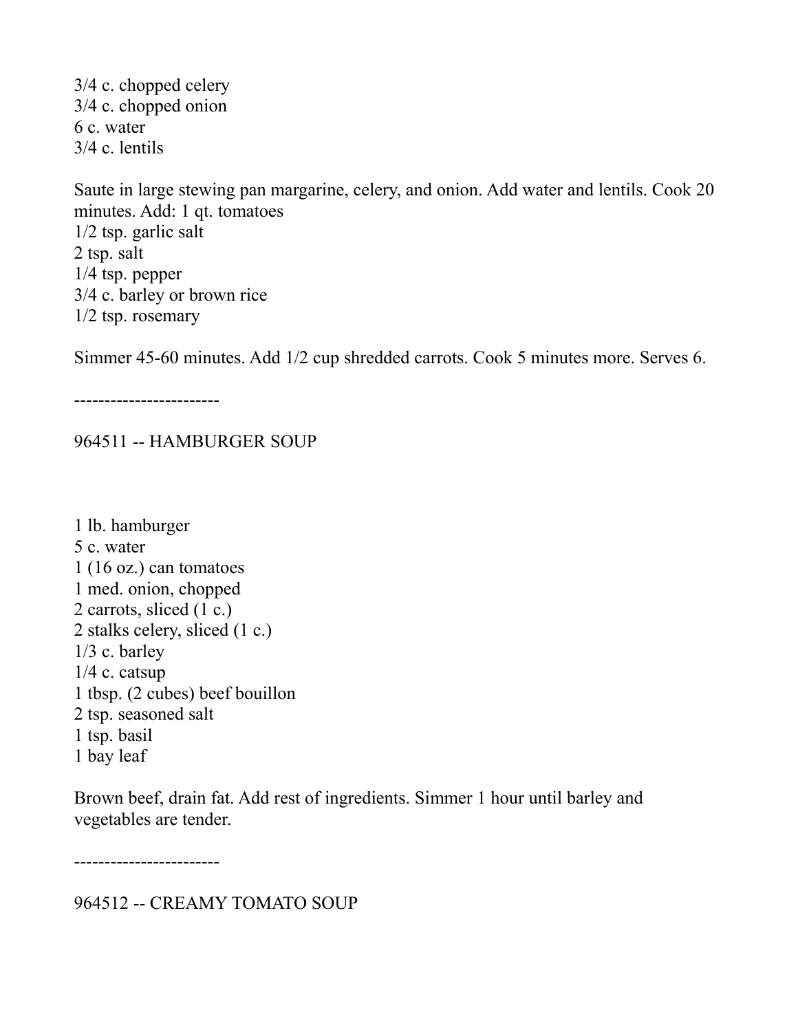3/4 c. chopped celery
3/4 c. chopped onion
6 c. water
3/4 c. lentils

Saute in large stewing pan margarine, celery, and onion. Add water and lentils. Cook 20 minutes. Add: 1 qt. tomatoes
1/2 tsp. garlic salt
2 tsp. salt
1/4 tsp. pepper
3/4 c. barley or brown rice
1/2 tsp. rosemary

Simmer 45-60 minutes. Add 1/2 cup shredded carrots. Cook 5 minutes more. Serves 6.

------------------------

## 964511 -- HAMBURGER SOUP

1 lb. hamburger
5 c. water
1 (16 oz.) can tomatoes
1 med. onion, chopped
2 carrots, sliced (1 c.)
2 stalks celery, sliced (1 c.)
1/3 c. barley
1/4 c. catsup
1 tbsp. (2 cubes) beef bouillon
2 tsp. seasoned salt
1 tsp. basil
1 bay leaf

Brown beef, drain fat. Add rest of ingredients. Simmer 1 hour until barley and vegetables are tender.

------------------------

## 964512 -- CREAMY TOMATO SOUP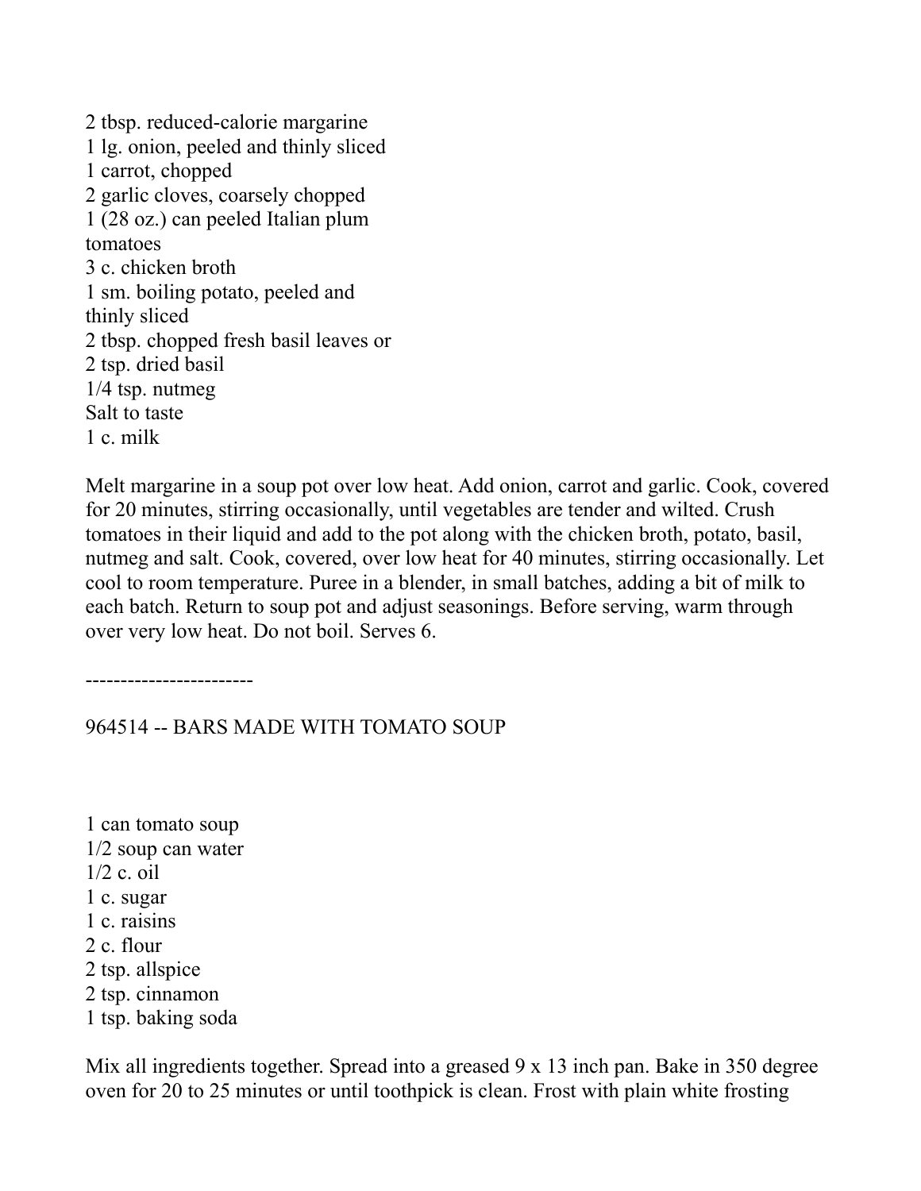2 tbsp. reduced-calorie margarine
1 lg. onion, peeled and thinly sliced
1 carrot, chopped
2 garlic cloves, coarsely chopped
1 (28 oz.) can peeled Italian plum tomatoes
3 c. chicken broth
1 sm. boiling potato, peeled and thinly sliced
2 tbsp. chopped fresh basil leaves or 2 tsp. dried basil
1/4 tsp. nutmeg
Salt to taste
1 c. milk

Melt margarine in a soup pot over low heat. Add onion, carrot and garlic. Cook, covered for 20 minutes, stirring occasionally, until vegetables are tender and wilted. Crush tomatoes in their liquid and add to the pot along with the chicken broth, potato, basil, nutmeg and salt. Cook, covered, over low heat for 40 minutes, stirring occasionally. Let cool to room temperature. Puree in a blender, in small batches, adding a bit of milk to each batch. Return to soup pot and adjust seasonings. Before serving, warm through over very low heat. Do not boil. Serves 6.

------------------------

964514 -- BARS MADE WITH TOMATO SOUP

1 can tomato soup
1/2 soup can water
1/2 c. oil
1 c. sugar
1 c. raisins
2 c. flour
2 tsp. allspice
2 tsp. cinnamon
1 tsp. baking soda

Mix all ingredients together. Spread into a greased 9 x 13 inch pan. Bake in 350 degree oven for 20 to 25 minutes or until toothpick is clean. Frost with plain white frosting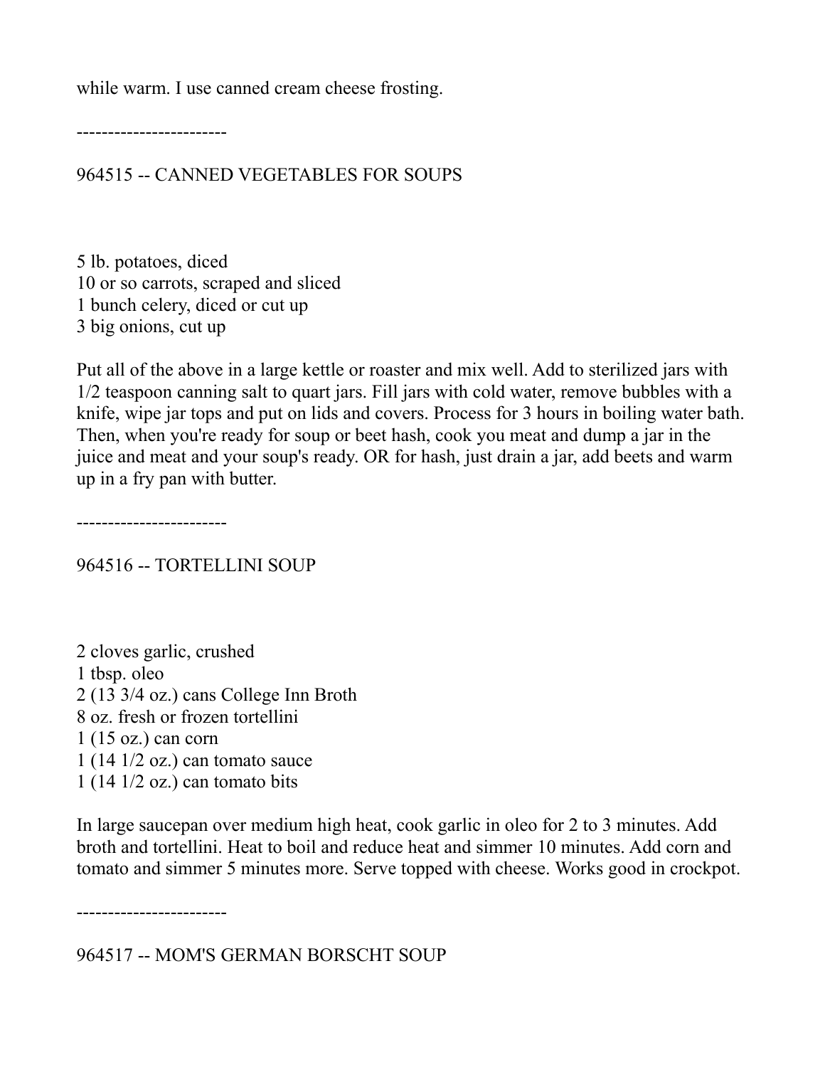while warm. I use canned cream cheese frosting.

------------------------

## 964515 -- CANNED VEGETABLES FOR SOUPS

5 lb. potatoes, diced
10 or so carrots, scraped and sliced
1 bunch celery, diced or cut up
3 big onions, cut up

Put all of the above in a large kettle or roaster and mix well. Add to sterilized jars with 1/2 teaspoon canning salt to quart jars. Fill jars with cold water, remove bubbles with a knife, wipe jar tops and put on lids and covers. Process for 3 hours in boiling water bath. Then, when you're ready for soup or beet hash, cook you meat and dump a jar in the juice and meat and your soup's ready. OR for hash, just drain a jar, add beets and warm up in a fry pan with butter.

------------------------

## 964516 -- TORTELLINI SOUP

2 cloves garlic, crushed
1 tbsp. oleo
2 (13 3/4 oz.) cans College Inn Broth
8 oz. fresh or frozen tortellini
1 (15 oz.) can corn
1 (14 1/2 oz.) can tomato sauce
1 (14 1/2 oz.) can tomato bits

In large saucepan over medium high heat, cook garlic in oleo for 2 to 3 minutes. Add broth and tortellini. Heat to boil and reduce heat and simmer 10 minutes. Add corn and tomato and simmer 5 minutes more. Serve topped with cheese. Works good in crockpot.

------------------------

## 964517 -- MOM'S GERMAN BORSCHT SOUP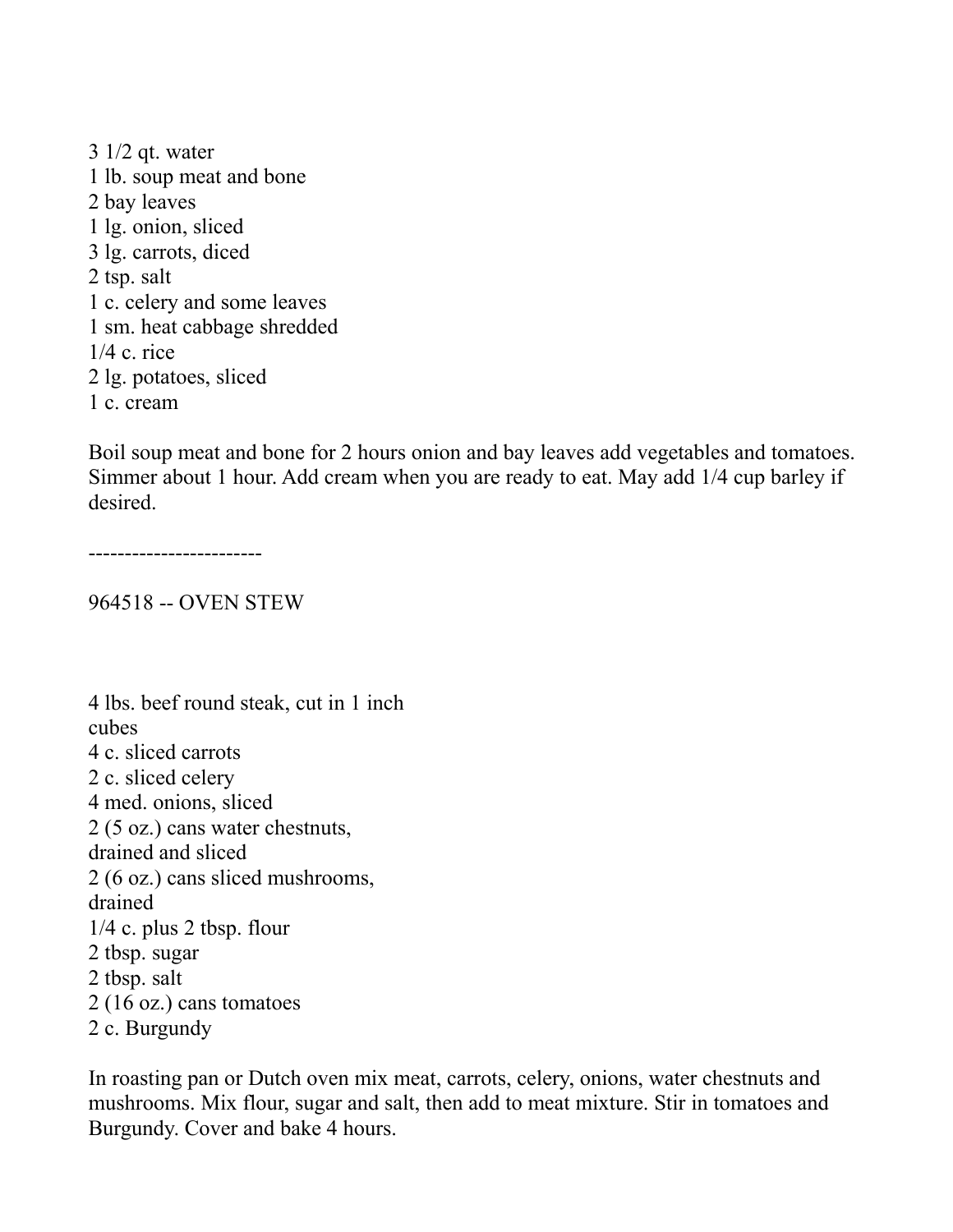3 1/2 qt. water
1 lb. soup meat and bone
2 bay leaves
1 lg. onion, sliced
3 lg. carrots, diced
2 tsp. salt
1 c. celery and some leaves
1 sm. heat cabbage shredded
1/4 c. rice
2 lg. potatoes, sliced
1 c. cream

Boil soup meat and bone for 2 hours onion and bay leaves add vegetables and tomatoes. Simmer about 1 hour. Add cream when you are ready to eat. May add 1/4 cup barley if desired.

------------------------

## 964518 -- OVEN STEW

4 lbs. beef round steak, cut in 1 inch cubes
4 c. sliced carrots
2 c. sliced celery
4 med. onions, sliced
2 (5 oz.) cans water chestnuts, drained and sliced
2 (6 oz.) cans sliced mushrooms, drained
1/4 c. plus 2 tbsp. flour
2 tbsp. sugar
2 tbsp. salt
2 (16 oz.) cans tomatoes
2 c. Burgundy

In roasting pan or Dutch oven mix meat, carrots, celery, onions, water chestnuts and mushrooms. Mix flour, sugar and salt, then add to meat mixture. Stir in tomatoes and Burgundy. Cover and bake 4 hours.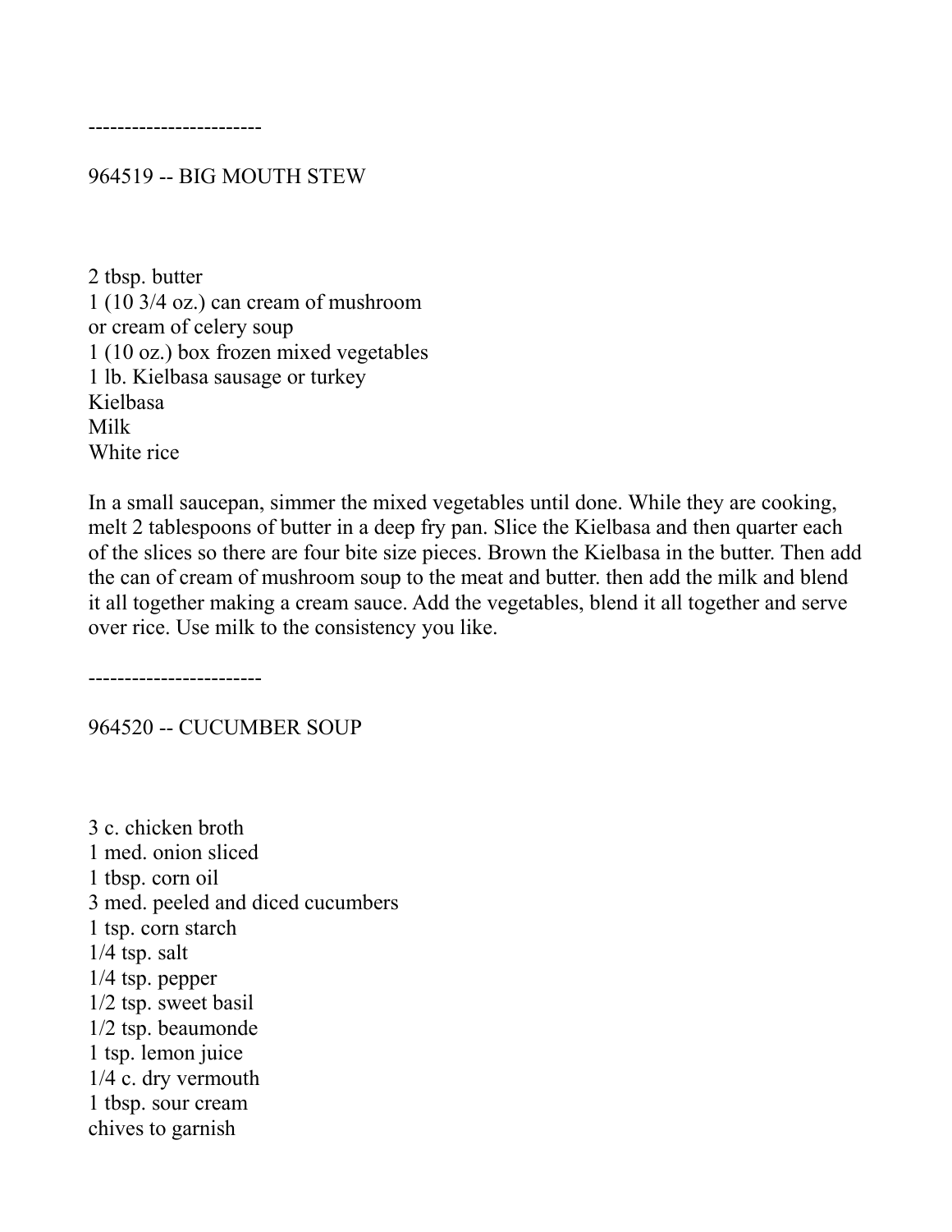------------------------

## 964519 -- BIG MOUTH STEW

2 tbsp. butter
1 (10 3/4 oz.) can cream of mushroom
or cream of celery soup
1 (10 oz.) box frozen mixed vegetables
1 lb. Kielbasa sausage or turkey
Kielbasa
Milk
White rice

In a small saucepan, simmer the mixed vegetables until done. While they are cooking, melt 2 tablespoons of butter in a deep fry pan. Slice the Kielbasa and then quarter each of the slices so there are four bite size pieces. Brown the Kielbasa in the butter. Then add the can of cream of mushroom soup to the meat and butter. then add the milk and blend it all together making a cream sauce. Add the vegetables, blend it all together and serve over rice. Use milk to the consistency you like.

------------------------

## 964520 -- CUCUMBER SOUP

3 c. chicken broth
1 med. onion sliced
1 tbsp. corn oil
3 med. peeled and diced cucumbers
1 tsp. corn starch
1/4 tsp. salt
1/4 tsp. pepper
1/2 tsp. sweet basil
1/2 tsp. beaumonde
1 tsp. lemon juice
1/4 c. dry vermouth
1 tbsp. sour cream
chives to garnish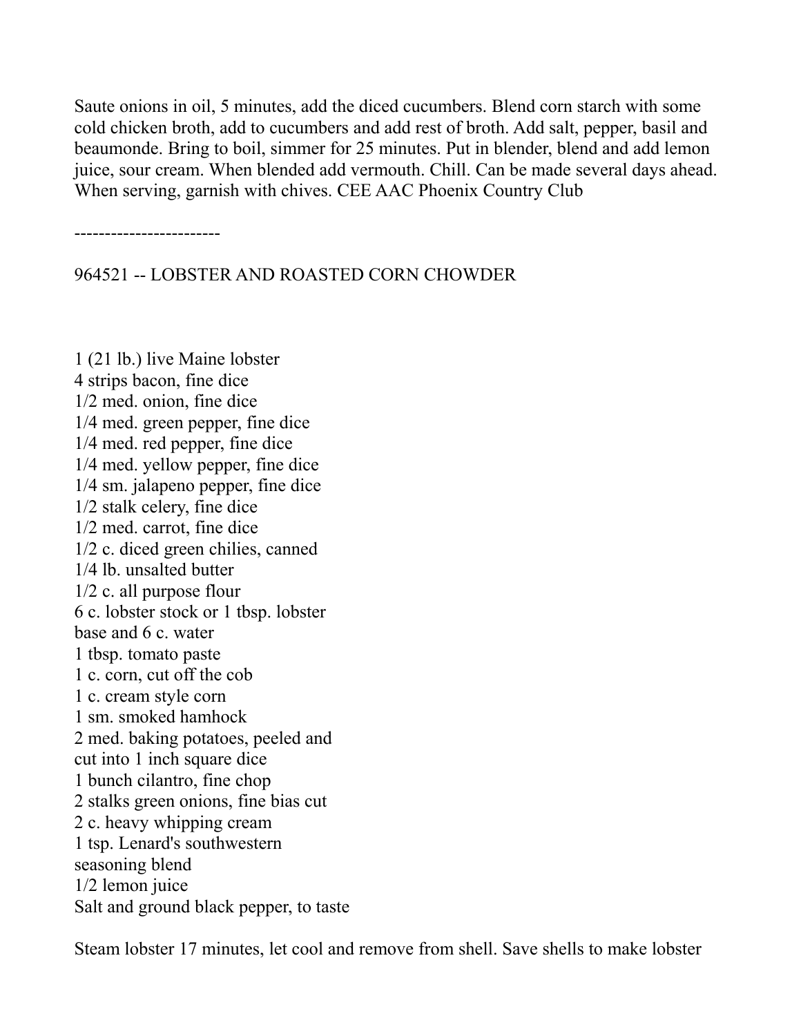Saute onions in oil, 5 minutes, add the diced cucumbers. Blend corn starch with some cold chicken broth, add to cucumbers and add rest of broth. Add salt, pepper, basil and beaumonde. Bring to boil, simmer for 25 minutes. Put in blender, blend and add lemon juice, sour cream. When blended add vermouth. Chill. Can be made several days ahead. When serving, garnish with chives. CEE AAC Phoenix Country Club

------------------------

964521 -- LOBSTER AND ROASTED CORN CHOWDER

1 (21 lb.) live Maine lobster
4 strips bacon, fine dice
1/2 med. onion, fine dice
1/4 med. green pepper, fine dice
1/4 med. red pepper, fine dice
1/4 med. yellow pepper, fine dice
1/4 sm. jalapeno pepper, fine dice
1/2 stalk celery, fine dice
1/2 med. carrot, fine dice
1/2 c. diced green chilies, canned
1/4 lb. unsalted butter
1/2 c. all purpose flour
6 c. lobster stock or 1 tbsp. lobster base and 6 c. water
1 tbsp. tomato paste
1 c. corn, cut off the cob
1 c. cream style corn
1 sm. smoked hamhock
2 med. baking potatoes, peeled and cut into 1 inch square dice
1 bunch cilantro, fine chop
2 stalks green onions, fine bias cut
2 c. heavy whipping cream
1 tsp. Lenard's southwestern seasoning blend
1/2 lemon juice
Salt and ground black pepper, to taste

Steam lobster 17 minutes, let cool and remove from shell. Save shells to make lobster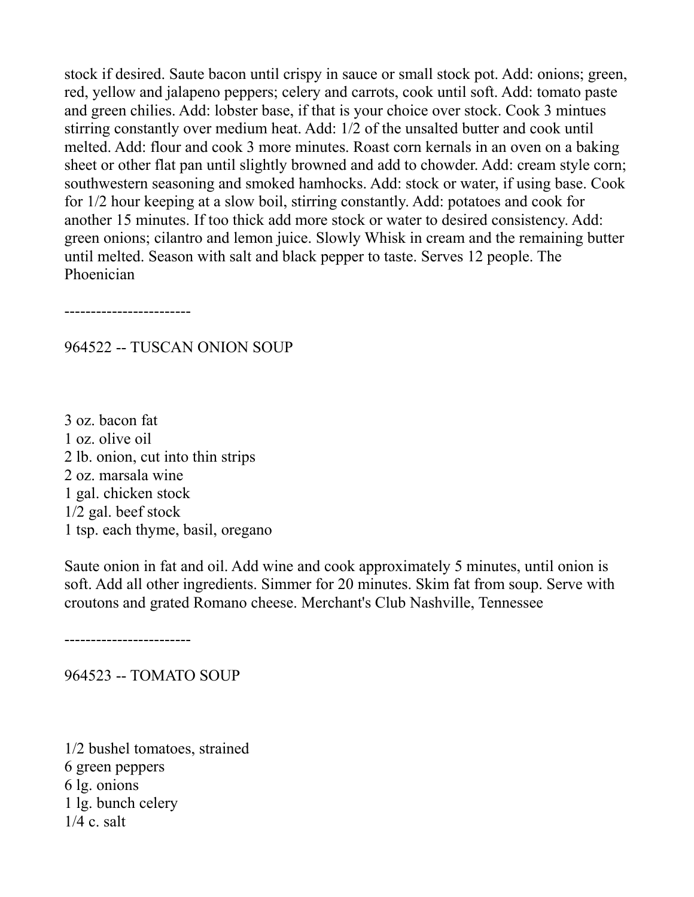stock if desired. Saute bacon until crispy in sauce or small stock pot. Add: onions; green, red, yellow and jalapeno peppers; celery and carrots, cook until soft. Add: tomato paste and green chilies. Add: lobster base, if that is your choice over stock. Cook 3 mintues stirring constantly over medium heat. Add: 1/2 of the unsalted butter and cook until melted. Add: flour and cook 3 more minutes. Roast corn kernals in an oven on a baking sheet or other flat pan until slightly browned and add to chowder. Add: cream style corn; southwestern seasoning and smoked hamhocks. Add: stock or water, if using base. Cook for 1/2 hour keeping at a slow boil, stirring constantly. Add: potatoes and cook for another 15 minutes. If too thick add more stock or water to desired consistency. Add: green onions; cilantro and lemon juice. Slowly Whisk in cream and the remaining butter until melted. Season with salt and black pepper to taste. Serves 12 people. The Phoenician

------------------------

964522 -- TUSCAN ONION SOUP

3 oz. bacon fat
1 oz. olive oil
2 lb. onion, cut into thin strips
2 oz. marsala wine
1 gal. chicken stock
1/2 gal. beef stock
1 tsp. each thyme, basil, oregano

Saute onion in fat and oil. Add wine and cook approximately 5 minutes, until onion is soft. Add all other ingredients. Simmer for 20 minutes. Skim fat from soup. Serve with croutons and grated Romano cheese. Merchant's Club Nashville, Tennessee

------------------------

964523 -- TOMATO SOUP

1/2 bushel tomatoes, strained
6 green peppers
6 lg. onions
1 lg. bunch celery
1/4 c. salt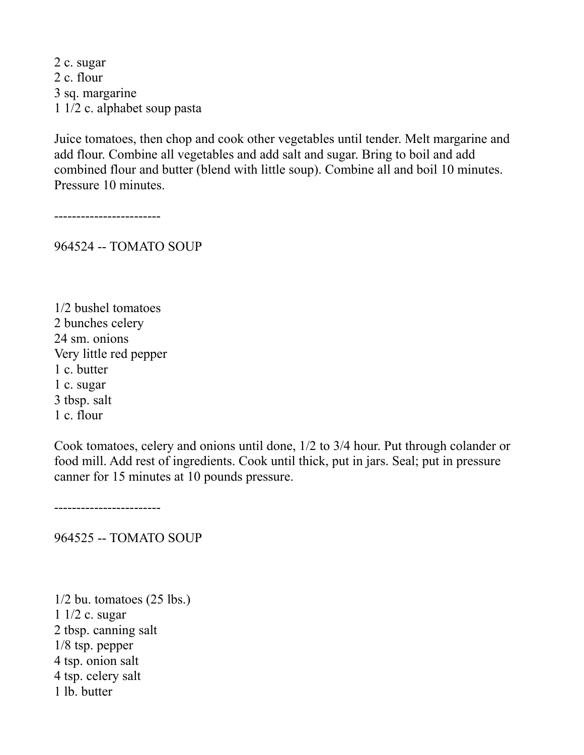2 c. sugar
2 c. flour
3 sq. margarine
1 1/2 c. alphabet soup pasta

Juice tomatoes, then chop and cook other vegetables until tender. Melt margarine and add flour. Combine all vegetables and add salt and sugar. Bring to boil and add combined flour and butter (blend with little soup). Combine all and boil 10 minutes. Pressure 10 minutes.

------------------------

964524 -- TOMATO SOUP

1/2 bushel tomatoes
2 bunches celery
24 sm. onions
Very little red pepper
1 c. butter
1 c. sugar
3 tbsp. salt
1 c. flour

Cook tomatoes, celery and onions until done, 1/2 to 3/4 hour. Put through colander or food mill. Add rest of ingredients. Cook until thick, put in jars. Seal; put in pressure canner for 15 minutes at 10 pounds pressure.

------------------------

964525 -- TOMATO SOUP

1/2 bu. tomatoes (25 lbs.)
1 1/2 c. sugar
2 tbsp. canning salt
1/8 tsp. pepper
4 tsp. onion salt
4 tsp. celery salt
1 lb. butter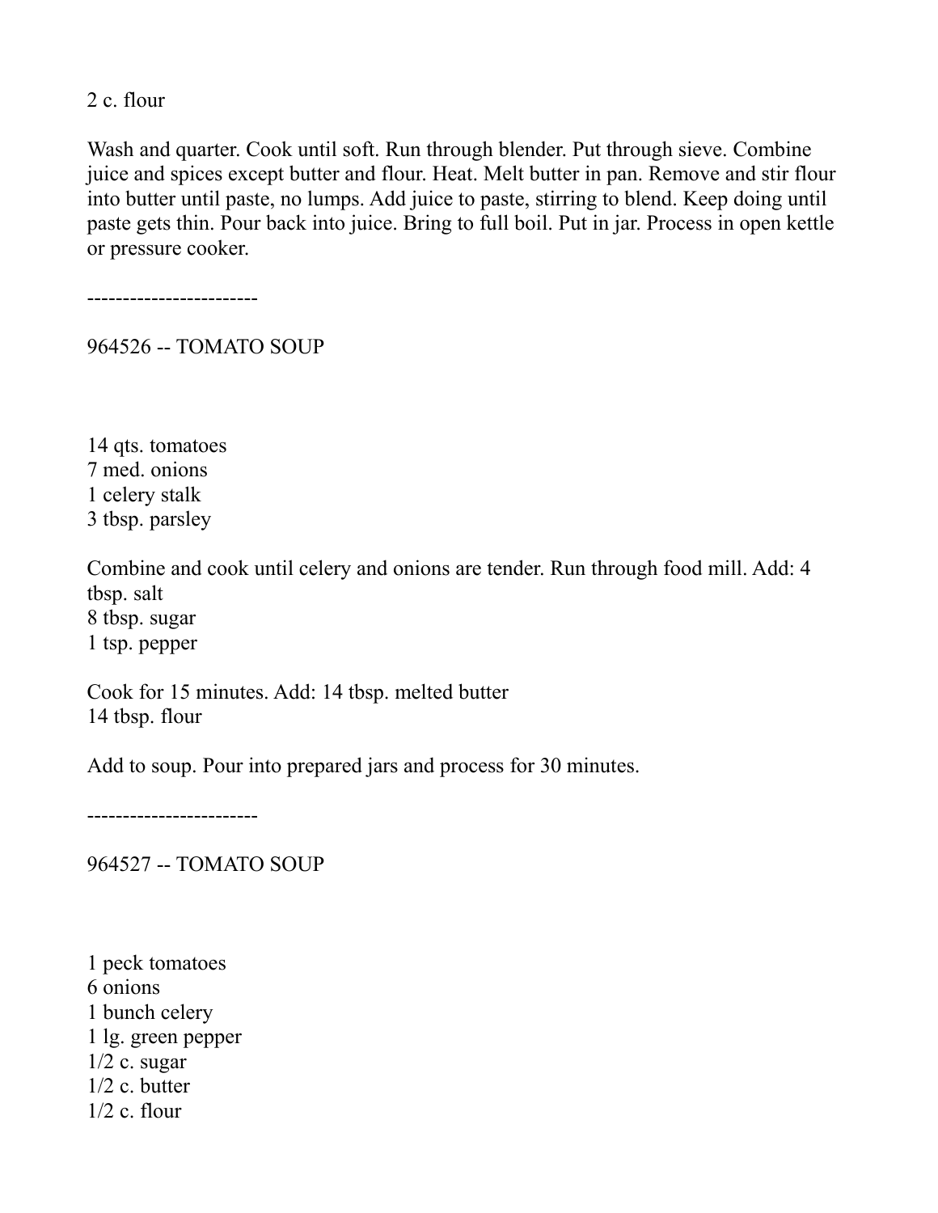2 c. flour

Wash and quarter. Cook until soft. Run through blender. Put through sieve. Combine juice and spices except butter and flour. Heat. Melt butter in pan. Remove and stir flour into butter until paste, no lumps. Add juice to paste, stirring to blend. Keep doing until paste gets thin. Pour back into juice. Bring to full boil. Put in jar. Process in open kettle or pressure cooker.

------------------------

964526 -- TOMATO SOUP

14 qts. tomatoes
7 med. onions
1 celery stalk
3 tbsp. parsley

Combine and cook until celery and onions are tender. Run through food mill. Add: 4 tbsp. salt
8 tbsp. sugar
1 tsp. pepper

Cook for 15 minutes. Add: 14 tbsp. melted butter
14 tbsp. flour

Add to soup. Pour into prepared jars and process for 30 minutes.

------------------------

964527 -- TOMATO SOUP

1 peck tomatoes
6 onions
1 bunch celery
1 lg. green pepper
1/2 c. sugar
1/2 c. butter
1/2 c. flour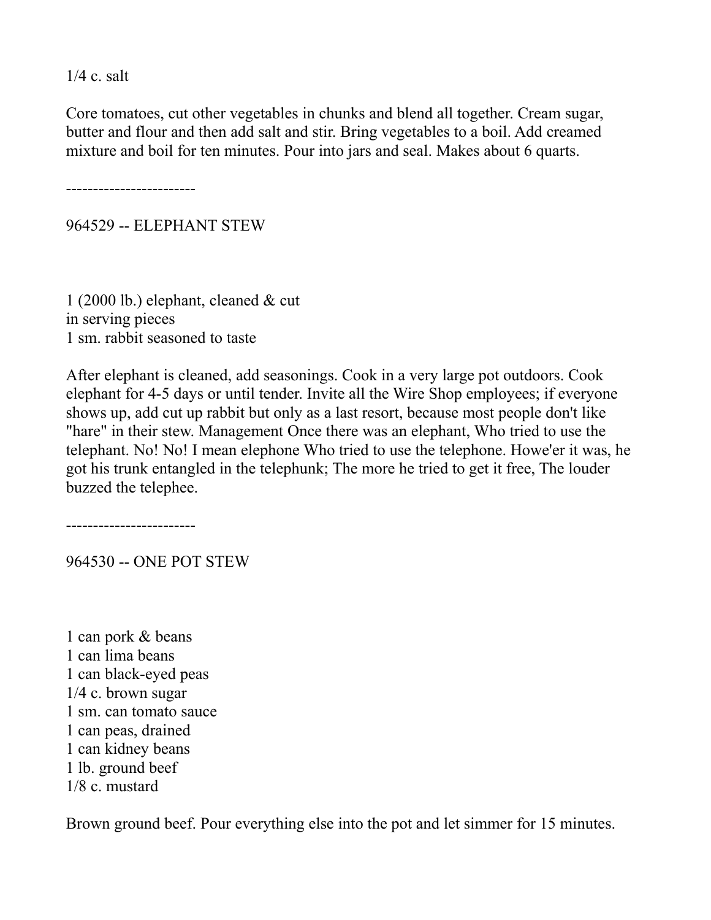1/4 c. salt

Core tomatoes, cut other vegetables in chunks and blend all together. Cream sugar, butter and flour and then add salt and stir. Bring vegetables to a boil. Add creamed mixture and boil for ten minutes. Pour into jars and seal. Makes about 6 quarts.

------------------------

964529 -- ELEPHANT STEW

1 (2000 lb.) elephant, cleaned & cut
in serving pieces
1 sm. rabbit seasoned to taste

After elephant is cleaned, add seasonings. Cook in a very large pot outdoors. Cook elephant for 4-5 days or until tender. Invite all the Wire Shop employees; if everyone shows up, add cut up rabbit but only as a last resort, because most people don't like "hare" in their stew. Management Once there was an elephant, Who tried to use the telephant. No! No! I mean elephone Who tried to use the telephone. Howe'er it was, he got his trunk entangled in the telephunk; The more he tried to get it free, The louder buzzed the telephee.

------------------------

964530 -- ONE POT STEW

1 can pork & beans
1 can lima beans
1 can black-eyed peas
1/4 c. brown sugar
1 sm. can tomato sauce
1 can peas, drained
1 can kidney beans
1 lb. ground beef
1/8 c. mustard

Brown ground beef. Pour everything else into the pot and let simmer for 15 minutes.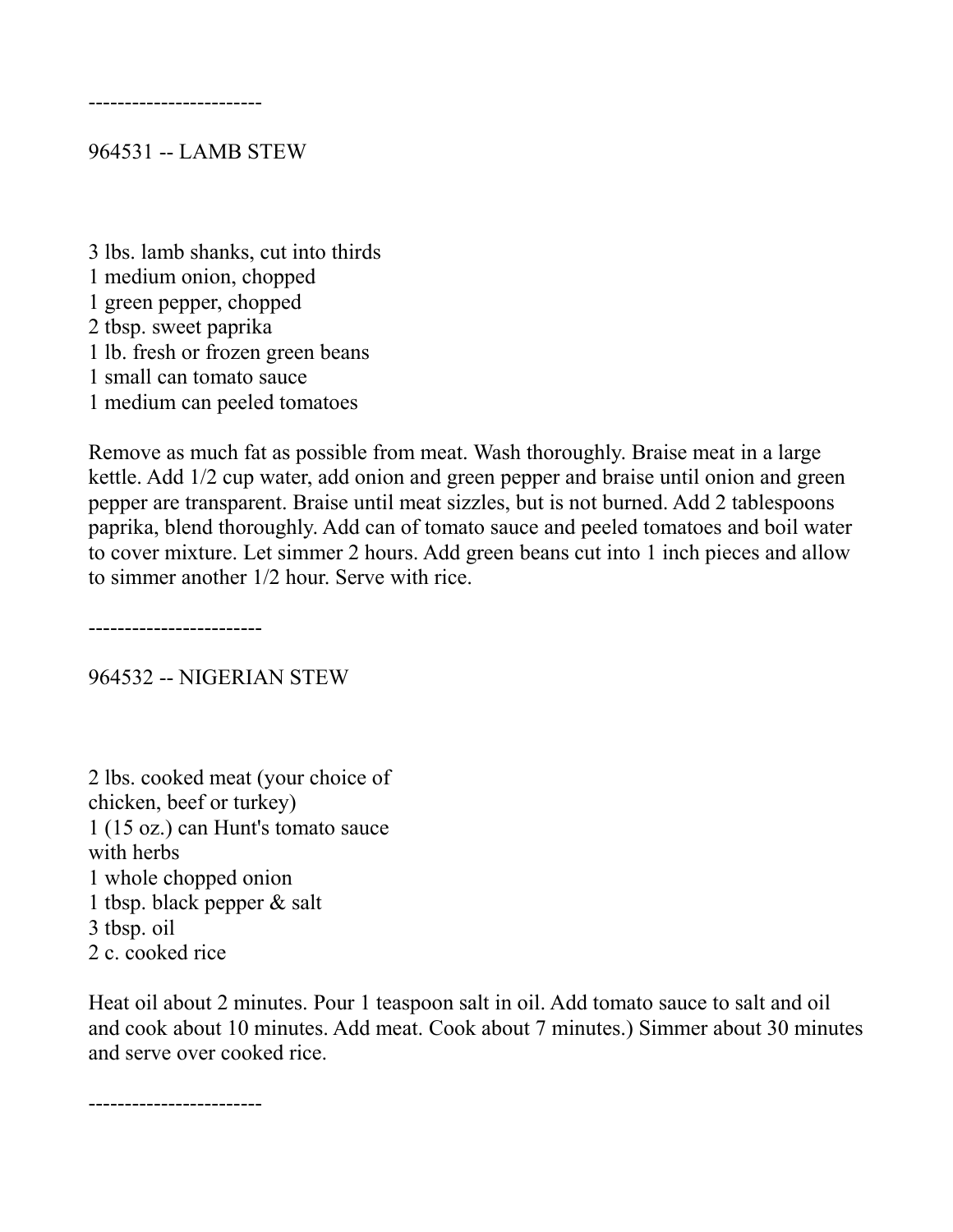------------------------

## 964531 -- LAMB STEW

3 lbs. lamb shanks, cut into thirds
1 medium onion, chopped
1 green pepper, chopped
2 tbsp. sweet paprika
1 lb. fresh or frozen green beans
1 small can tomato sauce
1 medium can peeled tomatoes

Remove as much fat as possible from meat. Wash thoroughly. Braise meat in a large kettle. Add 1/2 cup water, add onion and green pepper and braise until onion and green pepper are transparent. Braise until meat sizzles, but is not burned. Add 2 tablespoons paprika, blend thoroughly. Add can of tomato sauce and peeled tomatoes and boil water to cover mixture. Let simmer 2 hours. Add green beans cut into 1 inch pieces and allow to simmer another 1/2 hour. Serve with rice.

------------------------

## 964532 -- NIGERIAN STEW

2 lbs. cooked meat (your choice of chicken, beef or turkey)
1 (15 oz.) can Hunt's tomato sauce with herbs
1 whole chopped onion
1 tbsp. black pepper & salt
3 tbsp. oil
2 c. cooked rice

Heat oil about 2 minutes. Pour 1 teaspoon salt in oil. Add tomato sauce to salt and oil and cook about 10 minutes. Add meat. Cook about 7 minutes.) Simmer about 30 minutes and serve over cooked rice.

------------------------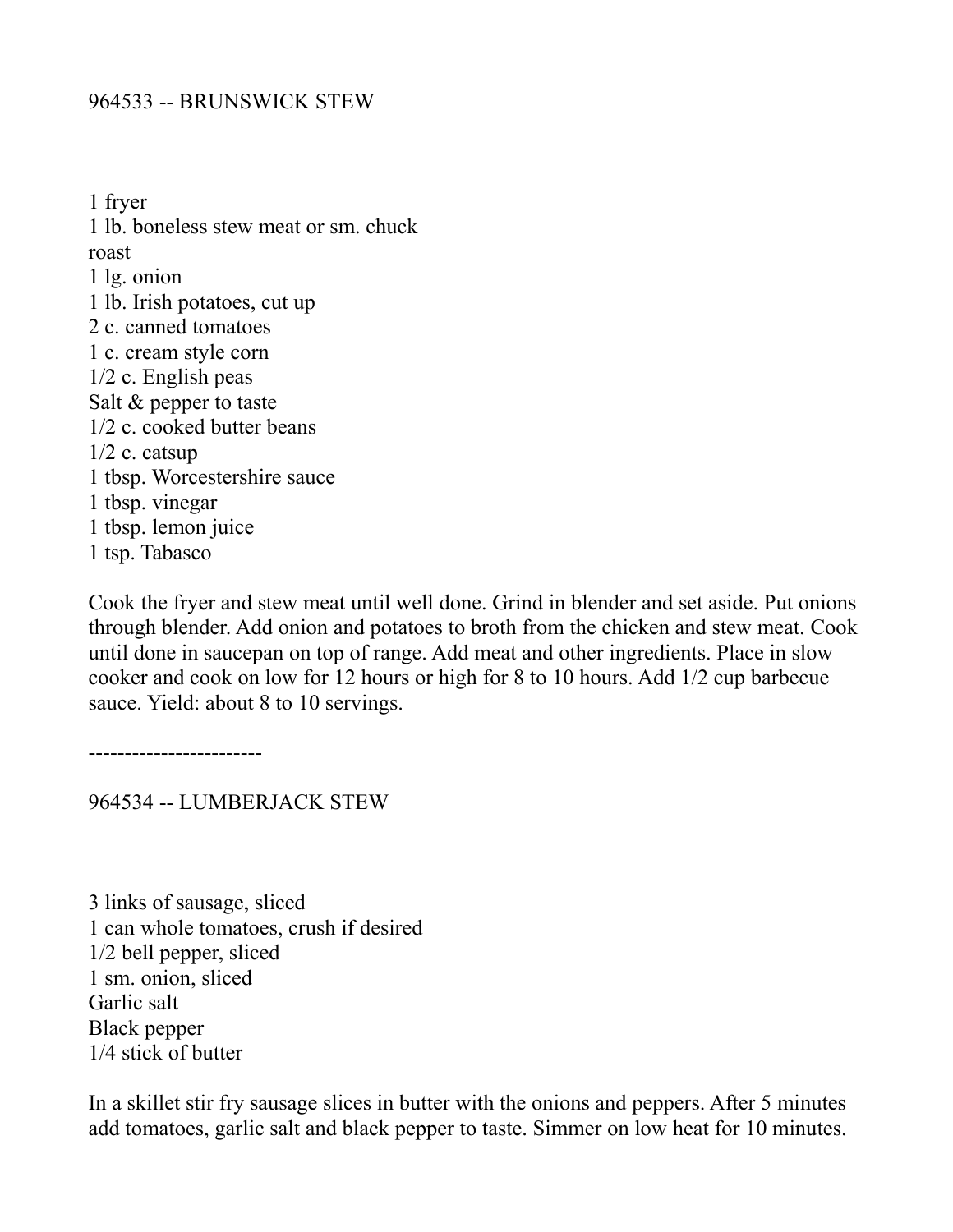## 964533 -- BRUNSWICK STEW

1 fryer  
1 lb. boneless stew meat or sm. chuck roast  
1 lg. onion  
1 lb. Irish potatoes, cut up  
2 c. canned tomatoes  
1 c. cream style corn  
1/2 c. English peas  
Salt & pepper to taste  
1/2 c. cooked butter beans  
1/2 c. catsup  
1 tbsp. Worcestershire sauce  
1 tbsp. vinegar  
1 tbsp. lemon juice  
1 tsp. Tabasco

Cook the fryer and stew meat until well done. Grind in blender and set aside. Put onions through blender. Add onion and potatoes to broth from the chicken and stew meat. Cook until done in saucepan on top of range. Add meat and other ingredients. Place in slow cooker and cook on low for 12 hours or high for 8 to 10 hours. Add 1/2 cup barbecue sauce. Yield: about 8 to 10 servings.

------------------------

## 964534 -- LUMBERJACK STEW

3 links of sausage, sliced  
1 can whole tomatoes, crush if desired  
1/2 bell pepper, sliced  
1 sm. onion, sliced  
Garlic salt  
Black pepper  
1/4 stick of butter

In a skillet stir fry sausage slices in butter with the onions and peppers. After 5 minutes add tomatoes, garlic salt and black pepper to taste. Simmer on low heat for 10 minutes.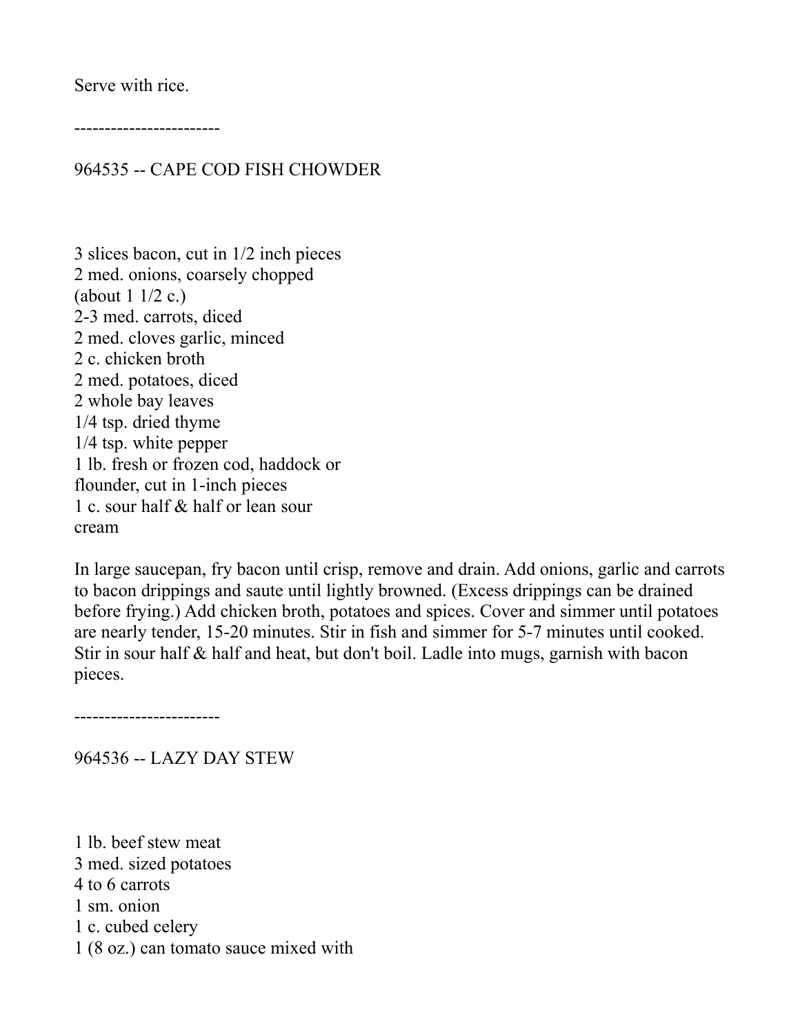Serve with rice.

------------------------

## 964535 -- CAPE COD FISH CHOWDER

3 slices bacon, cut in 1/2 inch pieces
2 med. onions, coarsely chopped
(about 1 1/2 c.)
2-3 med. carrots, diced
2 med. cloves garlic, minced
2 c. chicken broth
2 med. potatoes, diced
2 whole bay leaves
1/4 tsp. dried thyme
1/4 tsp. white pepper
1 lb. fresh or frozen cod, haddock or
flounder, cut in 1-inch pieces
1 c. sour half & half or lean sour
cream

In large saucepan, fry bacon until crisp, remove and drain. Add onions, garlic and carrots to bacon drippings and saute until lightly browned. (Excess drippings can be drained before frying.) Add chicken broth, potatoes and spices. Cover and simmer until potatoes are nearly tender, 15-20 minutes. Stir in fish and simmer for 5-7 minutes until cooked. Stir in sour half & half and heat, but don't boil. Ladle into mugs, garnish with bacon pieces.

------------------------

## 964536 -- LAZY DAY STEW

1 lb. beef stew meat
3 med. sized potatoes
4 to 6 carrots
1 sm. onion
1 c. cubed celery
1 (8 oz.) can tomato sauce mixed with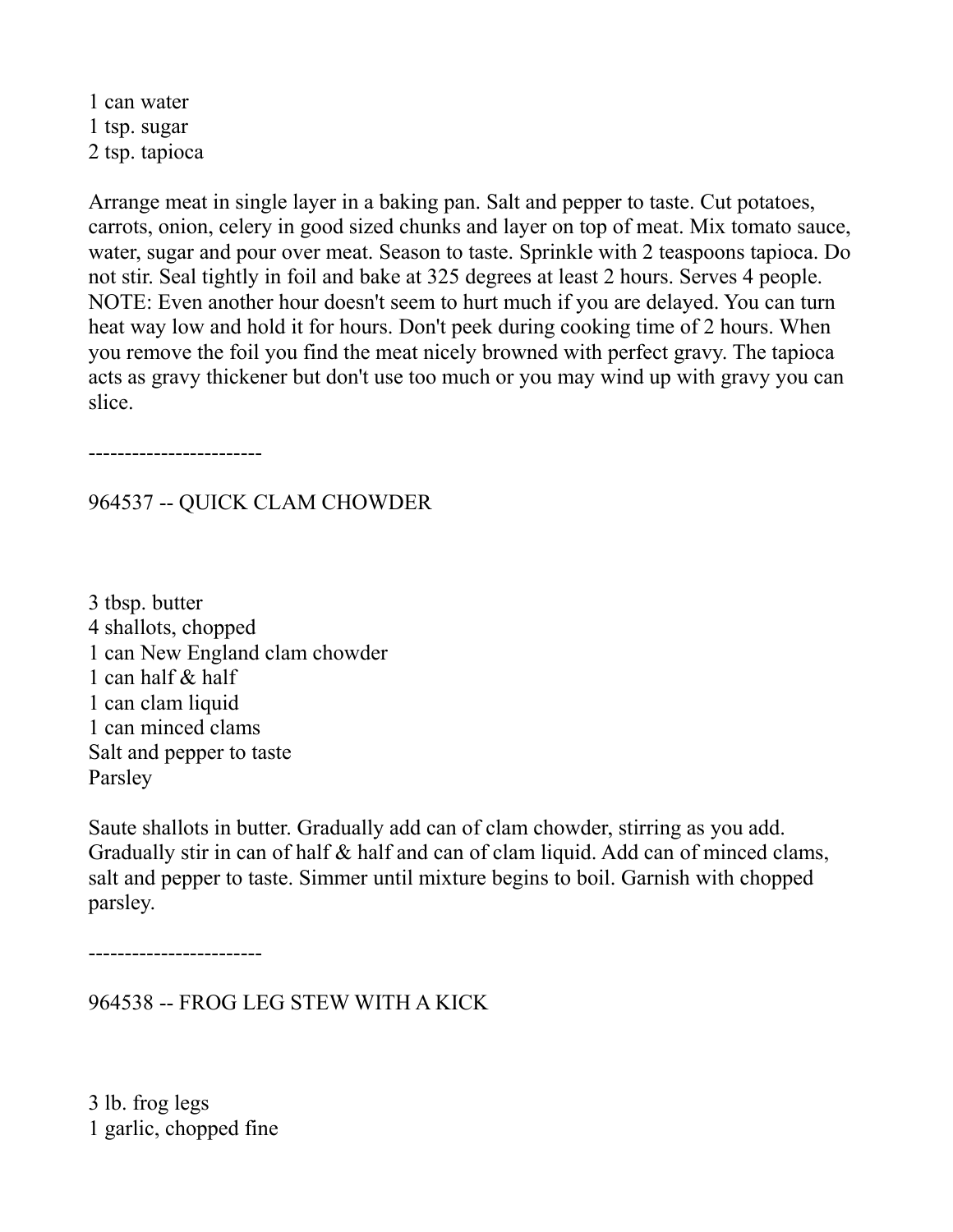1 can water
1 tsp. sugar
2 tsp. tapioca

Arrange meat in single layer in a baking pan. Salt and pepper to taste. Cut potatoes, carrots, onion, celery in good sized chunks and layer on top of meat. Mix tomato sauce, water, sugar and pour over meat. Season to taste. Sprinkle with 2 teaspoons tapioca. Do not stir. Seal tightly in foil and bake at 325 degrees at least 2 hours. Serves 4 people. NOTE: Even another hour doesn't seem to hurt much if you are delayed. You can turn heat way low and hold it for hours. Don't peek during cooking time of 2 hours. When you remove the foil you find the meat nicely browned with perfect gravy. The tapioca acts as gravy thickener but don't use too much or you may wind up with gravy you can slice.

------------------------

964537 -- QUICK CLAM CHOWDER

3 tbsp. butter
4 shallots, chopped
1 can New England clam chowder
1 can half & half
1 can clam liquid
1 can minced clams
Salt and pepper to taste
Parsley

Saute shallots in butter. Gradually add can of clam chowder, stirring as you add. Gradually stir in can of half & half and can of clam liquid. Add can of minced clams, salt and pepper to taste. Simmer until mixture begins to boil. Garnish with chopped parsley.

------------------------

964538 -- FROG LEG STEW WITH A KICK

3 lb. frog legs
1 garlic, chopped fine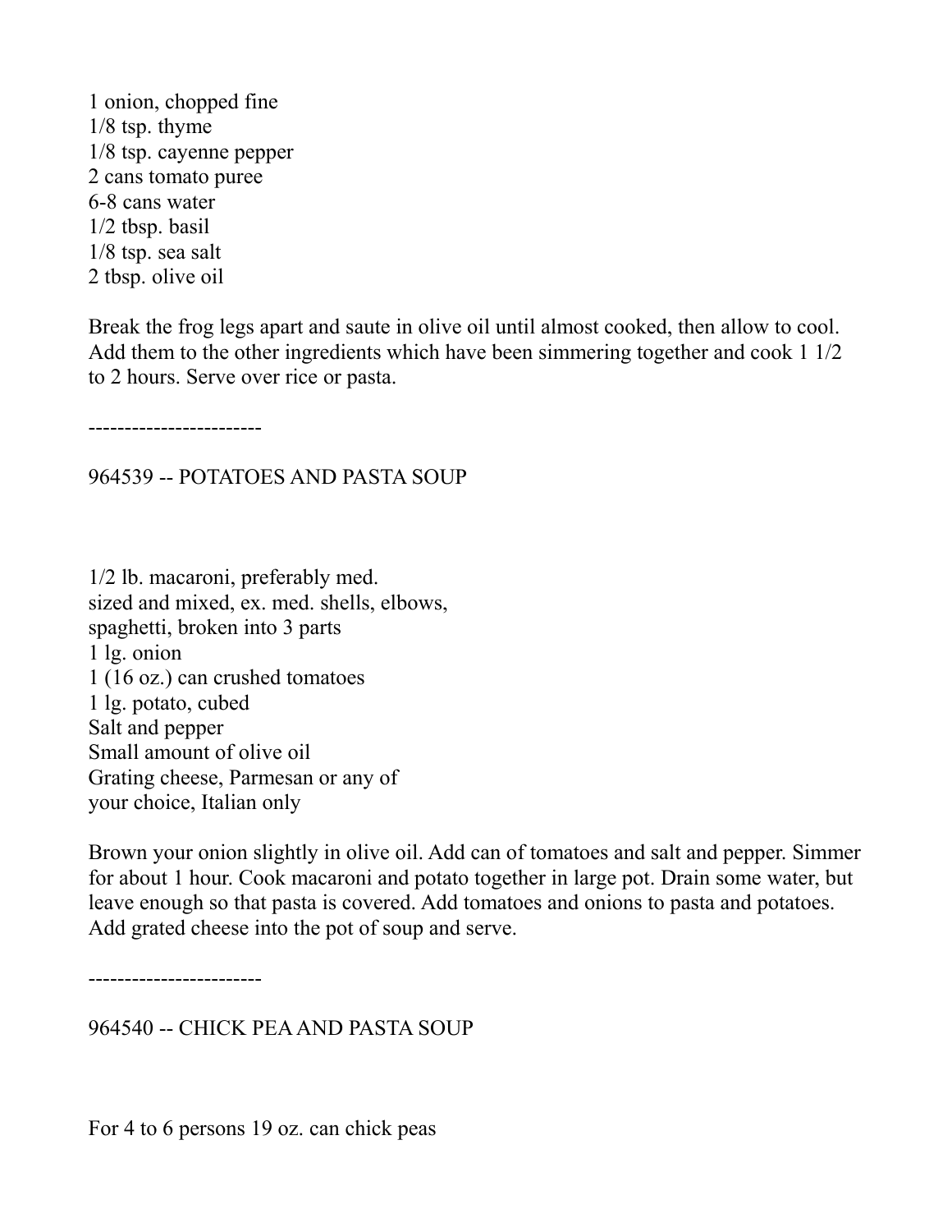1 onion, chopped fine
1/8 tsp. thyme
1/8 tsp. cayenne pepper
2 cans tomato puree
6-8 cans water
1/2 tbsp. basil
1/8 tsp. sea salt
2 tbsp. olive oil

Break the frog legs apart and saute in olive oil until almost cooked, then allow to cool. Add them to the other ingredients which have been simmering together and cook 1 1/2 to 2 hours. Serve over rice or pasta.

------------------------

964539 -- POTATOES AND PASTA SOUP

1/2 lb. macaroni, preferably med.
sized and mixed, ex. med. shells, elbows,
spaghetti, broken into 3 parts
1 lg. onion
1 (16 oz.) can crushed tomatoes
1 lg. potato, cubed
Salt and pepper
Small amount of olive oil
Grating cheese, Parmesan or any of
your choice, Italian only

Brown your onion slightly in olive oil. Add can of tomatoes and salt and pepper. Simmer for about 1 hour. Cook macaroni and potato together in large pot. Drain some water, but leave enough so that pasta is covered. Add tomatoes and onions to pasta and potatoes. Add grated cheese into the pot of soup and serve.

------------------------

964540 -- CHICK PEA AND PASTA SOUP

For 4 to 6 persons 19 oz. can chick peas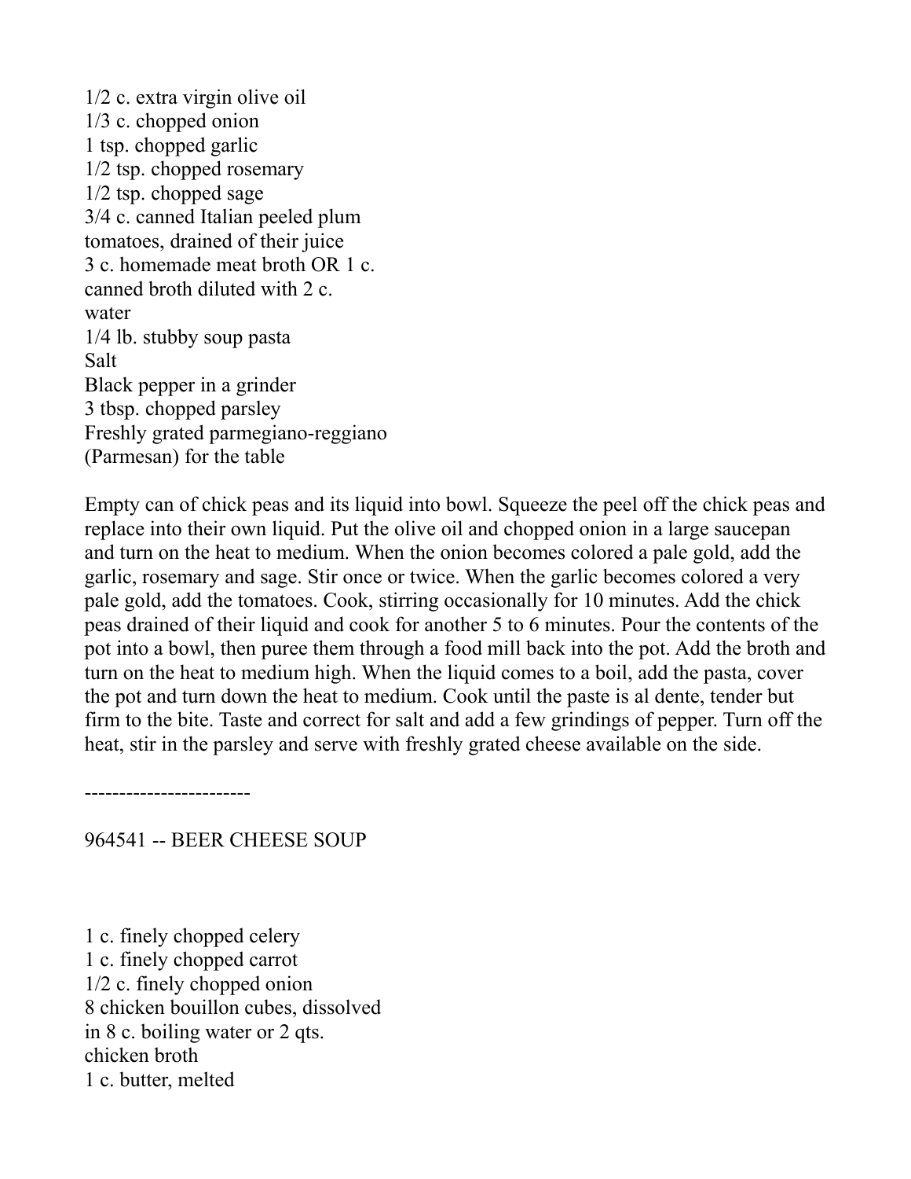1/2 c. extra virgin olive oil
1/3 c. chopped onion
1 tsp. chopped garlic
1/2 tsp. chopped rosemary
1/2 tsp. chopped sage
3/4 c. canned Italian peeled plum
tomatoes, drained of their juice
3 c. homemade meat broth OR 1 c.
canned broth diluted with 2 c.
water
1/4 lb. stubby soup pasta
Salt
Black pepper in a grinder
3 tbsp. chopped parsley
Freshly grated parmegiano-reggiano
(Parmesan) for the table

Empty can of chick peas and its liquid into bowl. Squeeze the peel off the chick peas and replace into their own liquid. Put the olive oil and chopped onion in a large saucepan and turn on the heat to medium. When the onion becomes colored a pale gold, add the garlic, rosemary and sage. Stir once or twice. When the garlic becomes colored a very pale gold, add the tomatoes. Cook, stirring occasionally for 10 minutes. Add the chick peas drained of their liquid and cook for another 5 to 6 minutes. Pour the contents of the pot into a bowl, then puree them through a food mill back into the pot. Add the broth and turn on the heat to medium high. When the liquid comes to a boil, add the pasta, cover the pot and turn down the heat to medium. Cook until the paste is al dente, tender but firm to the bite. Taste and correct for salt and add a few grindings of pepper. Turn off the heat, stir in the parsley and serve with freshly grated cheese available on the side.

------------------------

964541 -- BEER CHEESE SOUP

1 c. finely chopped celery
1 c. finely chopped carrot
1/2 c. finely chopped onion
8 chicken bouillon cubes, dissolved
in 8 c. boiling water or 2 qts.
chicken broth
1 c. butter, melted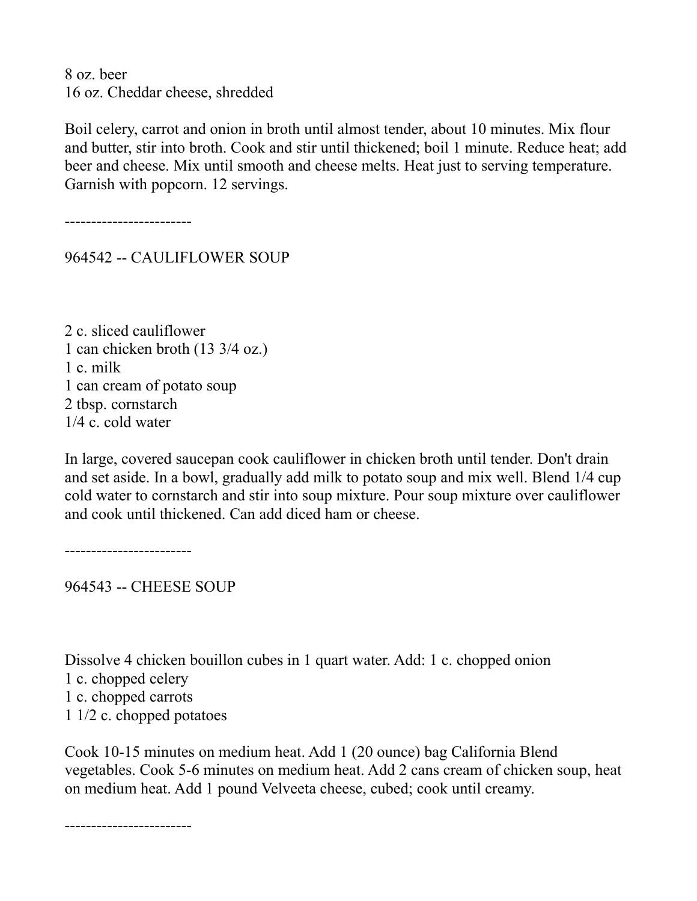8 oz. beer
16 oz. Cheddar cheese, shredded

Boil celery, carrot and onion in broth until almost tender, about 10 minutes. Mix flour and butter, stir into broth. Cook and stir until thickened; boil 1 minute. Reduce heat; add beer and cheese. Mix until smooth and cheese melts. Heat just to serving temperature. Garnish with popcorn. 12 servings.

------------------------

## 964542 -- CAULIFLOWER SOUP

2 c. sliced cauliflower
1 can chicken broth (13 3/4 oz.)
1 c. milk
1 can cream of potato soup
2 tbsp. cornstarch
1/4 c. cold water

In large, covered saucepan cook cauliflower in chicken broth until tender. Don't drain and set aside. In a bowl, gradually add milk to potato soup and mix well. Blend 1/4 cup cold water to cornstarch and stir into soup mixture. Pour soup mixture over cauliflower and cook until thickened. Can add diced ham or cheese.

------------------------

## 964543 -- CHEESE SOUP

Dissolve 4 chicken bouillon cubes in 1 quart water. Add: 1 c. chopped onion
1 c. chopped celery
1 c. chopped carrots
1 1/2 c. chopped potatoes

Cook 10-15 minutes on medium heat. Add 1 (20 ounce) bag California Blend vegetables. Cook 5-6 minutes on medium heat. Add 2 cans cream of chicken soup, heat on medium heat. Add 1 pound Velveeta cheese, cubed; cook until creamy.

------------------------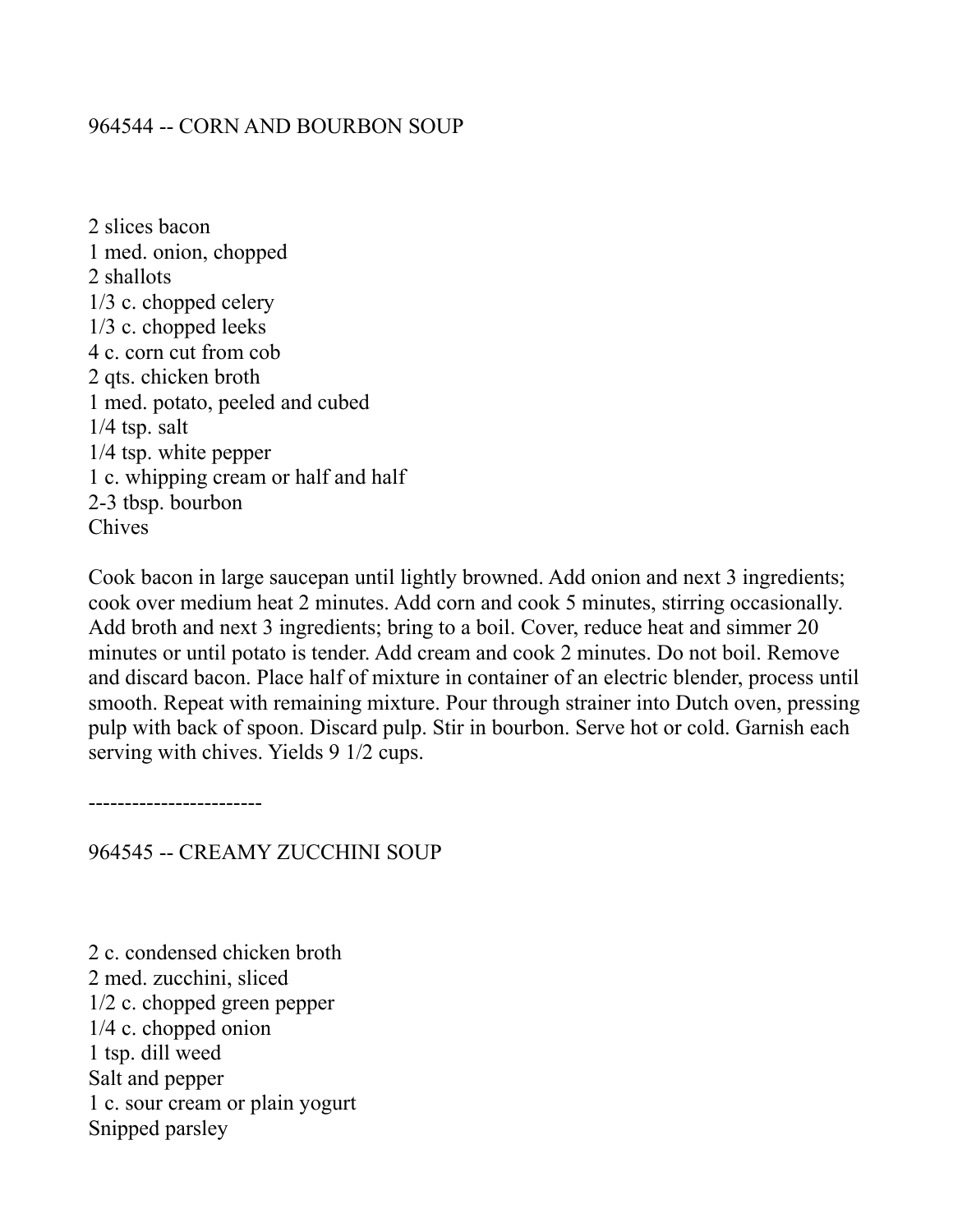## 964544 -- CORN AND BOURBON SOUP

2 slices bacon
1 med. onion, chopped
2 shallots
1/3 c. chopped celery
1/3 c. chopped leeks
4 c. corn cut from cob
2 qts. chicken broth
1 med. potato, peeled and cubed
1/4 tsp. salt
1/4 tsp. white pepper
1 c. whipping cream or half and half
2-3 tbsp. bourbon
Chives

Cook bacon in large saucepan until lightly browned. Add onion and next 3 ingredients; cook over medium heat 2 minutes. Add corn and cook 5 minutes, stirring occasionally. Add broth and next 3 ingredients; bring to a boil. Cover, reduce heat and simmer 20 minutes or until potato is tender. Add cream and cook 2 minutes. Do not boil. Remove and discard bacon. Place half of mixture in container of an electric blender, process until smooth. Repeat with remaining mixture. Pour through strainer into Dutch oven, pressing pulp with back of spoon. Discard pulp. Stir in bourbon. Serve hot or cold. Garnish each serving with chives. Yields 9 1/2 cups.

------------------------

## 964545 -- CREAMY ZUCCHINI SOUP

2 c. condensed chicken broth
2 med. zucchini, sliced
1/2 c. chopped green pepper
1/4 c. chopped onion
1 tsp. dill weed
Salt and pepper
1 c. sour cream or plain yogurt
Snipped parsley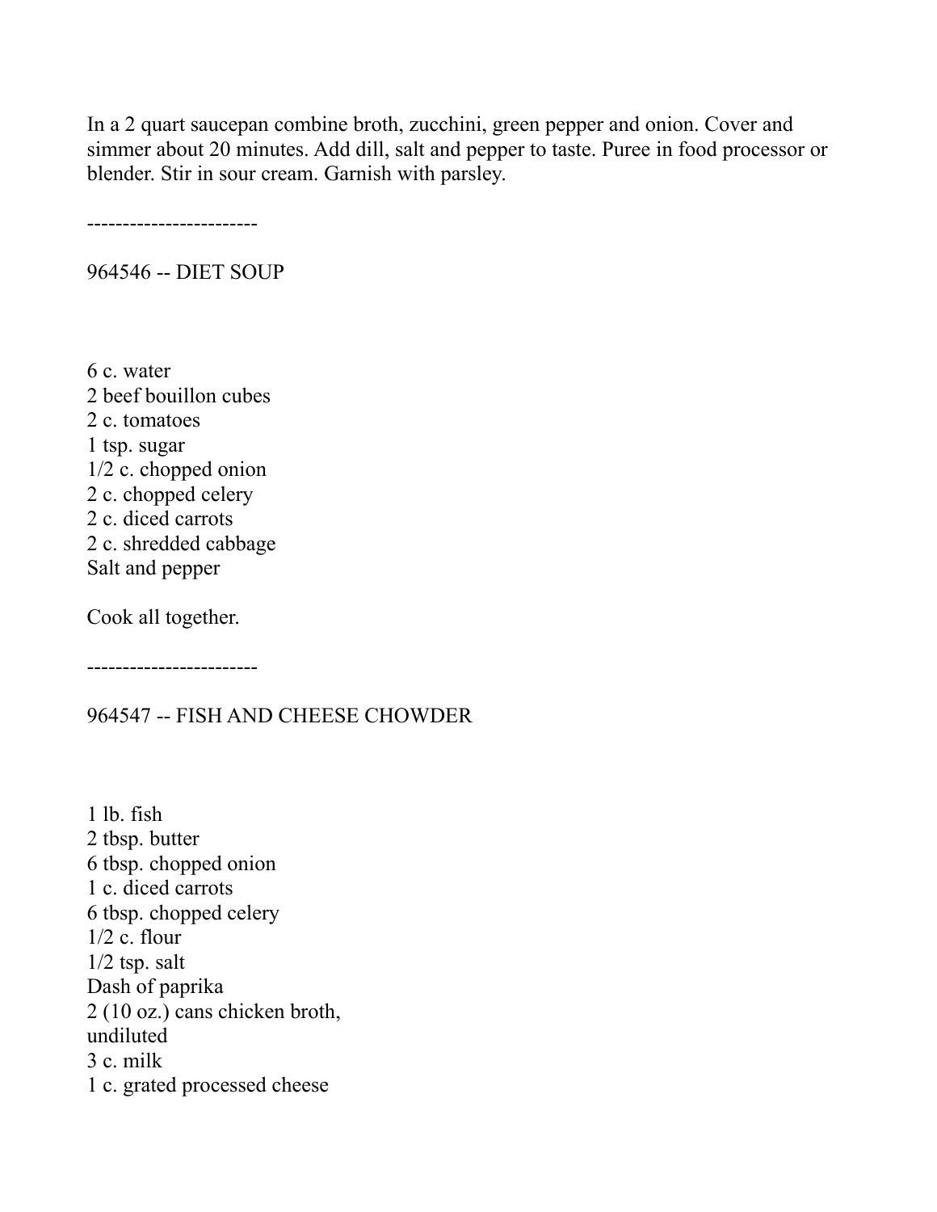In a 2 quart saucepan combine broth, zucchini, green pepper and onion. Cover and simmer about 20 minutes. Add dill, salt and pepper to taste. Puree in food processor or blender. Stir in sour cream. Garnish with parsley.

------------------------

964546 -- DIET SOUP

6 c. water
2 beef bouillon cubes
2 c. tomatoes
1 tsp. sugar
1/2 c. chopped onion
2 c. chopped celery
2 c. diced carrots
2 c. shredded cabbage
Salt and pepper

Cook all together.

------------------------

964547 -- FISH AND CHEESE CHOWDER

1 lb. fish
2 tbsp. butter
6 tbsp. chopped onion
1 c. diced carrots
6 tbsp. chopped celery
1/2 c. flour
1/2 tsp. salt
Dash of paprika
2 (10 oz.) cans chicken broth,
undiluted
3 c. milk
1 c. grated processed cheese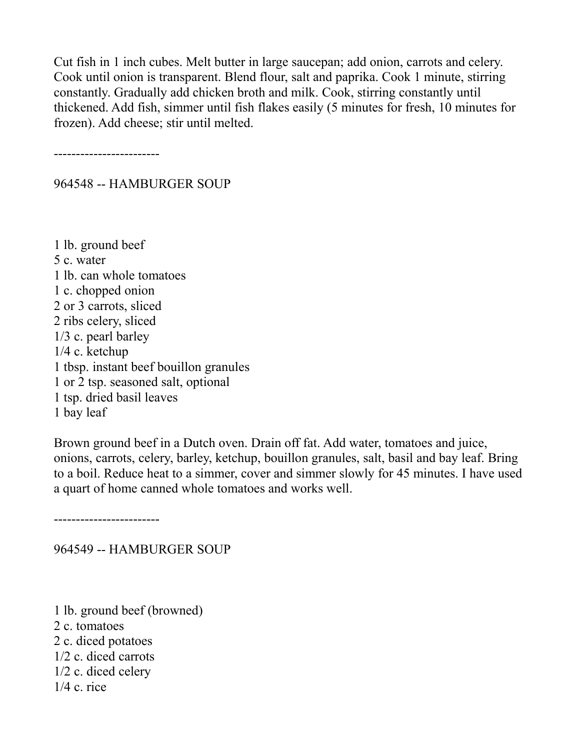Cut fish in 1 inch cubes. Melt butter in large saucepan; add onion, carrots and celery. Cook until onion is transparent. Blend flour, salt and paprika. Cook 1 minute, stirring constantly. Gradually add chicken broth and milk. Cook, stirring constantly until thickened. Add fish, simmer until fish flakes easily (5 minutes for fresh, 10 minutes for frozen). Add cheese; stir until melted.

------------------------

964548 -- HAMBURGER SOUP

1 lb. ground beef
5 c. water
1 lb. can whole tomatoes
1 c. chopped onion
2 or 3 carrots, sliced
2 ribs celery, sliced
1/3 c. pearl barley
1/4 c. ketchup
1 tbsp. instant beef bouillon granules
1 or 2 tsp. seasoned salt, optional
1 tsp. dried basil leaves
1 bay leaf

Brown ground beef in a Dutch oven. Drain off fat. Add water, tomatoes and juice, onions, carrots, celery, barley, ketchup, bouillon granules, salt, basil and bay leaf. Bring to a boil. Reduce heat to a simmer, cover and simmer slowly for 45 minutes. I have used a quart of home canned whole tomatoes and works well.

------------------------

964549 -- HAMBURGER SOUP

1 lb. ground beef (browned)
2 c. tomatoes
2 c. diced potatoes
1/2 c. diced carrots
1/2 c. diced celery
1/4 c. rice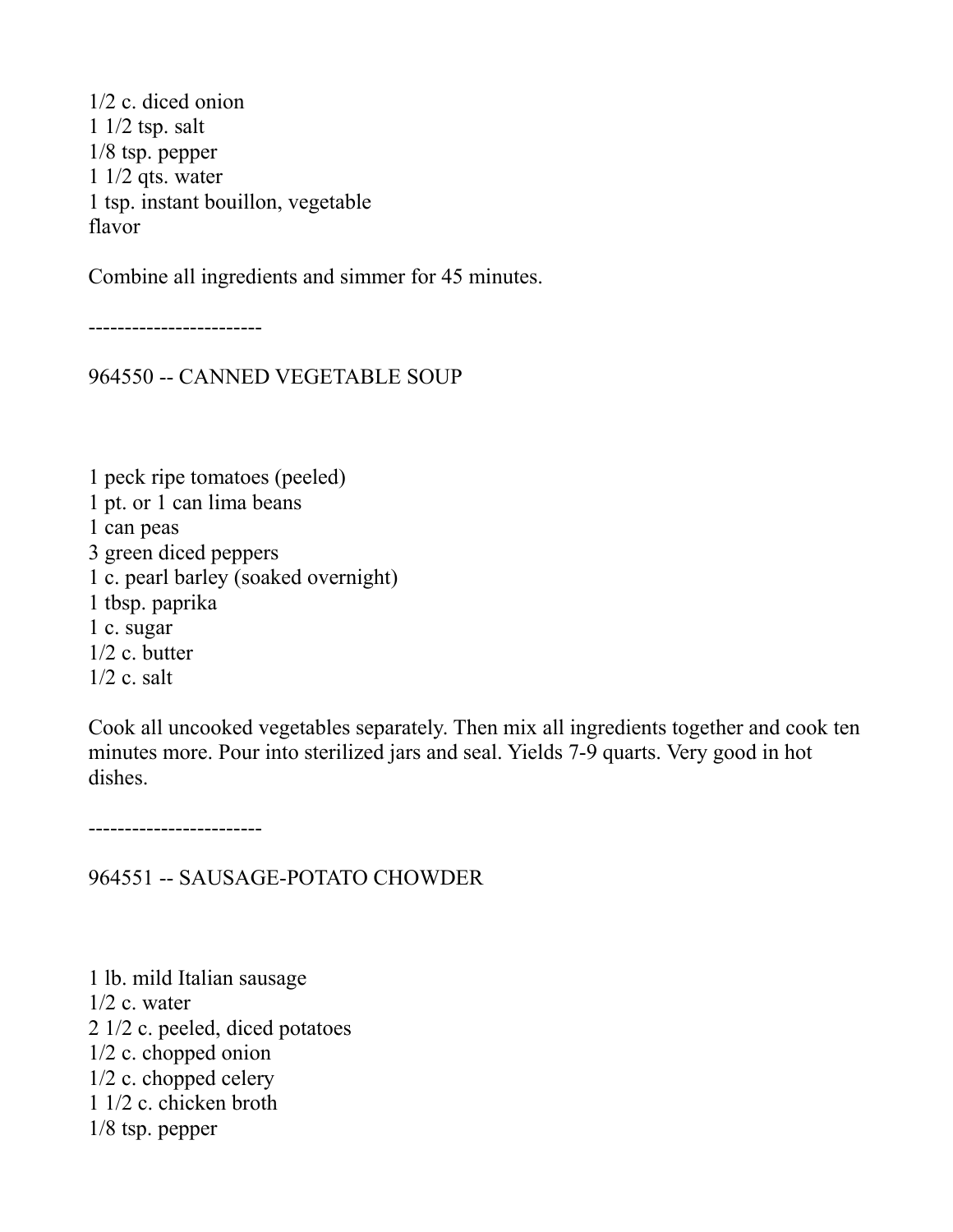1/2 c. diced onion  
1 1/2 tsp. salt  
1/8 tsp. pepper  
1 1/2 qts. water  
1 tsp. instant bouillon, vegetable flavor

Combine all ingredients and simmer for 45 minutes.

------------------------

## 964550 -- CANNED VEGETABLE SOUP

1 peck ripe tomatoes (peeled)  
1 pt. or 1 can lima beans  
1 can peas  
3 green diced peppers  
1 c. pearl barley (soaked overnight)  
1 tbsp. paprika  
1 c. sugar  
1/2 c. butter  
1/2 c. salt

Cook all uncooked vegetables separately. Then mix all ingredients together and cook ten minutes more. Pour into sterilized jars and seal. Yields 7-9 quarts. Very good in hot dishes.

------------------------

## 964551 -- SAUSAGE-POTATO CHOWDER

1 lb. mild Italian sausage  
1/2 c. water  
2 1/2 c. peeled, diced potatoes  
1/2 c. chopped onion  
1/2 c. chopped celery  
1 1/2 c. chicken broth  
1/8 tsp. pepper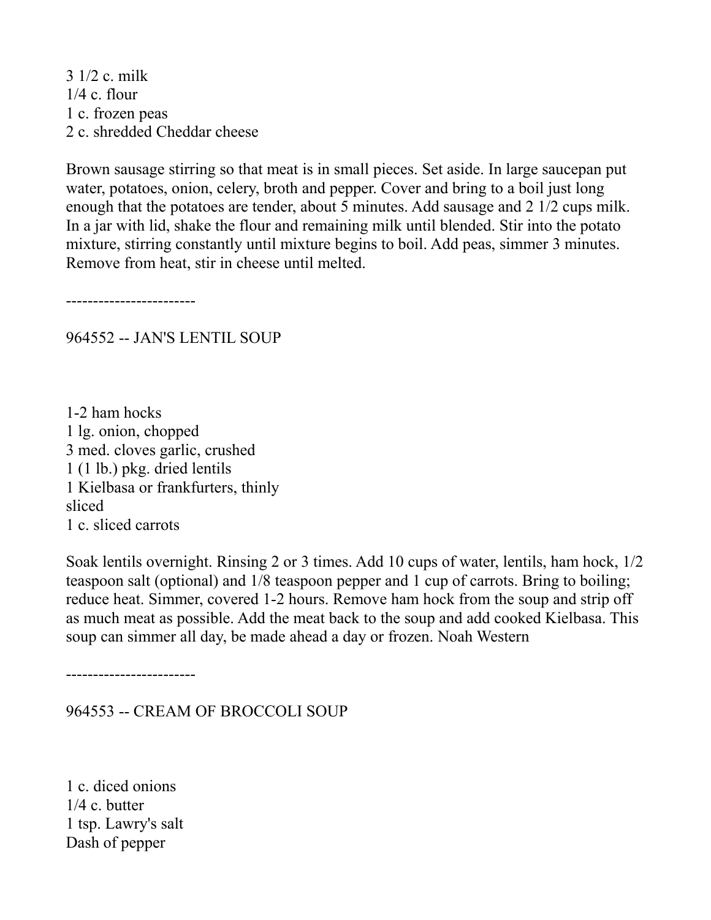3 1/2 c. milk
1/4 c. flour
1 c. frozen peas
2 c. shredded Cheddar cheese

Brown sausage stirring so that meat is in small pieces. Set aside. In large saucepan put water, potatoes, onion, celery, broth and pepper. Cover and bring to a boil just long enough that the potatoes are tender, about 5 minutes. Add sausage and 2 1/2 cups milk. In a jar with lid, shake the flour and remaining milk until blended. Stir into the potato mixture, stirring constantly until mixture begins to boil. Add peas, simmer 3 minutes. Remove from heat, stir in cheese until melted.

------------------------

## 964552 -- JAN'S LENTIL SOUP

1-2 ham hocks
1 lg. onion, chopped
3 med. cloves garlic, crushed
1 (1 lb.) pkg. dried lentils
1 Kielbasa or frankfurters, thinly sliced
1 c. sliced carrots

Soak lentils overnight. Rinsing 2 or 3 times. Add 10 cups of water, lentils, ham hock, 1/2 teaspoon salt (optional) and 1/8 teaspoon pepper and 1 cup of carrots. Bring to boiling; reduce heat. Simmer, covered 1-2 hours. Remove ham hock from the soup and strip off as much meat as possible. Add the meat back to the soup and add cooked Kielbasa. This soup can simmer all day, be made ahead a day or frozen. Noah Western

------------------------

## 964553 -- CREAM OF BROCCOLI SOUP

1 c. diced onions
1/4 c. butter
1 tsp. Lawry's salt
Dash of pepper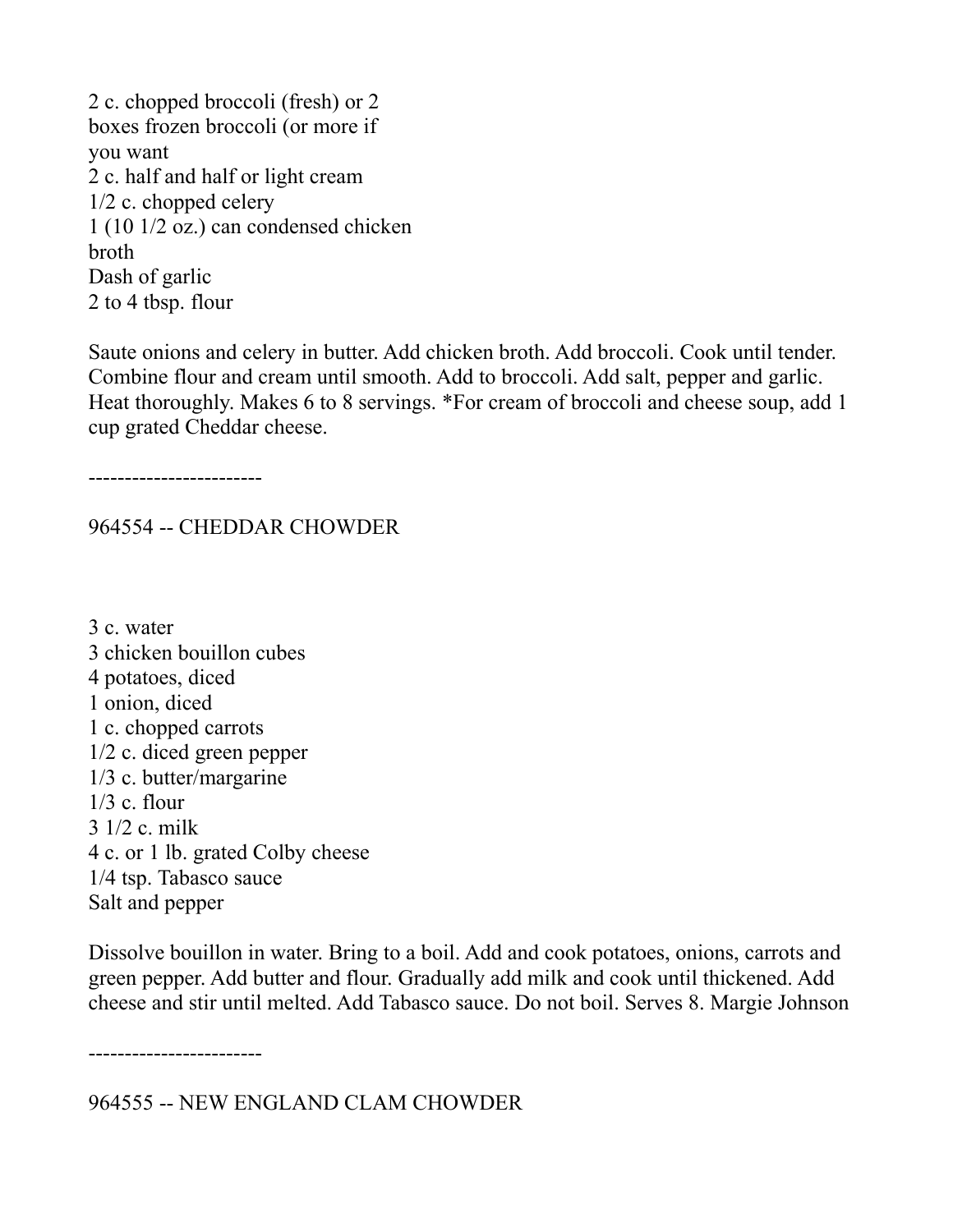2 c. chopped broccoli (fresh) or 2 boxes frozen broccoli (or more if you want
2 c. half and half or light cream
1/2 c. chopped celery
1 (10 1/2 oz.) can condensed chicken broth
Dash of garlic
2 to 4 tbsp. flour

Saute onions and celery in butter. Add chicken broth. Add broccoli. Cook until tender. Combine flour and cream until smooth. Add to broccoli. Add salt, pepper and garlic. Heat thoroughly. Makes 6 to 8 servings. *For cream of broccoli and cheese soup, add 1 cup grated Cheddar cheese.

------------------------

## 964554 -- CHEDDAR CHOWDER

3 c. water
3 chicken bouillon cubes
4 potatoes, diced
1 onion, diced
1 c. chopped carrots
1/2 c. diced green pepper
1/3 c. butter/margarine
1/3 c. flour
3 1/2 c. milk
4 c. or 1 lb. grated Colby cheese
1/4 tsp. Tabasco sauce
Salt and pepper

Dissolve bouillon in water. Bring to a boil. Add and cook potatoes, onions, carrots and green pepper. Add butter and flour. Gradually add milk and cook until thickened. Add cheese and stir until melted. Add Tabasco sauce. Do not boil. Serves 8. Margie Johnson

------------------------

## 964555 -- NEW ENGLAND CLAM CHOWDER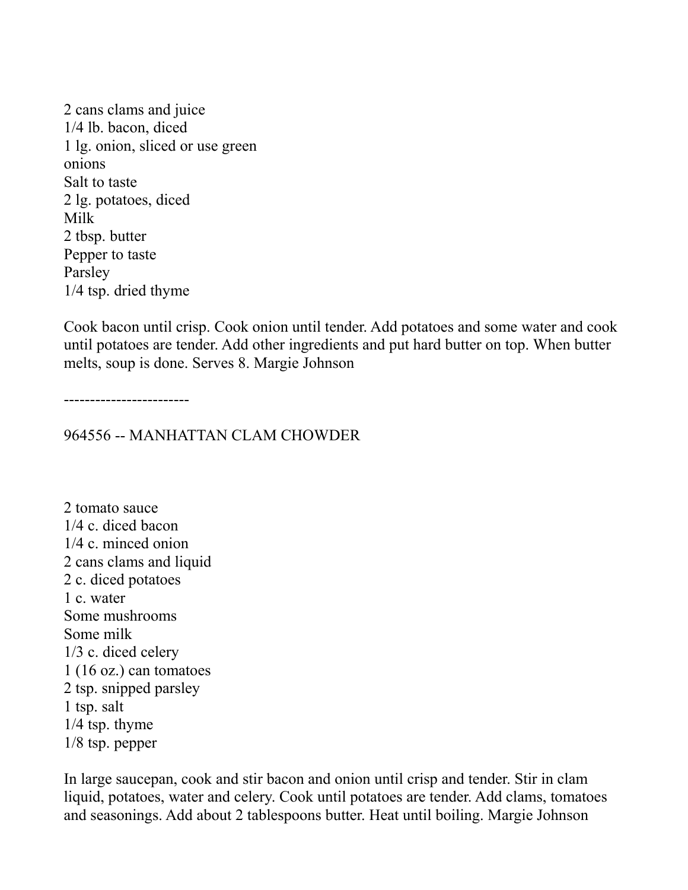2 cans clams and juice
1/4 lb. bacon, diced
1 lg. onion, sliced or use green onions
Salt to taste
2 lg. potatoes, diced
Milk
2 tbsp. butter
Pepper to taste
Parsley
1/4 tsp. dried thyme

Cook bacon until crisp. Cook onion until tender. Add potatoes and some water and cook until potatoes are tender. Add other ingredients and put hard butter on top. When butter melts, soup is done. Serves 8. Margie Johnson

------------------------

## 964556 -- MANHATTAN CLAM CHOWDER

2 tomato sauce
1/4 c. diced bacon
1/4 c. minced onion
2 cans clams and liquid
2 c. diced potatoes
1 c. water
Some mushrooms
Some milk
1/3 c. diced celery
1 (16 oz.) can tomatoes
2 tsp. snipped parsley
1 tsp. salt
1/4 tsp. thyme
1/8 tsp. pepper

In large saucepan, cook and stir bacon and onion until crisp and tender. Stir in clam liquid, potatoes, water and celery. Cook until potatoes are tender. Add clams, tomatoes and seasonings. Add about 2 tablespoons butter. Heat until boiling. Margie Johnson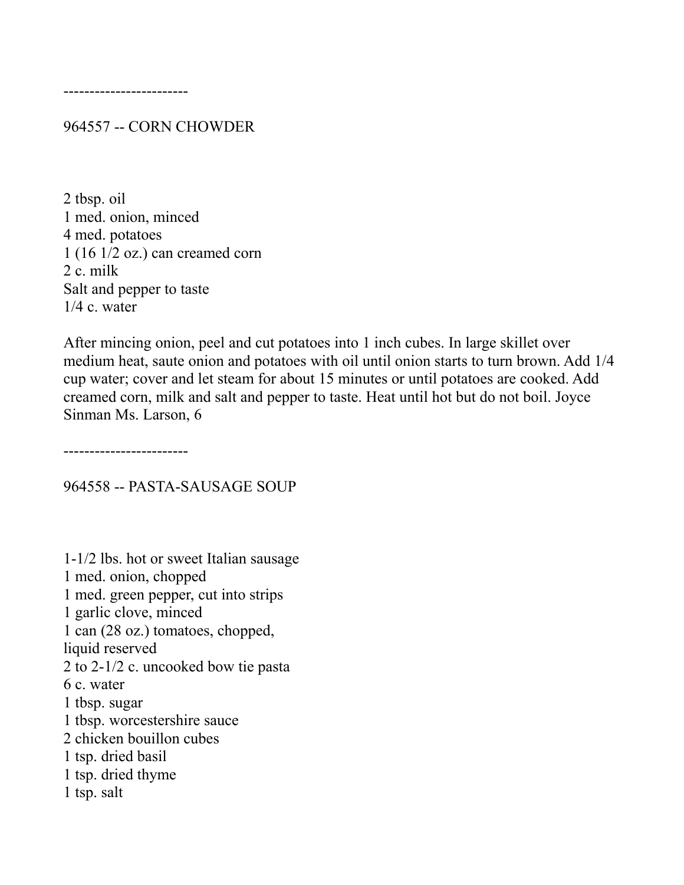------------------------

## 964557 -- CORN CHOWDER

2 tbsp. oil
1 med. onion, minced
4 med. potatoes
1 (16 1/2 oz.) can creamed corn
2 c. milk
Salt and pepper to taste
1/4 c. water

After mincing onion, peel and cut potatoes into 1 inch cubes. In large skillet over medium heat, saute onion and potatoes with oil until onion starts to turn brown. Add 1/4 cup water; cover and let steam for about 15 minutes or until potatoes are cooked. Add creamed corn, milk and salt and pepper to taste. Heat until hot but do not boil. Joyce Sinman Ms. Larson, 6

------------------------

## 964558 -- PASTA-SAUSAGE SOUP

1-1/2 lbs. hot or sweet Italian sausage
1 med. onion, chopped
1 med. green pepper, cut into strips
1 garlic clove, minced
1 can (28 oz.) tomatoes, chopped,
liquid reserved
2 to 2-1/2 c. uncooked bow tie pasta
6 c. water
1 tbsp. sugar
1 tbsp. worcestershire sauce
2 chicken bouillon cubes
1 tsp. dried basil
1 tsp. dried thyme
1 tsp. salt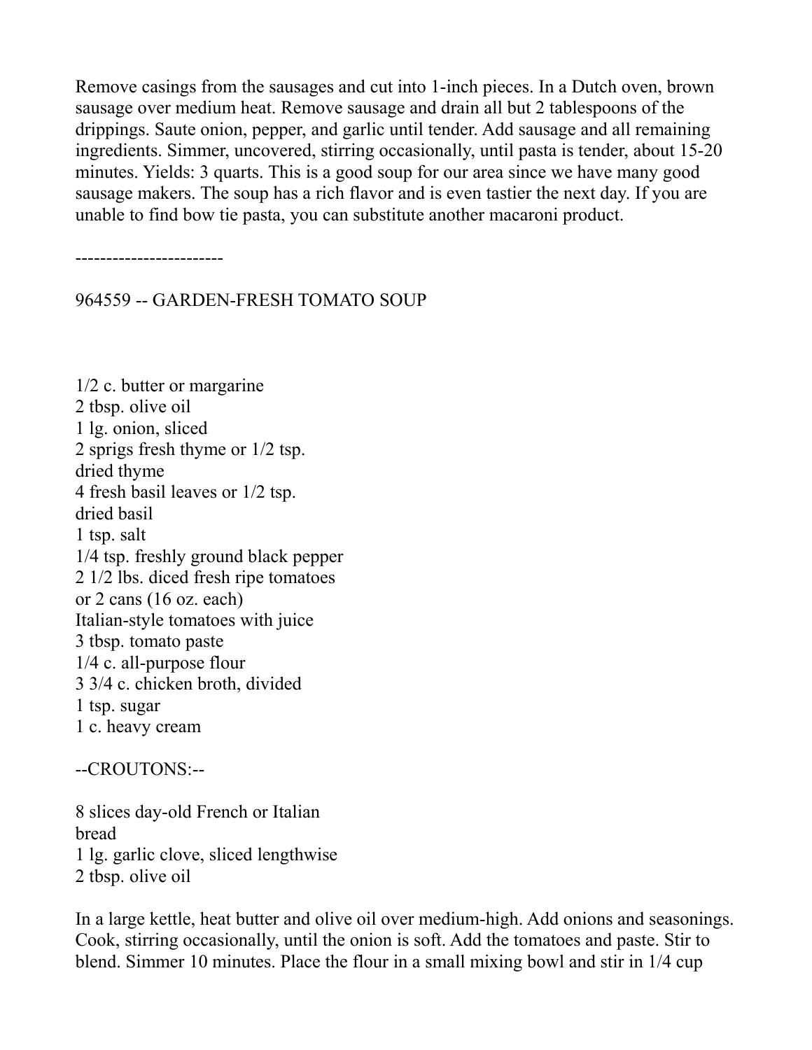Remove casings from the sausages and cut into 1-inch pieces. In a Dutch oven, brown sausage over medium heat. Remove sausage and drain all but 2 tablespoons of the drippings. Saute onion, pepper, and garlic until tender. Add sausage and all remaining ingredients. Simmer, uncovered, stirring occasionally, until pasta is tender, about 15-20 minutes. Yields: 3 quarts. This is a good soup for our area since we have many good sausage makers. The soup has a rich flavor and is even tastier the next day. If you are unable to find bow tie pasta, you can substitute another macaroni product.

------------------------

## 964559 -- GARDEN-FRESH TOMATO SOUP

1/2 c. butter or margarine
2 tbsp. olive oil
1 lg. onion, sliced
2 sprigs fresh thyme or 1/2 tsp. dried thyme
4 fresh basil leaves or 1/2 tsp. dried basil
1 tsp. salt
1/4 tsp. freshly ground black pepper
2 1/2 lbs. diced fresh ripe tomatoes or 2 cans (16 oz. each) Italian-style tomatoes with juice
3 tbsp. tomato paste
1/4 c. all-purpose flour
3 3/4 c. chicken broth, divided
1 tsp. sugar
1 c. heavy cream

--CROUTONS:--

8 slices day-old French or Italian bread
1 lg. garlic clove, sliced lengthwise
2 tbsp. olive oil

In a large kettle, heat butter and olive oil over medium-high. Add onions and seasonings. Cook, stirring occasionally, until the onion is soft. Add the tomatoes and paste. Stir to blend. Simmer 10 minutes. Place the flour in a small mixing bowl and stir in 1/4 cup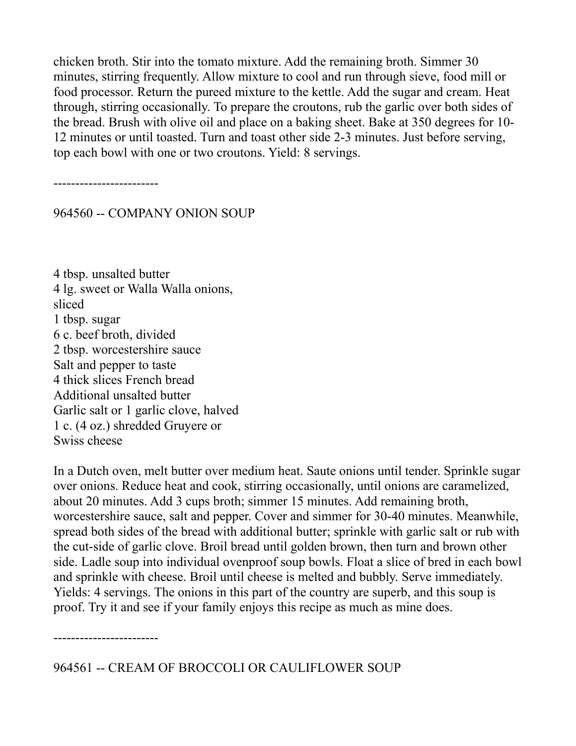chicken broth. Stir into the tomato mixture. Add the remaining broth. Simmer 30 minutes, stirring frequently. Allow mixture to cool and run through sieve, food mill or food processor. Return the pureed mixture to the kettle. Add the sugar and cream. Heat through, stirring occasionally. To prepare the croutons, rub the garlic over both sides of the bread. Brush with olive oil and place on a baking sheet. Bake at 350 degrees for 10-12 minutes or until toasted. Turn and toast other side 2-3 minutes. Just before serving, top each bowl with one or two croutons. Yield: 8 servings.

------------------------

964560 -- COMPANY ONION SOUP

4 tbsp. unsalted butter
4 lg. sweet or Walla Walla onions,
sliced
1 tbsp. sugar
6 c. beef broth, divided
2 tbsp. worcestershire sauce
Salt and pepper to taste
4 thick slices French bread
Additional unsalted butter
Garlic salt or 1 garlic clove, halved
1 c. (4 oz.) shredded Gruyere or
Swiss cheese

In a Dutch oven, melt butter over medium heat. Saute onions until tender. Sprinkle sugar over onions. Reduce heat and cook, stirring occasionally, until onions are caramelized, about 20 minutes. Add 3 cups broth; simmer 15 minutes. Add remaining broth, worcestershire sauce, salt and pepper. Cover and simmer for 30-40 minutes. Meanwhile, spread both sides of the bread with additional butter; sprinkle with garlic salt or rub with the cut-side of garlic clove. Broil bread until golden brown, then turn and brown other side. Ladle soup into individual ovenproof soup bowls. Float a slice of bred in each bowl and sprinkle with cheese. Broil until cheese is melted and bubbly. Serve immediately. Yields: 4 servings. The onions in this part of the country are superb, and this soup is proof. Try it and see if your family enjoys this recipe as much as mine does.

------------------------

964561 -- CREAM OF BROCCOLI OR CAULIFLOWER SOUP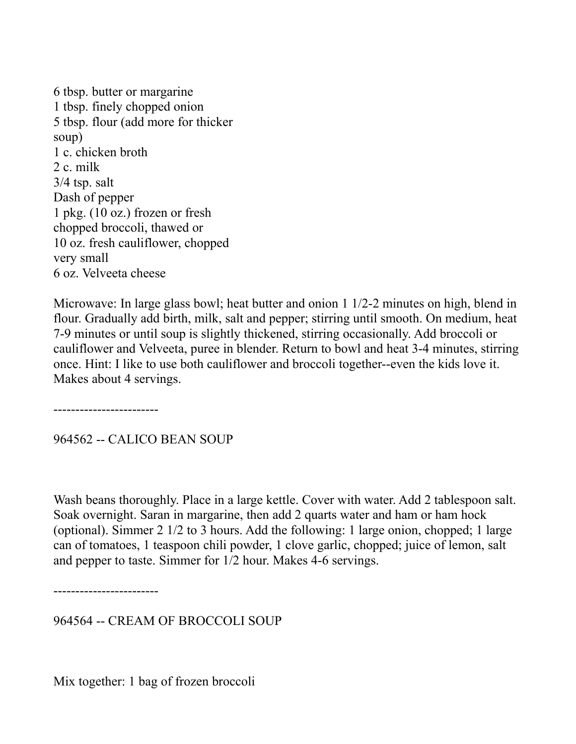6 tbsp. butter or margarine
1 tbsp. finely chopped onion
5 tbsp. flour (add more for thicker soup)
1 c. chicken broth
2 c. milk
3/4 tsp. salt
Dash of pepper
1 pkg. (10 oz.) frozen or fresh chopped broccoli, thawed or
10 oz. fresh cauliflower, chopped very small
6 oz. Velveeta cheese

Microwave: In large glass bowl; heat butter and onion 1 1/2-2 minutes on high, blend in flour. Gradually add birth, milk, salt and pepper; stirring until smooth. On medium, heat 7-9 minutes or until soup is slightly thickened, stirring occasionally. Add broccoli or cauliflower and Velveeta, puree in blender. Return to bowl and heat 3-4 minutes, stirring once. Hint: I like to use both cauliflower and broccoli together--even the kids love it. Makes about 4 servings.

------------------------

964562 -- CALICO BEAN SOUP

Wash beans thoroughly. Place in a large kettle. Cover with water. Add 2 tablespoon salt. Soak overnight. Saran in margarine, then add 2 quarts water and ham or ham hock (optional). Simmer 2 1/2 to 3 hours. Add the following: 1 large onion, chopped; 1 large can of tomatoes, 1 teaspoon chili powder, 1 clove garlic, chopped; juice of lemon, salt and pepper to taste. Simmer for 1/2 hour. Makes 4-6 servings.

------------------------

964564 -- CREAM OF BROCCOLI SOUP

Mix together: 1 bag of frozen broccoli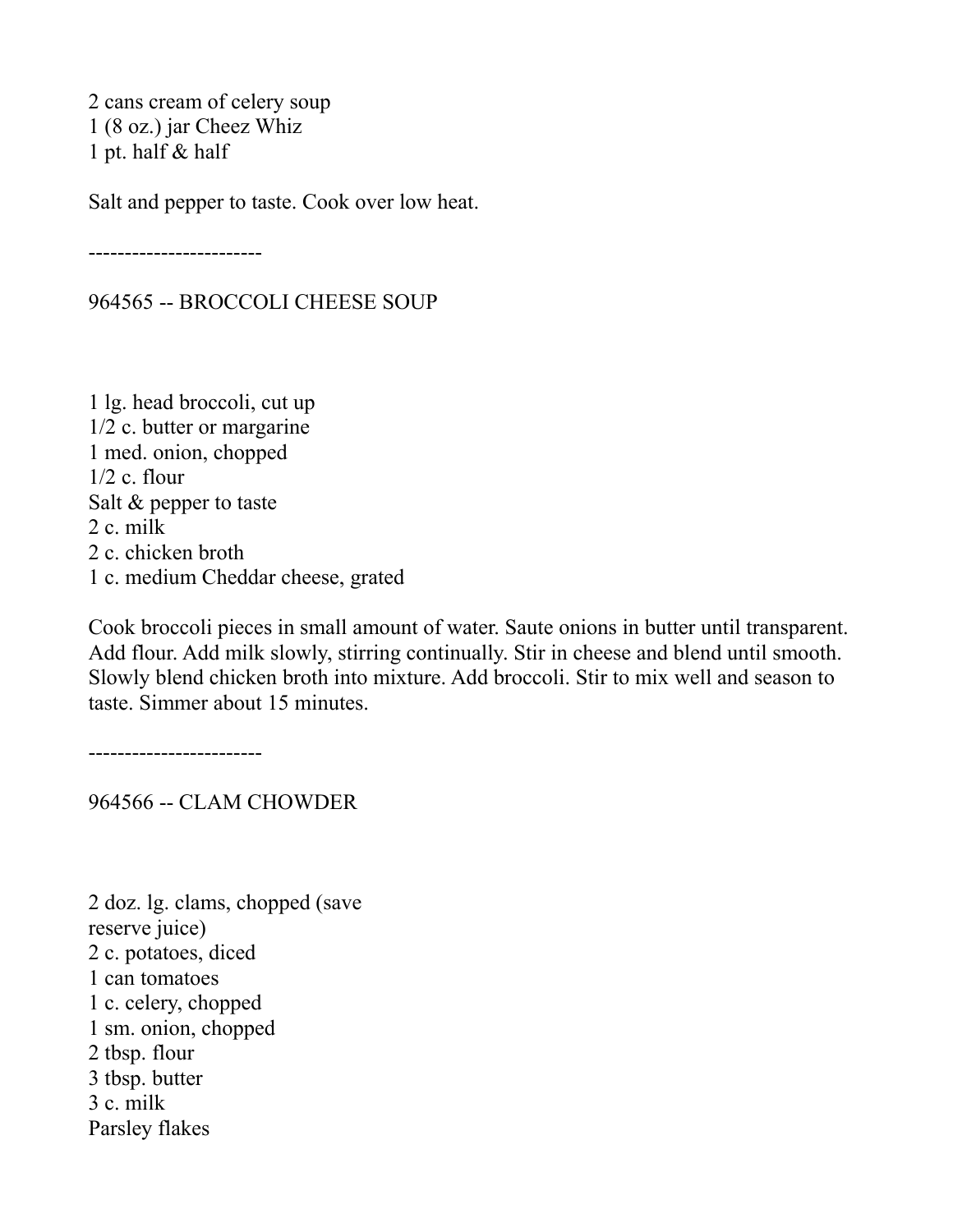2 cans cream of celery soup
1 (8 oz.) jar Cheez Whiz
1 pt. half & half

Salt and pepper to taste. Cook over low heat.

------------------------

964565 -- BROCCOLI CHEESE SOUP

1 lg. head broccoli, cut up
1/2 c. butter or margarine
1 med. onion, chopped
1/2 c. flour
Salt & pepper to taste
2 c. milk
2 c. chicken broth
1 c. medium Cheddar cheese, grated

Cook broccoli pieces in small amount of water. Saute onions in butter until transparent. Add flour. Add milk slowly, stirring continually. Stir in cheese and blend until smooth. Slowly blend chicken broth into mixture. Add broccoli. Stir to mix well and season to taste. Simmer about 15 minutes.

------------------------

964566 -- CLAM CHOWDER

2 doz. lg. clams, chopped (save reserve juice)
2 c. potatoes, diced
1 can tomatoes
1 c. celery, chopped
1 sm. onion, chopped
2 tbsp. flour
3 tbsp. butter
3 c. milk
Parsley flakes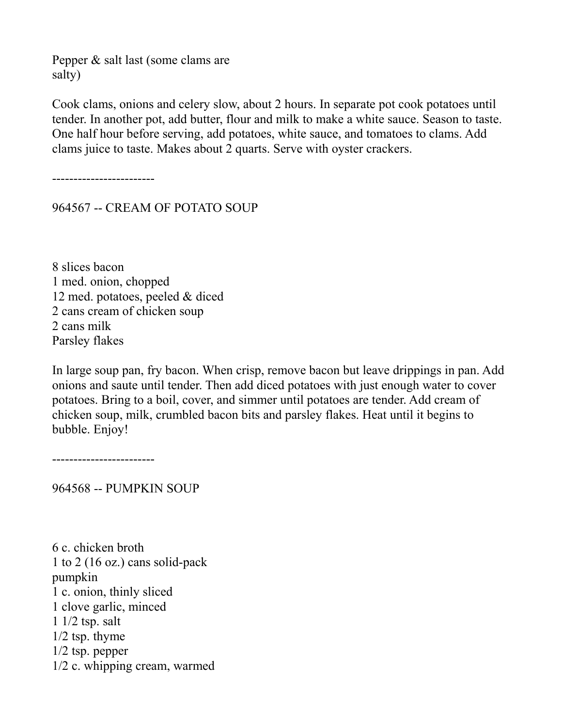Pepper & salt last (some clams are salty)

Cook clams, onions and celery slow, about 2 hours. In separate pot cook potatoes until tender. In another pot, add butter, flour and milk to make a white sauce. Season to taste. One half hour before serving, add potatoes, white sauce, and tomatoes to clams. Add clams juice to taste. Makes about 2 quarts. Serve with oyster crackers.

------------------------

## 964567 -- CREAM OF POTATO SOUP

8 slices bacon
1 med. onion, chopped
12 med. potatoes, peeled & diced
2 cans cream of chicken soup
2 cans milk
Parsley flakes

In large soup pan, fry bacon. When crisp, remove bacon but leave drippings in pan. Add onions and saute until tender. Then add diced potatoes with just enough water to cover potatoes. Bring to a boil, cover, and simmer until potatoes are tender. Add cream of chicken soup, milk, crumbled bacon bits and parsley flakes. Heat until it begins to bubble. Enjoy!

------------------------

## 964568 -- PUMPKIN SOUP

6 c. chicken broth
1 to 2 (16 oz.) cans solid-pack pumpkin
1 c. onion, thinly sliced
1 clove garlic, minced
1 1/2 tsp. salt
1/2 tsp. thyme
1/2 tsp. pepper
1/2 c. whipping cream, warmed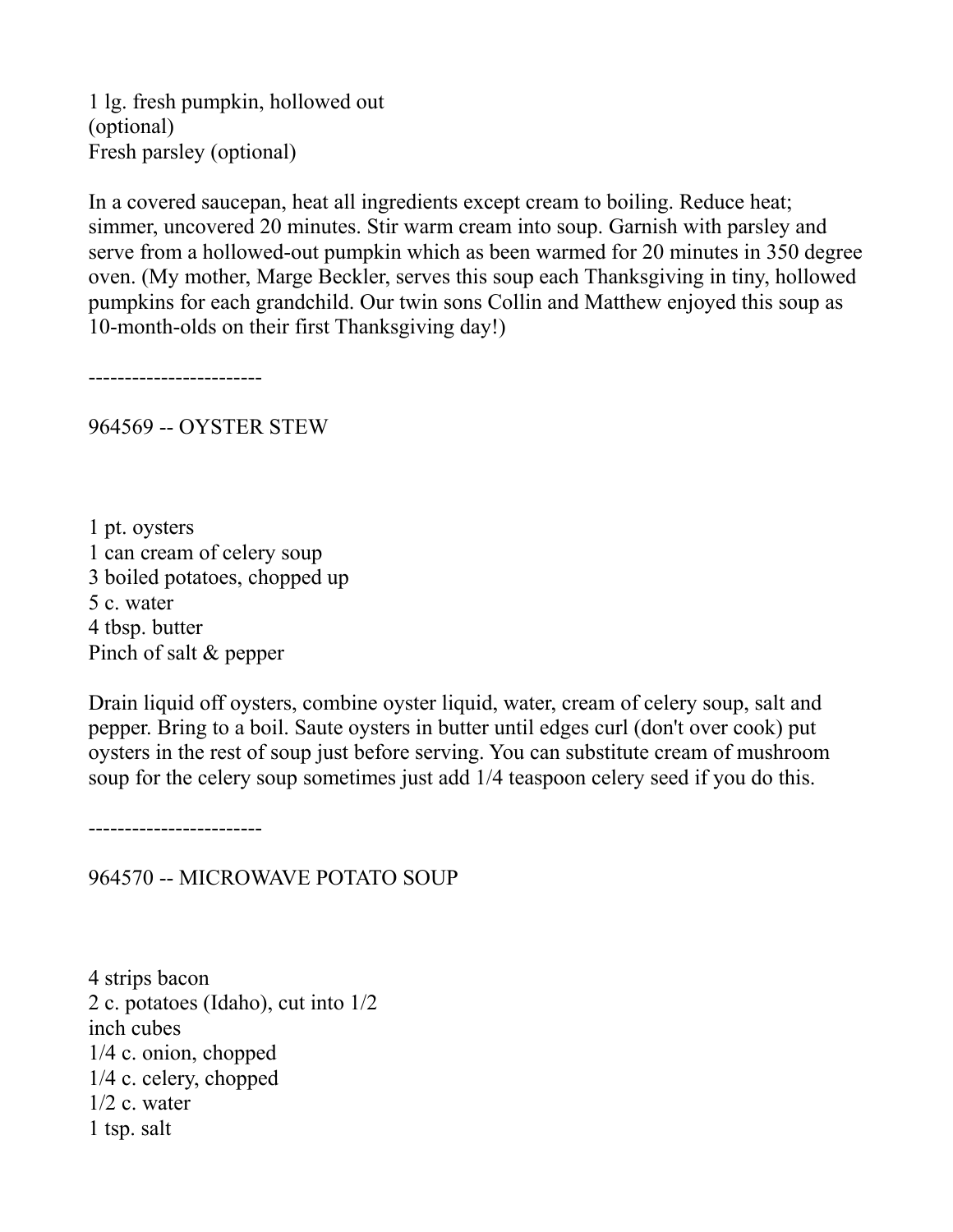1 lg. fresh pumpkin, hollowed out
(optional)
Fresh parsley (optional)

In a covered saucepan, heat all ingredients except cream to boiling. Reduce heat; simmer, uncovered 20 minutes. Stir warm cream into soup. Garnish with parsley and serve from a hollowed-out pumpkin which as been warmed for 20 minutes in 350 degree oven. (My mother, Marge Beckler, serves this soup each Thanksgiving in tiny, hollowed pumpkins for each grandchild. Our twin sons Collin and Matthew enjoyed this soup as 10-month-olds on their first Thanksgiving day!)

------------------------

## 964569 -- OYSTER STEW

1 pt. oysters
1 can cream of celery soup
3 boiled potatoes, chopped up
5 c. water
4 tbsp. butter
Pinch of salt & pepper

Drain liquid off oysters, combine oyster liquid, water, cream of celery soup, salt and pepper. Bring to a boil. Saute oysters in butter until edges curl (don't over cook) put oysters in the rest of soup just before serving. You can substitute cream of mushroom soup for the celery soup sometimes just add 1/4 teaspoon celery seed if you do this.

------------------------

## 964570 -- MICROWAVE POTATO SOUP

4 strips bacon
2 c. potatoes (Idaho), cut into 1/2
inch cubes
1/4 c. onion, chopped
1/4 c. celery, chopped
1/2 c. water
1 tsp. salt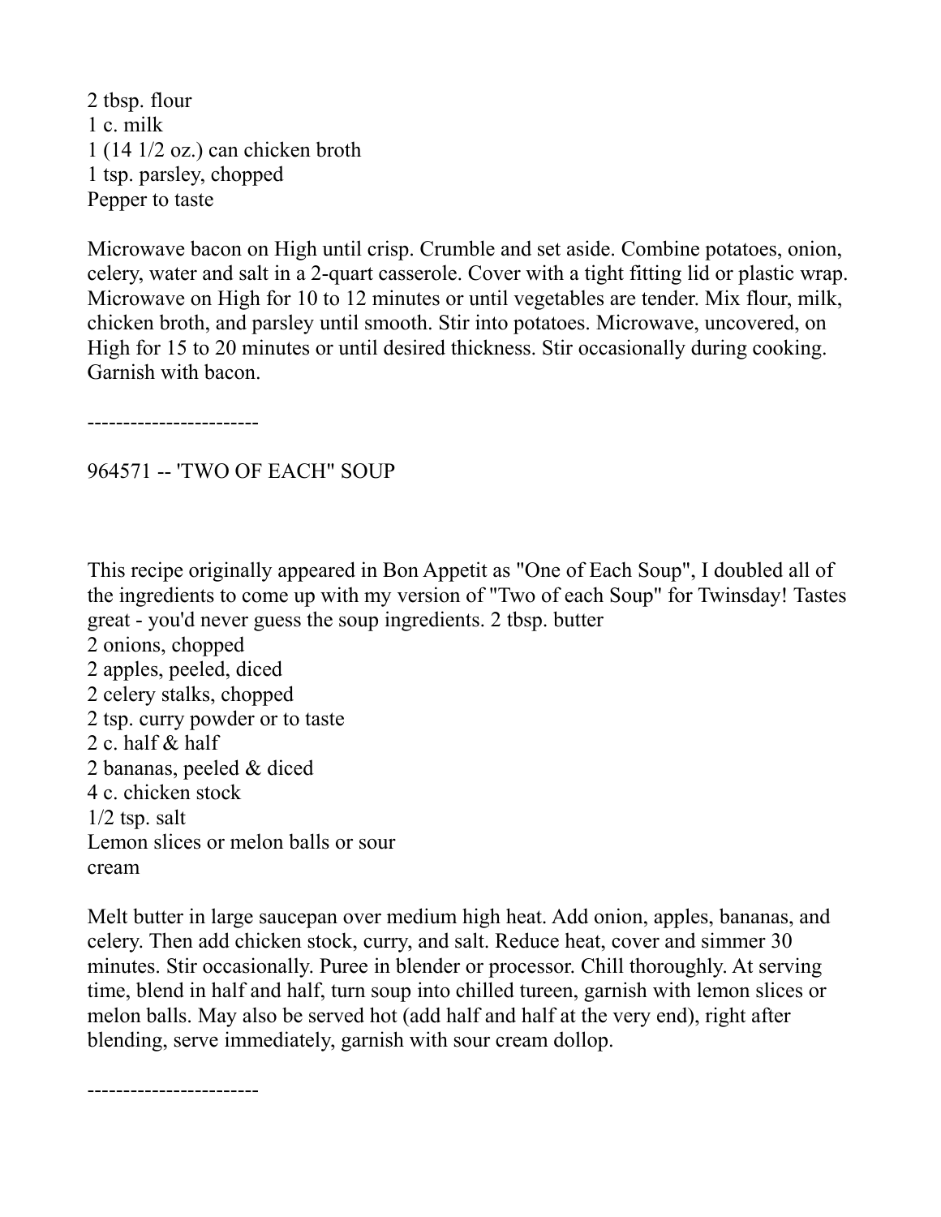2 tbsp. flour
1 c. milk
1 (14 1/2 oz.) can chicken broth
1 tsp. parsley, chopped
Pepper to taste

Microwave bacon on High until crisp. Crumble and set aside. Combine potatoes, onion, celery, water and salt in a 2-quart casserole. Cover with a tight fitting lid or plastic wrap. Microwave on High for 10 to 12 minutes or until vegetables are tender. Mix flour, milk, chicken broth, and parsley until smooth. Stir into potatoes. Microwave, uncovered, on High for 15 to 20 minutes or until desired thickness. Stir occasionally during cooking. Garnish with bacon.

------------------------

964571 -- 'TWO OF EACH" SOUP

This recipe originally appeared in Bon Appetit as "One of Each Soup", I doubled all of the ingredients to come up with my version of "Two of each Soup" for Twinsday! Tastes great - you'd never guess the soup ingredients. 2 tbsp. butter
2 onions, chopped
2 apples, peeled, diced
2 celery stalks, chopped
2 tsp. curry powder or to taste
2 c. half & half
2 bananas, peeled & diced
4 c. chicken stock
1/2 tsp. salt
Lemon slices or melon balls or sour
cream

Melt butter in large saucepan over medium high heat. Add onion, apples, bananas, and celery. Then add chicken stock, curry, and salt. Reduce heat, cover and simmer 30 minutes. Stir occasionally. Puree in blender or processor. Chill thoroughly. At serving time, blend in half and half, turn soup into chilled tureen, garnish with lemon slices or melon balls. May also be served hot (add half and half at the very end), right after blending, serve immediately, garnish with sour cream dollop.

------------------------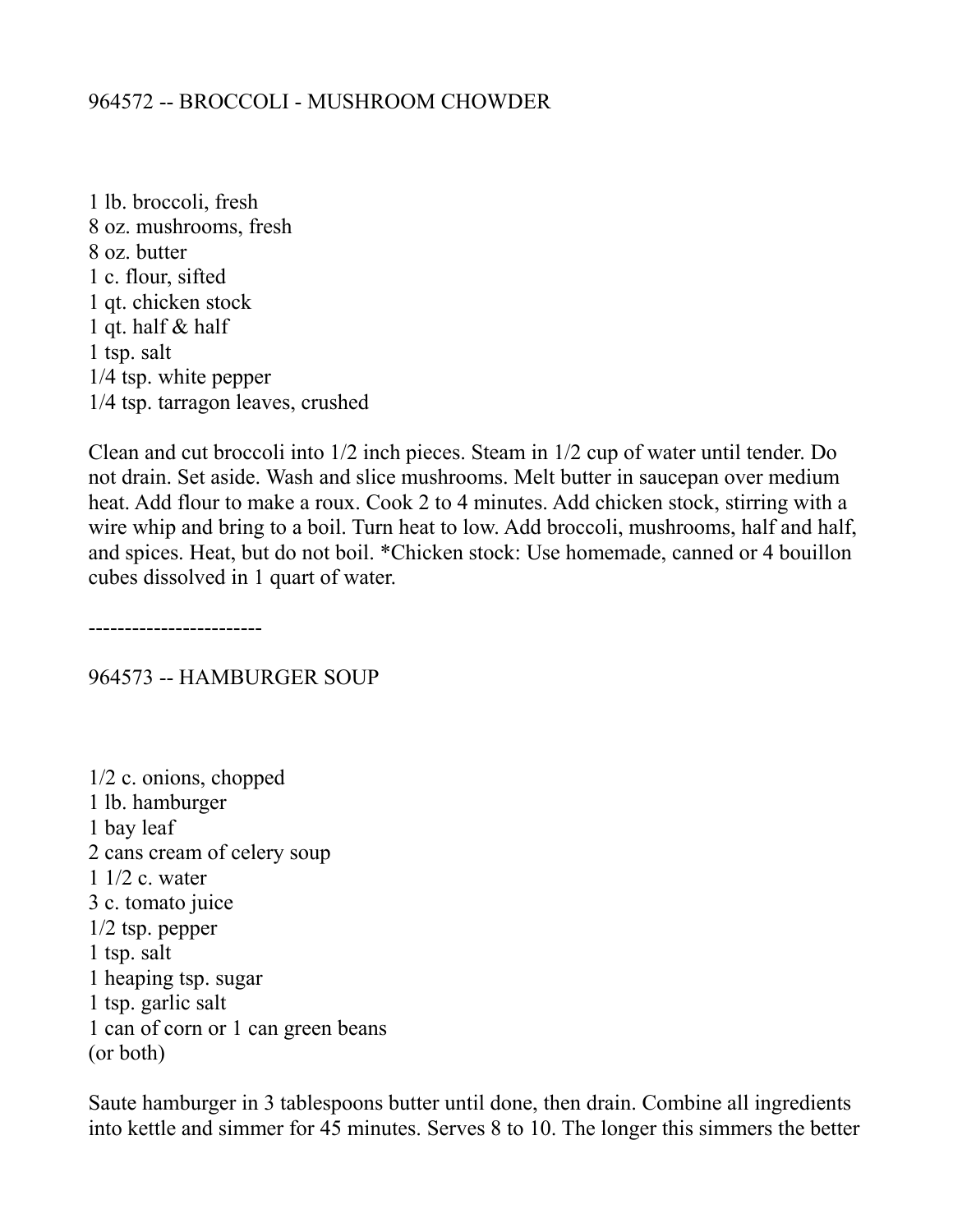## 964572 -- BROCCOLI - MUSHROOM CHOWDER

1 lb. broccoli, fresh
8 oz. mushrooms, fresh
8 oz. butter
1 c. flour, sifted
1 qt. chicken stock
1 qt. half & half
1 tsp. salt
1/4 tsp. white pepper
1/4 tsp. tarragon leaves, crushed

Clean and cut broccoli into 1/2 inch pieces. Steam in 1/2 cup of water until tender. Do not drain. Set aside. Wash and slice mushrooms. Melt butter in saucepan over medium heat. Add flour to make a roux. Cook 2 to 4 minutes. Add chicken stock, stirring with a wire whip and bring to a boil. Turn heat to low. Add broccoli, mushrooms, half and half, and spices. Heat, but do not boil. *Chicken stock: Use homemade, canned or 4 bouillon cubes dissolved in 1 quart of water.

------------------------

## 964573 -- HAMBURGER SOUP

1/2 c. onions, chopped
1 lb. hamburger
1 bay leaf
2 cans cream of celery soup
1 1/2 c. water
3 c. tomato juice
1/2 tsp. pepper
1 tsp. salt
1 heaping tsp. sugar
1 tsp. garlic salt
1 can of corn or 1 can green beans
(or both)

Saute hamburger in 3 tablespoons butter until done, then drain. Combine all ingredients into kettle and simmer for 45 minutes. Serves 8 to 10. The longer this simmers the better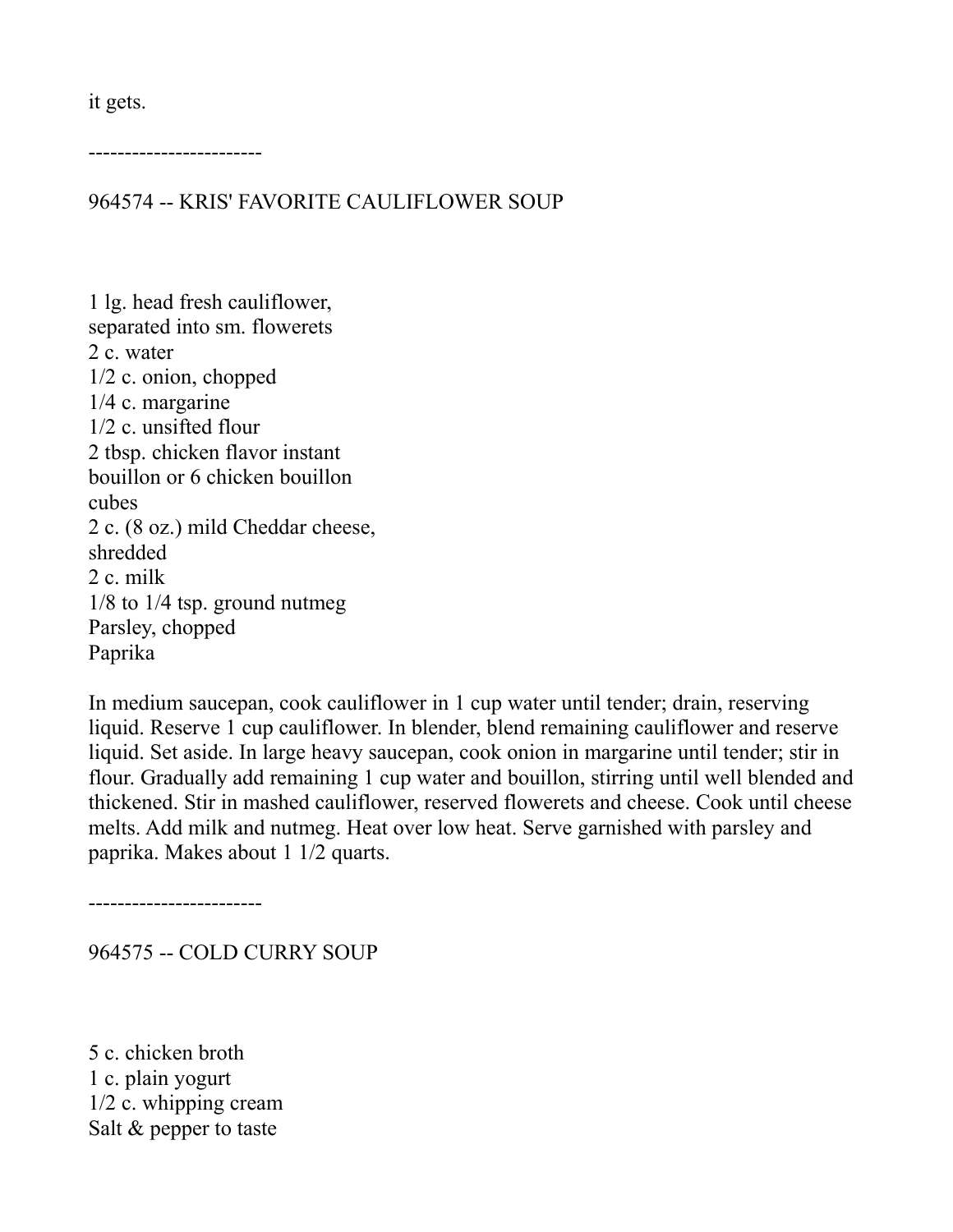it gets.

------------------------

## 964574 -- KRIS' FAVORITE CAULIFLOWER SOUP

1 lg. head fresh cauliflower,
separated into sm. flowerets
2 c. water
1/2 c. onion, chopped
1/4 c. margarine
1/2 c. unsifted flour
2 tbsp. chicken flavor instant
bouillon or 6 chicken bouillon
cubes
2 c. (8 oz.) mild Cheddar cheese,
shredded
2 c. milk
1/8 to 1/4 tsp. ground nutmeg
Parsley, chopped
Paprika

In medium saucepan, cook cauliflower in 1 cup water until tender; drain, reserving liquid. Reserve 1 cup cauliflower. In blender, blend remaining cauliflower and reserve liquid. Set aside. In large heavy saucepan, cook onion in margarine until tender; stir in flour. Gradually add remaining 1 cup water and bouillon, stirring until well blended and thickened. Stir in mashed cauliflower, reserved flowerets and cheese. Cook until cheese melts. Add milk and nutmeg. Heat over low heat. Serve garnished with parsley and paprika. Makes about 1 1/2 quarts.

------------------------

## 964575 -- COLD CURRY SOUP

5 c. chicken broth
1 c. plain yogurt
1/2 c. whipping cream
Salt & pepper to taste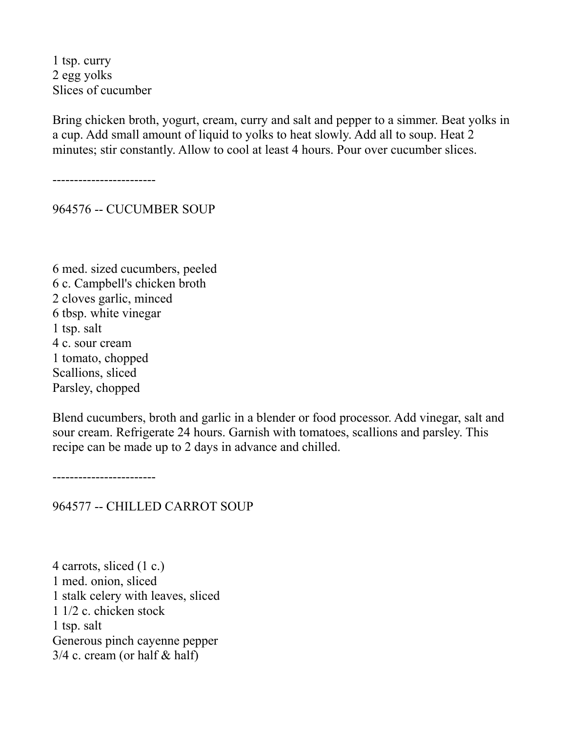1 tsp. curry
2 egg yolks
Slices of cucumber

Bring chicken broth, yogurt, cream, curry and salt and pepper to a simmer. Beat yolks in a cup. Add small amount of liquid to yolks to heat slowly. Add all to soup. Heat 2 minutes; stir constantly. Allow to cool at least 4 hours. Pour over cucumber slices.

------------------------

## 964576 -- CUCUMBER SOUP

6 med. sized cucumbers, peeled
6 c. Campbell's chicken broth
2 cloves garlic, minced
6 tbsp. white vinegar
1 tsp. salt
4 c. sour cream
1 tomato, chopped
Scallions, sliced
Parsley, chopped

Blend cucumbers, broth and garlic in a blender or food processor. Add vinegar, salt and sour cream. Refrigerate 24 hours. Garnish with tomatoes, scallions and parsley. This recipe can be made up to 2 days in advance and chilled.

------------------------

## 964577 -- CHILLED CARROT SOUP

4 carrots, sliced (1 c.)
1 med. onion, sliced
1 stalk celery with leaves, sliced
1 1/2 c. chicken stock
1 tsp. salt
Generous pinch cayenne pepper
3/4 c. cream (or half & half)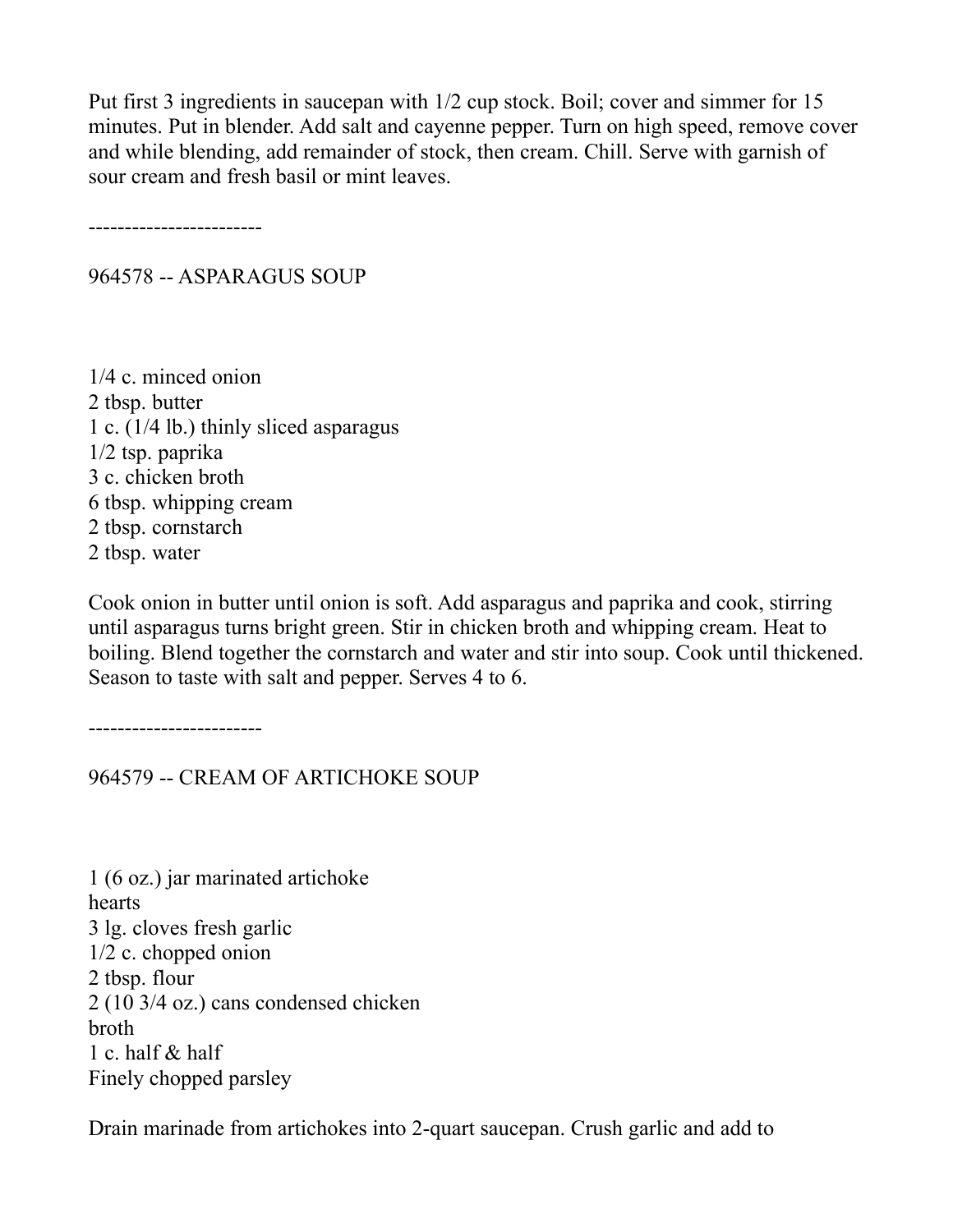Put first 3 ingredients in saucepan with 1/2 cup stock. Boil; cover and simmer for 15 minutes. Put in blender. Add salt and cayenne pepper. Turn on high speed, remove cover and while blending, add remainder of stock, then cream. Chill. Serve with garnish of sour cream and fresh basil or mint leaves.

------------------------

## 964578 -- ASPARAGUS SOUP

1/4 c. minced onion
2 tbsp. butter
1 c. (1/4 lb.) thinly sliced asparagus
1/2 tsp. paprika
3 c. chicken broth
6 tbsp. whipping cream
2 tbsp. cornstarch
2 tbsp. water

Cook onion in butter until onion is soft. Add asparagus and paprika and cook, stirring until asparagus turns bright green. Stir in chicken broth and whipping cream. Heat to boiling. Blend together the cornstarch and water and stir into soup. Cook until thickened. Season to taste with salt and pepper. Serves 4 to 6.

------------------------

## 964579 -- CREAM OF ARTICHOKE SOUP

1 (6 oz.) jar marinated artichoke
hearts
3 lg. cloves fresh garlic
1/2 c. chopped onion
2 tbsp. flour
2 (10 3/4 oz.) cans condensed chicken
broth
1 c. half & half
Finely chopped parsley

Drain marinade from artichokes into 2-quart saucepan. Crush garlic and add to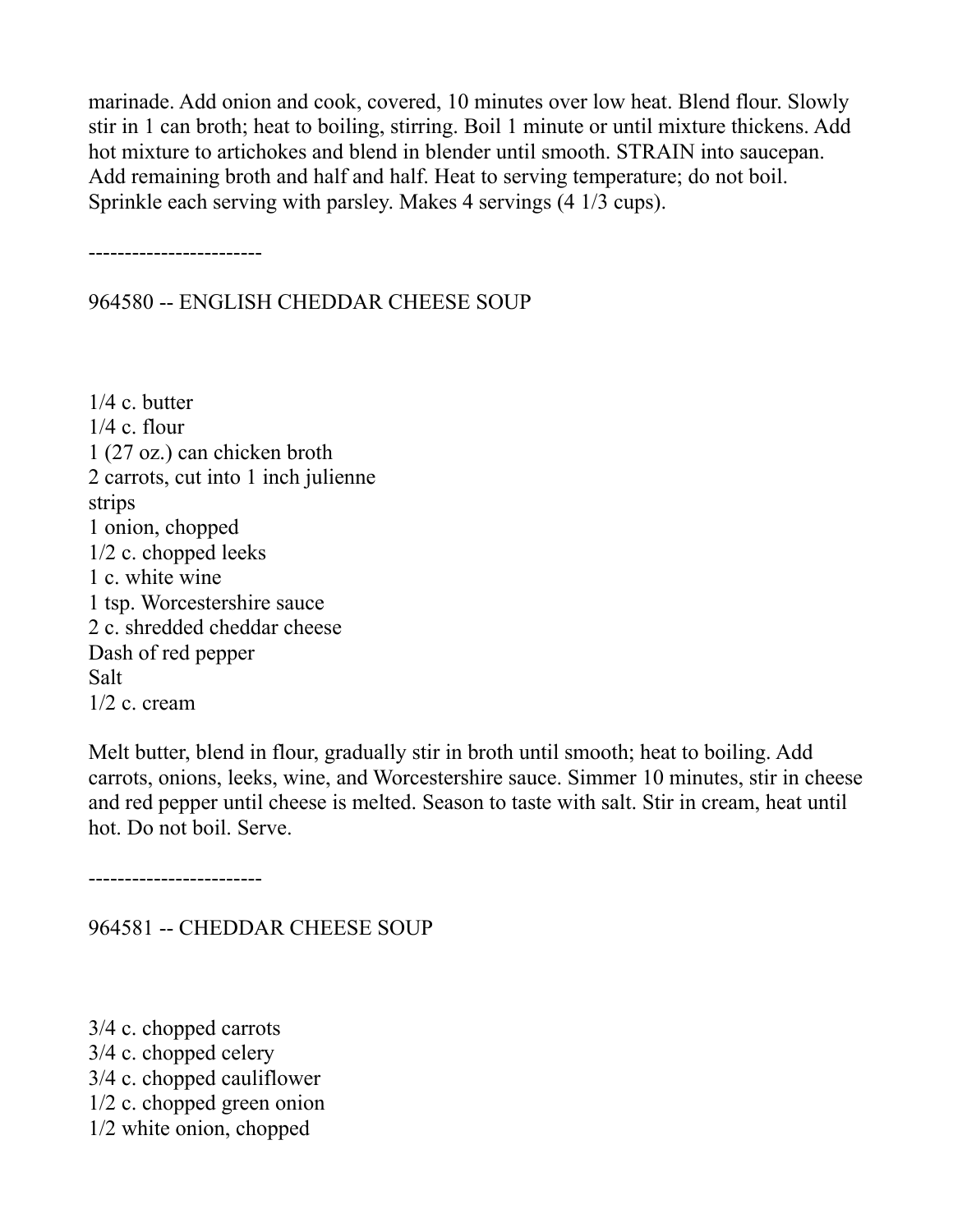marinade. Add onion and cook, covered, 10 minutes over low heat. Blend flour. Slowly stir in 1 can broth; heat to boiling, stirring. Boil 1 minute or until mixture thickens. Add hot mixture to artichokes and blend in blender until smooth. STRAIN into saucepan. Add remaining broth and half and half. Heat to serving temperature; do not boil. Sprinkle each serving with parsley. Makes 4 servings (4 1/3 cups).

------------------------

## 964580 -- ENGLISH CHEDDAR CHEESE SOUP

1/4 c. butter  
1/4 c. flour  
1 (27 oz.) can chicken broth  
2 carrots, cut into 1 inch julienne  
strips  
1 onion, chopped  
1/2 c. chopped leeks  
1 c. white wine  
1 tsp. Worcestershire sauce  
2 c. shredded cheddar cheese  
Dash of red pepper  
Salt  
1/2 c. cream

Melt butter, blend in flour, gradually stir in broth until smooth; heat to boiling. Add carrots, onions, leeks, wine, and Worcestershire sauce. Simmer 10 minutes, stir in cheese and red pepper until cheese is melted. Season to taste with salt. Stir in cream, heat until hot. Do not boil. Serve.

------------------------

## 964581 -- CHEDDAR CHEESE SOUP

3/4 c. chopped carrots  
3/4 c. chopped celery  
3/4 c. chopped cauliflower  
1/2 c. chopped green onion  
1/2 white onion, chopped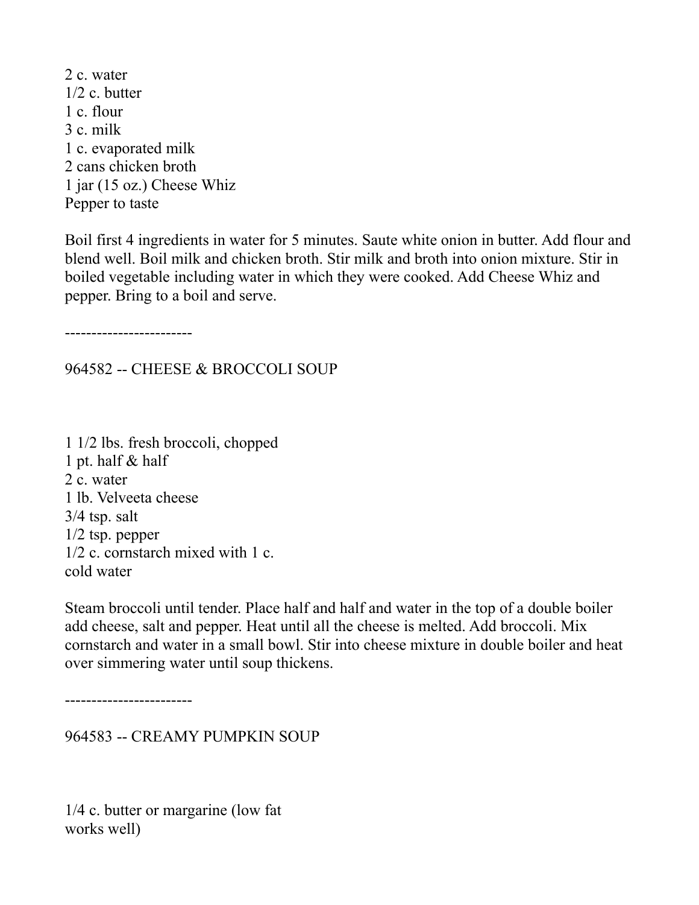2 c. water
1/2 c. butter
1 c. flour
3 c. milk
1 c. evaporated milk
2 cans chicken broth
1 jar (15 oz.) Cheese Whiz
Pepper to taste

Boil first 4 ingredients in water for 5 minutes. Saute white onion in butter. Add flour and blend well. Boil milk and chicken broth. Stir milk and broth into onion mixture. Stir in boiled vegetable including water in which they were cooked. Add Cheese Whiz and pepper. Bring to a boil and serve.

------------------------

## 964582 -- CHEESE & BROCCOLI SOUP

1 1/2 lbs. fresh broccoli, chopped
1 pt. half & half
2 c. water
1 lb. Velveeta cheese
3/4 tsp. salt
1/2 tsp. pepper
1/2 c. cornstarch mixed with 1 c. cold water

Steam broccoli until tender. Place half and half and water in the top of a double boiler add cheese, salt and pepper. Heat until all the cheese is melted. Add broccoli. Mix cornstarch and water in a small bowl. Stir into cheese mixture in double boiler and heat over simmering water until soup thickens.

------------------------

## 964583 -- CREAMY PUMPKIN SOUP

1/4 c. butter or margarine (low fat works well)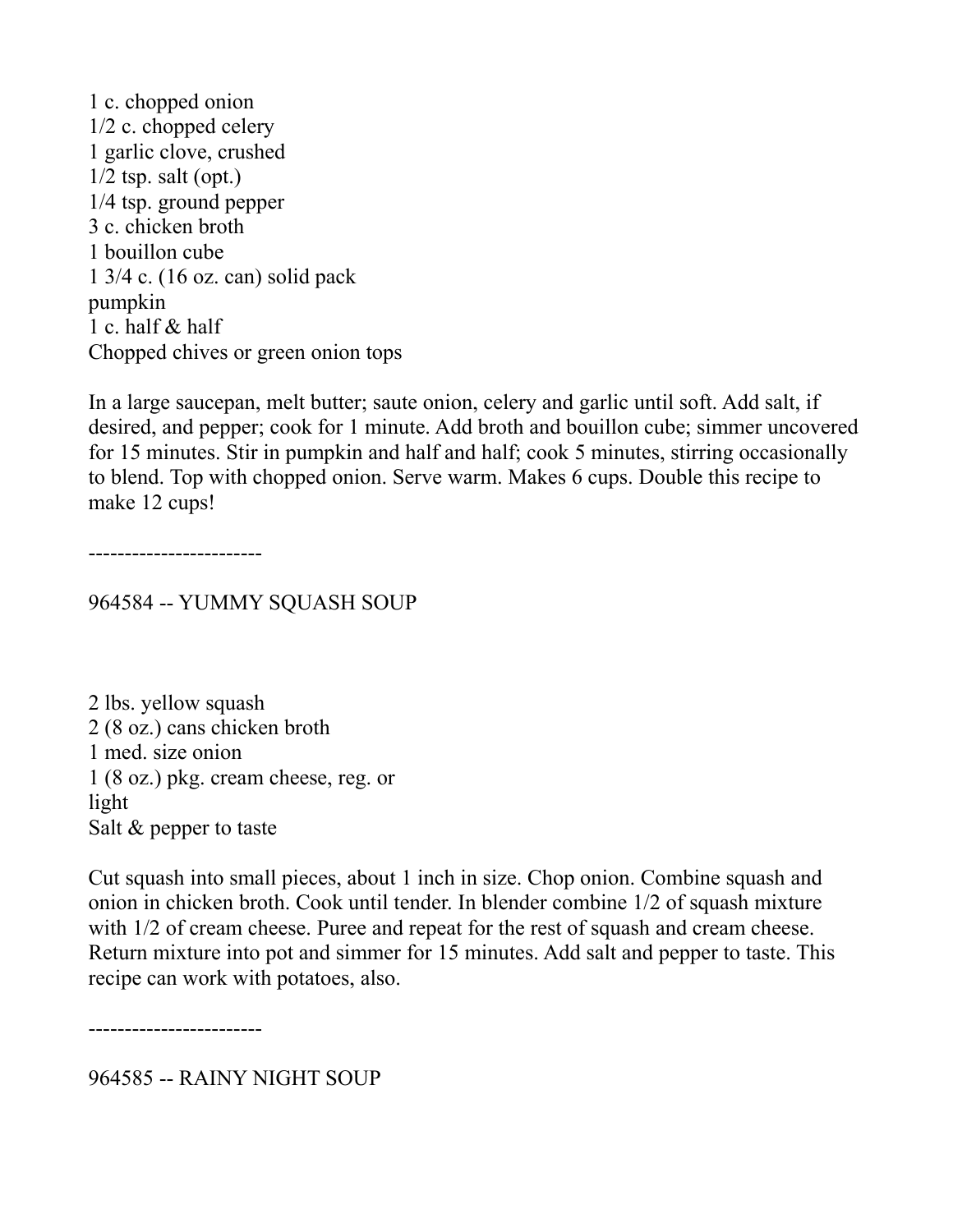1 c. chopped onion
1/2 c. chopped celery
1 garlic clove, crushed
1/2 tsp. salt (opt.)
1/4 tsp. ground pepper
3 c. chicken broth
1 bouillon cube
1 3/4 c. (16 oz. can) solid pack
pumpkin
1 c. half & half
Chopped chives or green onion tops

In a large saucepan, melt butter; saute onion, celery and garlic until soft. Add salt, if desired, and pepper; cook for 1 minute. Add broth and bouillon cube; simmer uncovered for 15 minutes. Stir in pumpkin and half and half; cook 5 minutes, stirring occasionally to blend. Top with chopped onion. Serve warm. Makes 6 cups. Double this recipe to make 12 cups!

------------------------

## 964584 -- YUMMY SQUASH SOUP

2 lbs. yellow squash
2 (8 oz.) cans chicken broth
1 med. size onion
1 (8 oz.) pkg. cream cheese, reg. or
light
Salt & pepper to taste

Cut squash into small pieces, about 1 inch in size. Chop onion. Combine squash and onion in chicken broth. Cook until tender. In blender combine 1/2 of squash mixture with 1/2 of cream cheese. Puree and repeat for the rest of squash and cream cheese. Return mixture into pot and simmer for 15 minutes. Add salt and pepper to taste. This recipe can work with potatoes, also.

------------------------

## 964585 -- RAINY NIGHT SOUP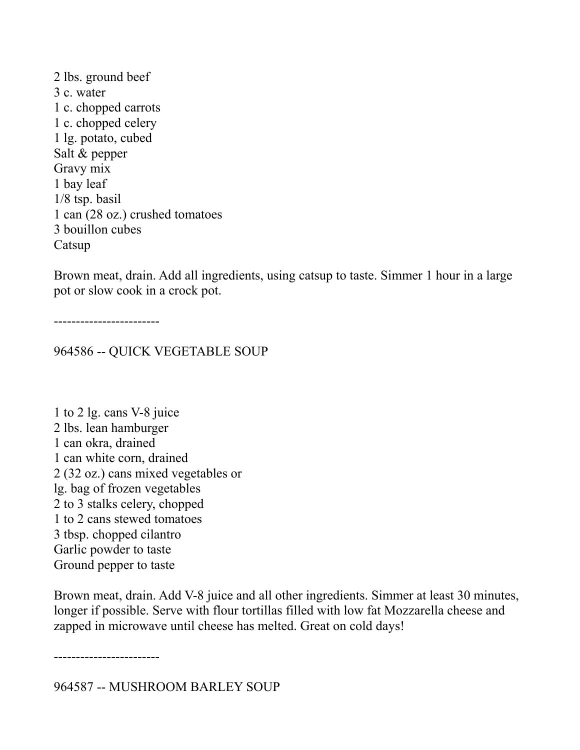2 lbs. ground beef
3 c. water
1 c. chopped carrots
1 c. chopped celery
1 lg. potato, cubed
Salt & pepper
Gravy mix
1 bay leaf
1/8 tsp. basil
1 can (28 oz.) crushed tomatoes
3 bouillon cubes
Catsup

Brown meat, drain. Add all ingredients, using catsup to taste. Simmer 1 hour in a large pot or slow cook in a crock pot.

------------------------

## 964586 -- QUICK VEGETABLE SOUP

1 to 2 lg. cans V-8 juice
2 lbs. lean hamburger
1 can okra, drained
1 can white corn, drained
2 (32 oz.) cans mixed vegetables or
lg. bag of frozen vegetables
2 to 3 stalks celery, chopped
1 to 2 cans stewed tomatoes
3 tbsp. chopped cilantro
Garlic powder to taste
Ground pepper to taste

Brown meat, drain. Add V-8 juice and all other ingredients. Simmer at least 30 minutes, longer if possible. Serve with flour tortillas filled with low fat Mozzarella cheese and zapped in microwave until cheese has melted. Great on cold days!

------------------------

## 964587 -- MUSHROOM BARLEY SOUP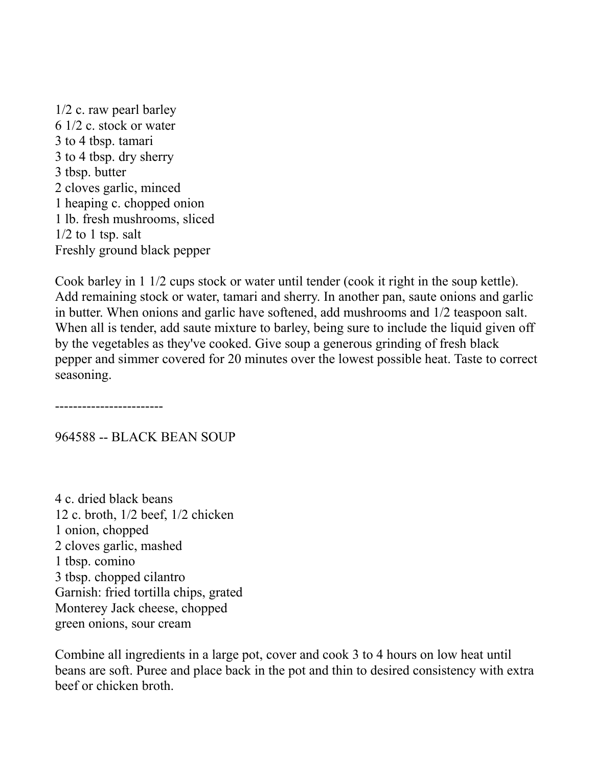1/2 c. raw pearl barley
6 1/2 c. stock or water
3 to 4 tbsp. tamari
3 to 4 tbsp. dry sherry
3 tbsp. butter
2 cloves garlic, minced
1 heaping c. chopped onion
1 lb. fresh mushrooms, sliced
1/2 to 1 tsp. salt
Freshly ground black pepper

Cook barley in 1 1/2 cups stock or water until tender (cook it right in the soup kettle). Add remaining stock or water, tamari and sherry. In another pan, saute onions and garlic in butter. When onions and garlic have softened, add mushrooms and 1/2 teaspoon salt. When all is tender, add saute mixture to barley, being sure to include the liquid given off by the vegetables as they've cooked. Give soup a generous grinding of fresh black pepper and simmer covered for 20 minutes over the lowest possible heat. Taste to correct seasoning.

------------------------

## 964588 -- BLACK BEAN SOUP

4 c. dried black beans
12 c. broth, 1/2 beef, 1/2 chicken
1 onion, chopped
2 cloves garlic, mashed
1 tbsp. comino
3 tbsp. chopped cilantro
Garnish: fried tortilla chips, grated
Monterey Jack cheese, chopped
green onions, sour cream

Combine all ingredients in a large pot, cover and cook 3 to 4 hours on low heat until beans are soft. Puree and place back in the pot and thin to desired consistency with extra beef or chicken broth.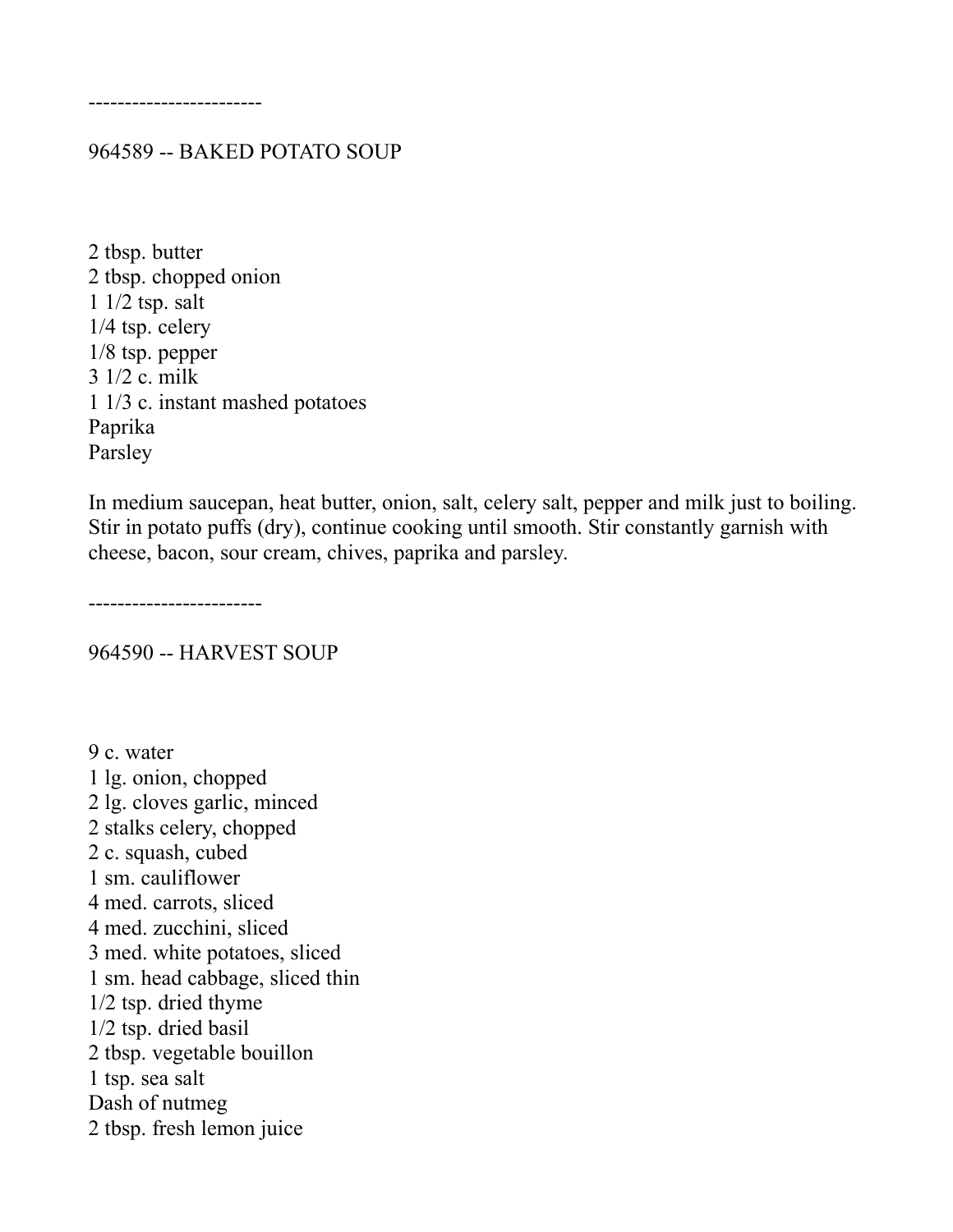------------------------

## 964589 -- BAKED POTATO SOUP

2 tbsp. butter
2 tbsp. chopped onion
1 1/2 tsp. salt
1/4 tsp. celery
1/8 tsp. pepper
3 1/2 c. milk
1 1/3 c. instant mashed potatoes
Paprika
Parsley

In medium saucepan, heat butter, onion, salt, celery salt, pepper and milk just to boiling. Stir in potato puffs (dry), continue cooking until smooth. Stir constantly garnish with cheese, bacon, sour cream, chives, paprika and parsley.

------------------------

## 964590 -- HARVEST SOUP

9 c. water
1 lg. onion, chopped
2 lg. cloves garlic, minced
2 stalks celery, chopped
2 c. squash, cubed
1 sm. cauliflower
4 med. carrots, sliced
4 med. zucchini, sliced
3 med. white potatoes, sliced
1 sm. head cabbage, sliced thin
1/2 tsp. dried thyme
1/2 tsp. dried basil
2 tbsp. vegetable bouillon
1 tsp. sea salt
Dash of nutmeg
2 tbsp. fresh lemon juice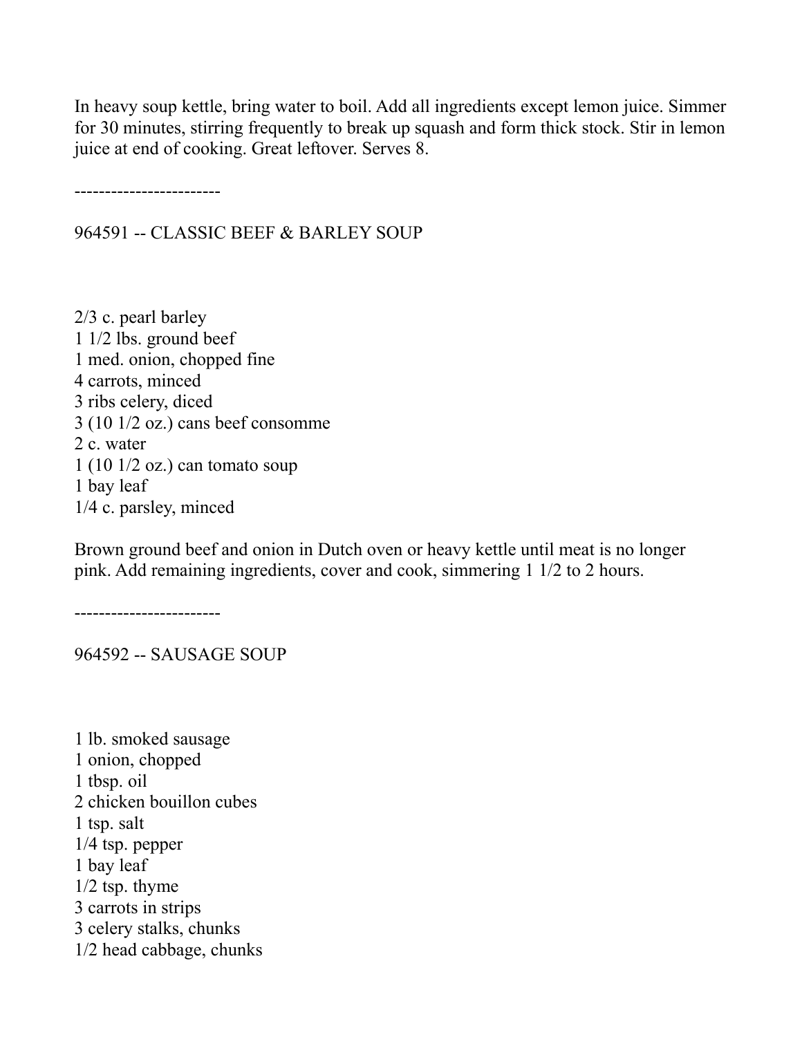In heavy soup kettle, bring water to boil. Add all ingredients except lemon juice. Simmer for 30 minutes, stirring frequently to break up squash and form thick stock. Stir in lemon juice at end of cooking. Great leftover. Serves 8.

------------------------

## 964591 -- CLASSIC BEEF & BARLEY SOUP

2/3 c. pearl barley
1 1/2 lbs. ground beef
1 med. onion, chopped fine
4 carrots, minced
3 ribs celery, diced
3 (10 1/2 oz.) cans beef consomme
2 c. water
1 (10 1/2 oz.) can tomato soup
1 bay leaf
1/4 c. parsley, minced

Brown ground beef and onion in Dutch oven or heavy kettle until meat is no longer pink. Add remaining ingredients, cover and cook, simmering 1 1/2 to 2 hours.

------------------------

## 964592 -- SAUSAGE SOUP

1 lb. smoked sausage
1 onion, chopped
1 tbsp. oil
2 chicken bouillon cubes
1 tsp. salt
1/4 tsp. pepper
1 bay leaf
1/2 tsp. thyme
3 carrots in strips
3 celery stalks, chunks
1/2 head cabbage, chunks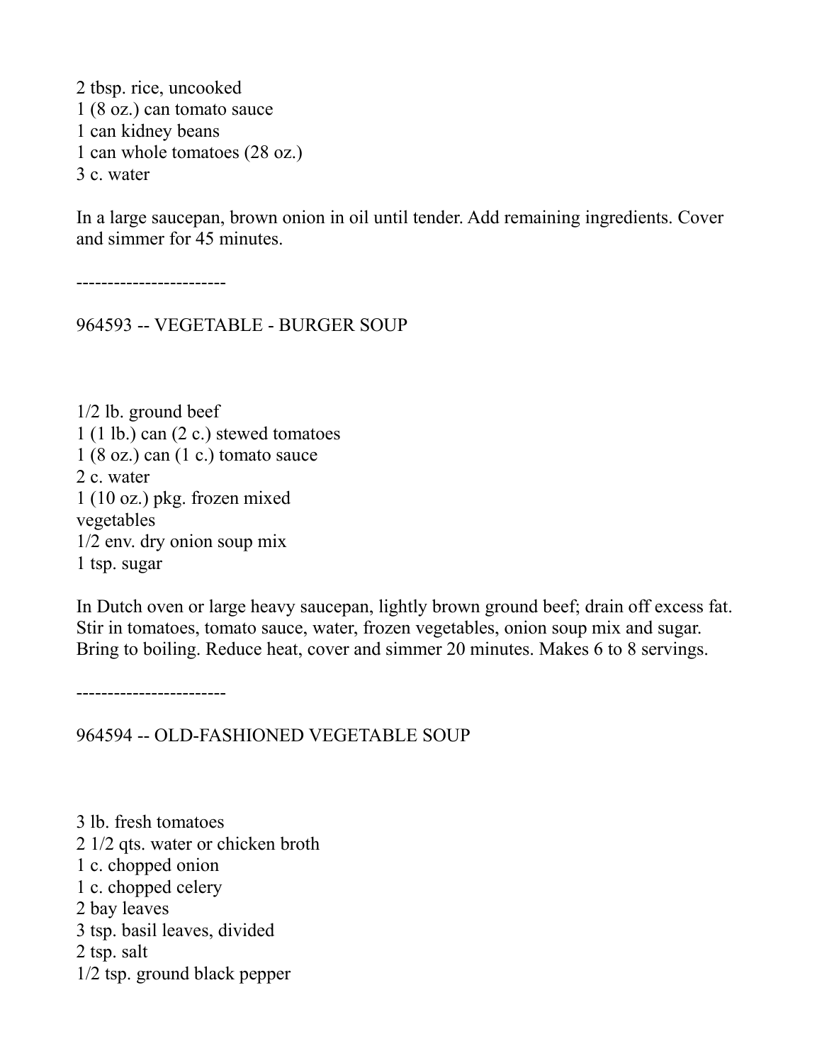2 tbsp. rice, uncooked
1 (8 oz.) can tomato sauce
1 can kidney beans
1 can whole tomatoes (28 oz.)
3 c. water

In a large saucepan, brown onion in oil until tender. Add remaining ingredients. Cover and simmer for 45 minutes.

------------------------

## 964593 -- VEGETABLE - BURGER SOUP

1/2 lb. ground beef
1 (1 lb.) can (2 c.) stewed tomatoes
1 (8 oz.) can (1 c.) tomato sauce
2 c. water
1 (10 oz.) pkg. frozen mixed vegetables
1/2 env. dry onion soup mix
1 tsp. sugar

In Dutch oven or large heavy saucepan, lightly brown ground beef; drain off excess fat. Stir in tomatoes, tomato sauce, water, frozen vegetables, onion soup mix and sugar. Bring to boiling. Reduce heat, cover and simmer 20 minutes. Makes 6 to 8 servings.

------------------------

## 964594 -- OLD-FASHIONED VEGETABLE SOUP

3 lb. fresh tomatoes
2 1/2 qts. water or chicken broth
1 c. chopped onion
1 c. chopped celery
2 bay leaves
3 tsp. basil leaves, divided
2 tsp. salt
1/2 tsp. ground black pepper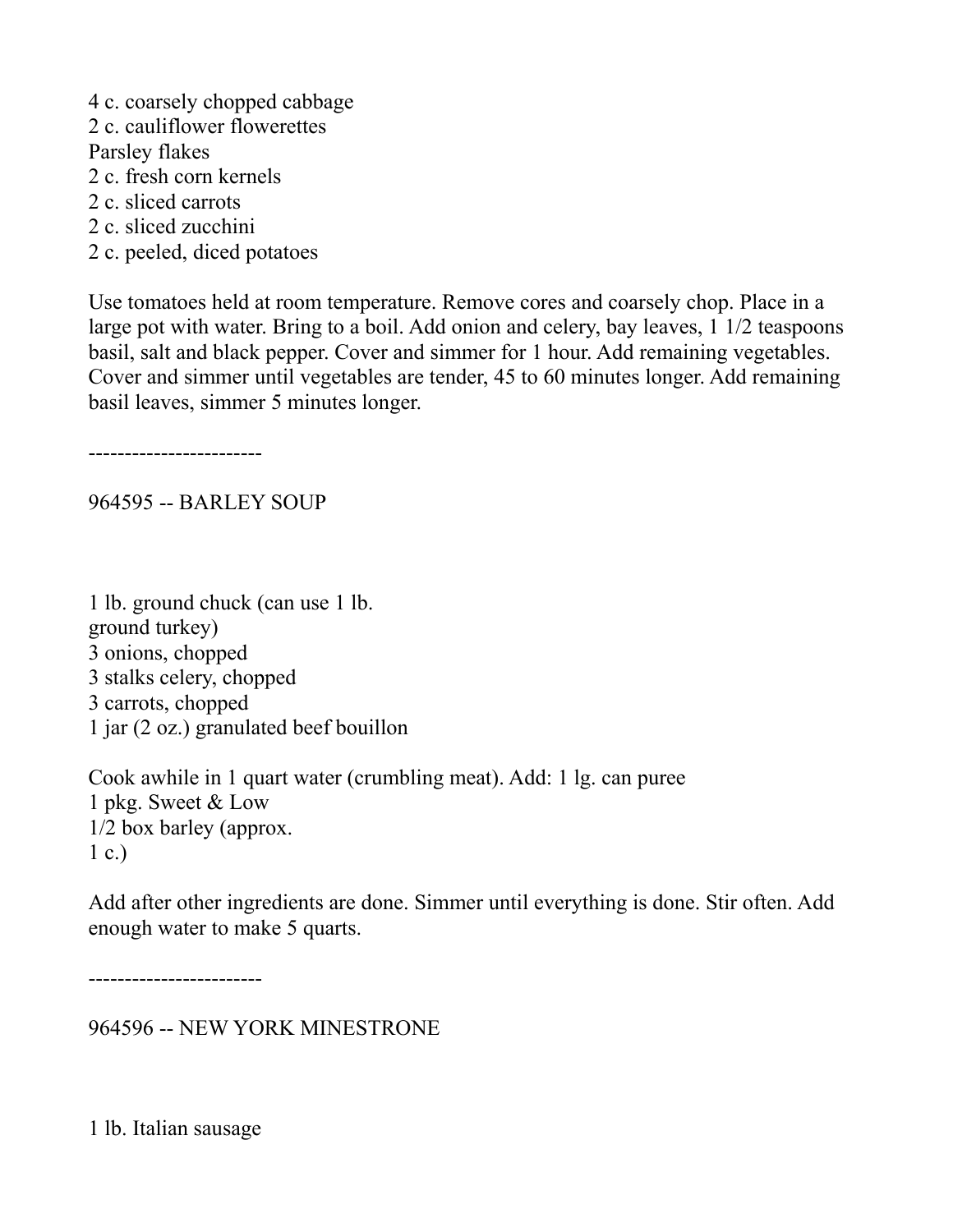4 c. coarsely chopped cabbage
2 c. cauliflower flowerettes
Parsley flakes
2 c. fresh corn kernels
2 c. sliced carrots
2 c. sliced zucchini
2 c. peeled, diced potatoes

Use tomatoes held at room temperature. Remove cores and coarsely chop. Place in a large pot with water. Bring to a boil. Add onion and celery, bay leaves, 1 1/2 teaspoons basil, salt and black pepper. Cover and simmer for 1 hour. Add remaining vegetables. Cover and simmer until vegetables are tender, 45 to 60 minutes longer. Add remaining basil leaves, simmer 5 minutes longer.

------------------------

964595 -- BARLEY SOUP

1 lb. ground chuck (can use 1 lb.
ground turkey)
3 onions, chopped
3 stalks celery, chopped
3 carrots, chopped
1 jar (2 oz.) granulated beef bouillon

Cook awhile in 1 quart water (crumbling meat). Add: 1 lg. can puree
1 pkg. Sweet & Low
1/2 box barley (approx.
1 c.)

Add after other ingredients are done. Simmer until everything is done. Stir often. Add enough water to make 5 quarts.

------------------------

964596 -- NEW YORK MINESTRONE

1 lb. Italian sausage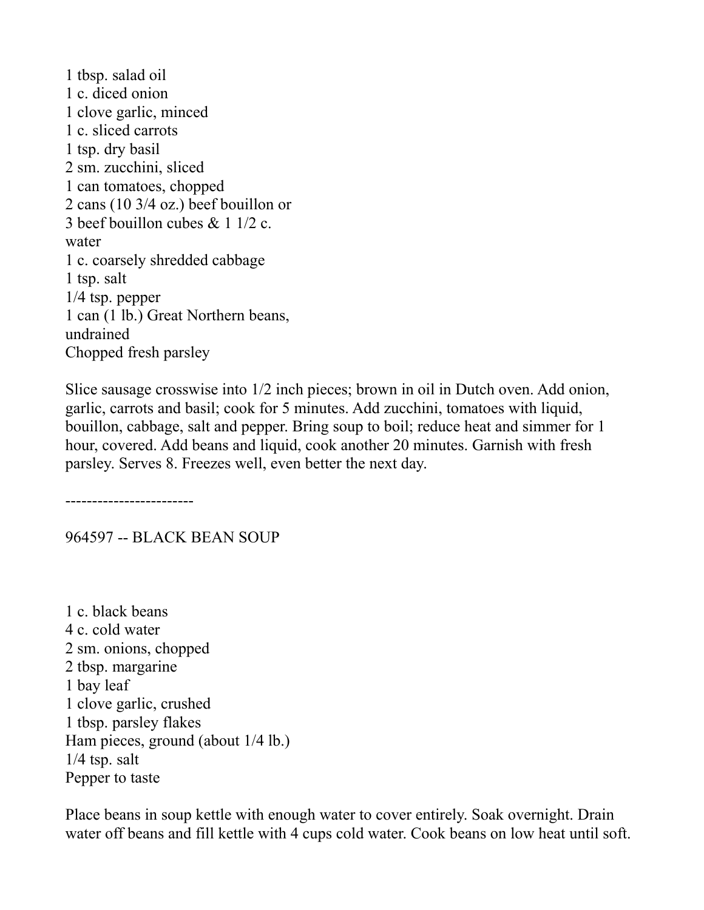1 tbsp. salad oil
1 c. diced onion
1 clove garlic, minced
1 c. sliced carrots
1 tsp. dry basil
2 sm. zucchini, sliced
1 can tomatoes, chopped
2 cans (10 3/4 oz.) beef bouillon or
3 beef bouillon cubes & 1 1/2 c.
water
1 c. coarsely shredded cabbage
1 tsp. salt
1/4 tsp. pepper
1 can (1 lb.) Great Northern beans,
undrained
Chopped fresh parsley

Slice sausage crosswise into 1/2 inch pieces; brown in oil in Dutch oven. Add onion, garlic, carrots and basil; cook for 5 minutes. Add zucchini, tomatoes with liquid, bouillon, cabbage, salt and pepper. Bring soup to boil; reduce heat and simmer for 1 hour, covered. Add beans and liquid, cook another 20 minutes. Garnish with fresh parsley. Serves 8. Freezes well, even better the next day.

------------------------

964597 -- BLACK BEAN SOUP

1 c. black beans
4 c. cold water
2 sm. onions, chopped
2 tbsp. margarine
1 bay leaf
1 clove garlic, crushed
1 tbsp. parsley flakes
Ham pieces, ground (about 1/4 lb.)
1/4 tsp. salt
Pepper to taste

Place beans in soup kettle with enough water to cover entirely. Soak overnight. Drain water off beans and fill kettle with 4 cups cold water. Cook beans on low heat until soft.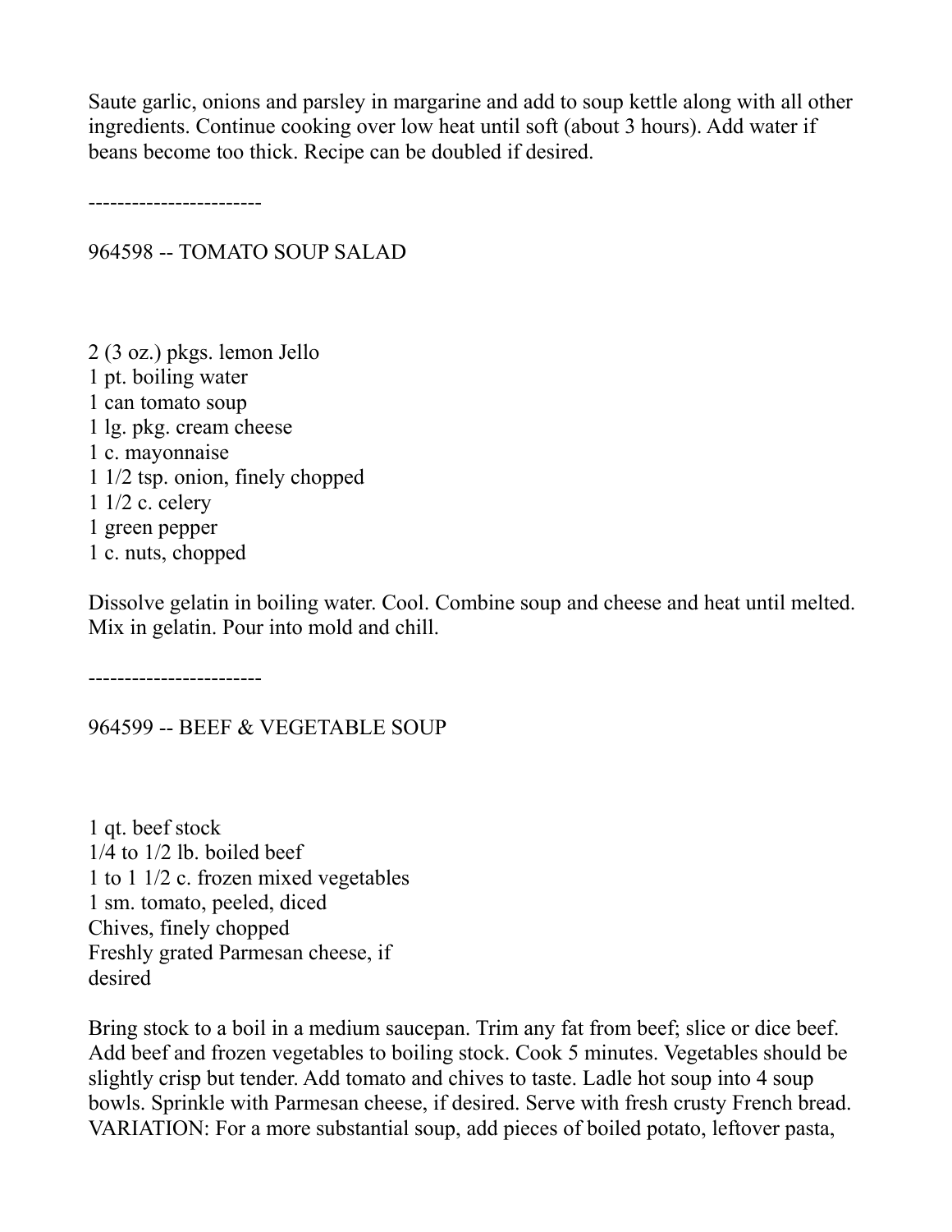Saute garlic, onions and parsley in margarine and add to soup kettle along with all other ingredients. Continue cooking over low heat until soft (about 3 hours). Add water if beans become too thick. Recipe can be doubled if desired.

------------------------

## 964598 -- TOMATO SOUP SALAD

2 (3 oz.) pkgs. lemon Jello
1 pt. boiling water
1 can tomato soup
1 lg. pkg. cream cheese
1 c. mayonnaise
1 1/2 tsp. onion, finely chopped
1 1/2 c. celery
1 green pepper
1 c. nuts, chopped

Dissolve gelatin in boiling water. Cool. Combine soup and cheese and heat until melted. Mix in gelatin. Pour into mold and chill.

------------------------

## 964599 -- BEEF & VEGETABLE SOUP

1 qt. beef stock
1/4 to 1/2 lb. boiled beef
1 to 1 1/2 c. frozen mixed vegetables
1 sm. tomato, peeled, diced
Chives, finely chopped
Freshly grated Parmesan cheese, if desired

Bring stock to a boil in a medium saucepan. Trim any fat from beef; slice or dice beef. Add beef and frozen vegetables to boiling stock. Cook 5 minutes. Vegetables should be slightly crisp but tender. Add tomato and chives to taste. Ladle hot soup into 4 soup bowls. Sprinkle with Parmesan cheese, if desired. Serve with fresh crusty French bread. VARIATION: For a more substantial soup, add pieces of boiled potato, leftover pasta,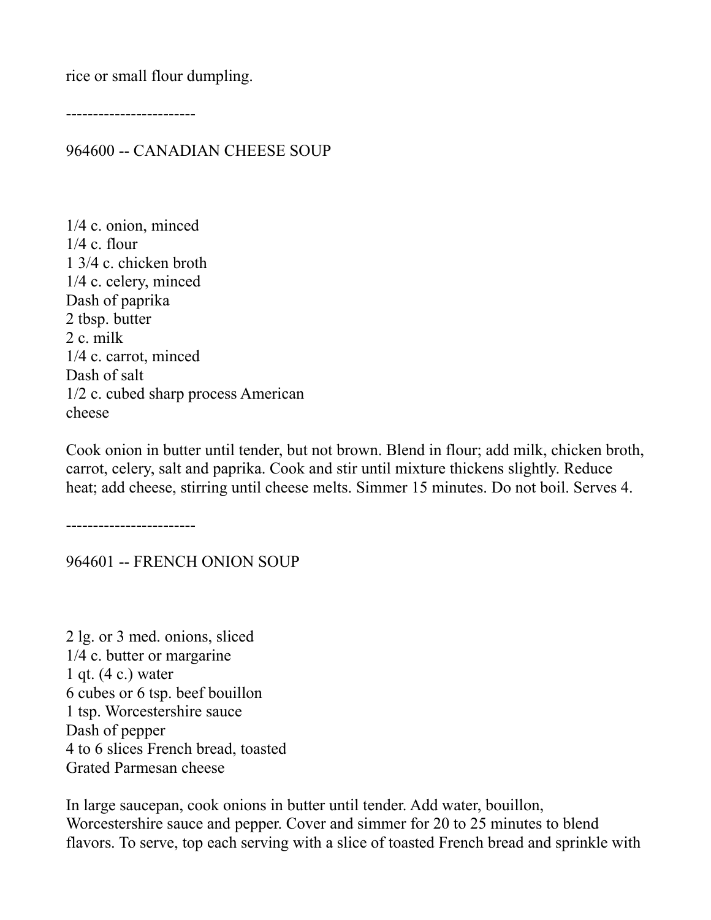rice or small flour dumpling.

------------------------

## 964600 -- CANADIAN CHEESE SOUP

1/4 c. onion, minced
1/4 c. flour
1 3/4 c. chicken broth
1/4 c. celery, minced
Dash of paprika
2 tbsp. butter
2 c. milk
1/4 c. carrot, minced
Dash of salt
1/2 c. cubed sharp process American cheese

Cook onion in butter until tender, but not brown. Blend in flour; add milk, chicken broth, carrot, celery, salt and paprika. Cook and stir until mixture thickens slightly. Reduce heat; add cheese, stirring until cheese melts. Simmer 15 minutes. Do not boil. Serves 4.

------------------------

## 964601 -- FRENCH ONION SOUP

2 lg. or 3 med. onions, sliced
1/4 c. butter or margarine
1 qt. (4 c.) water
6 cubes or 6 tsp. beef bouillon
1 tsp. Worcestershire sauce
Dash of pepper
4 to 6 slices French bread, toasted
Grated Parmesan cheese

In large saucepan, cook onions in butter until tender. Add water, bouillon, Worcestershire sauce and pepper. Cover and simmer for 20 to 25 minutes to blend flavors. To serve, top each serving with a slice of toasted French bread and sprinkle with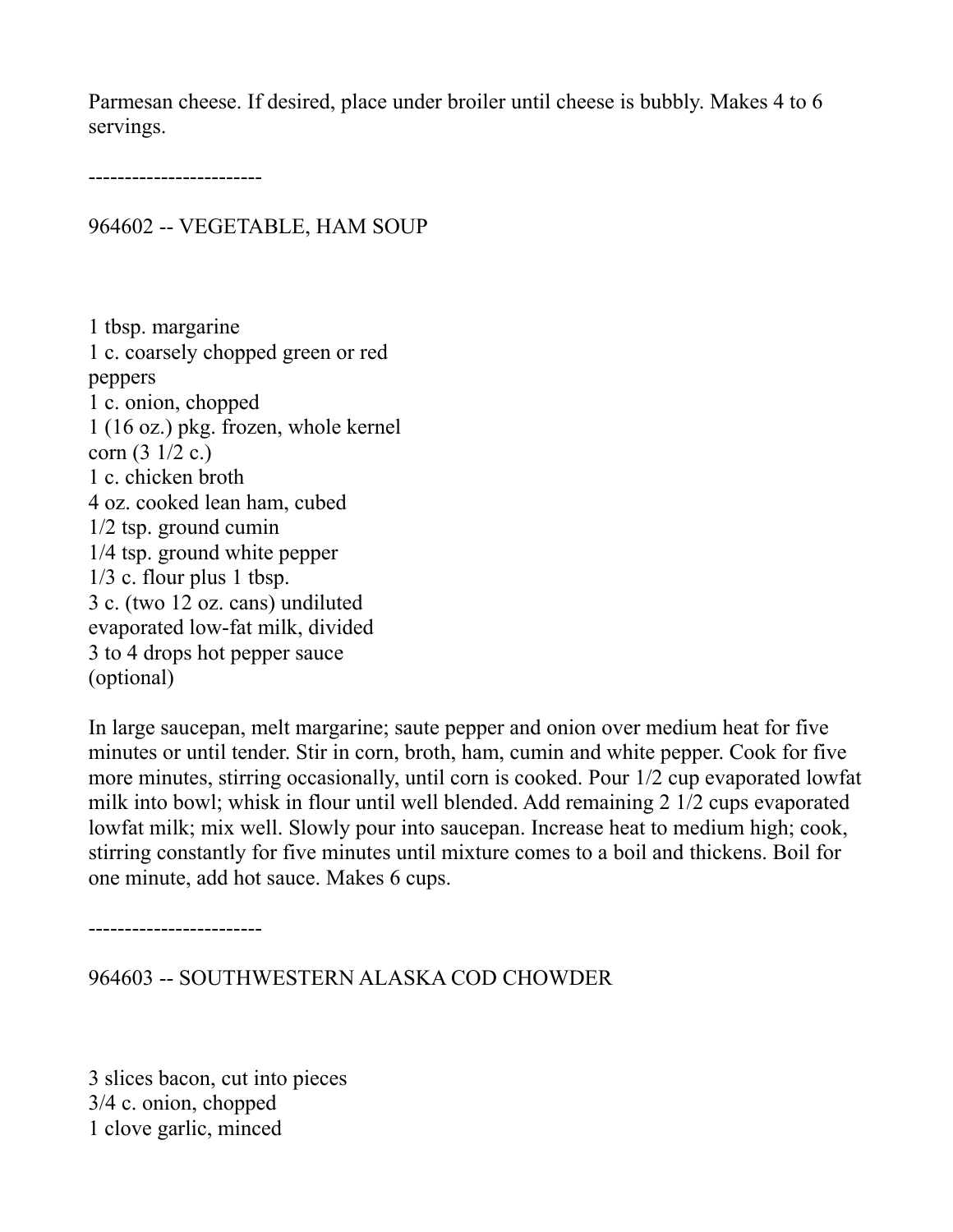Parmesan cheese. If desired, place under broiler until cheese is bubbly. Makes 4 to 6 servings.

------------------------

964602 -- VEGETABLE, HAM SOUP

1 tbsp. margarine
1 c. coarsely chopped green or red peppers
1 c. onion, chopped
1 (16 oz.) pkg. frozen, whole kernel corn (3 1/2 c.)
1 c. chicken broth
4 oz. cooked lean ham, cubed
1/2 tsp. ground cumin
1/4 tsp. ground white pepper
1/3 c. flour plus 1 tbsp.
3 c. (two 12 oz. cans) undiluted evaporated low-fat milk, divided
3 to 4 drops hot pepper sauce (optional)

In large saucepan, melt margarine; saute pepper and onion over medium heat for five minutes or until tender. Stir in corn, broth, ham, cumin and white pepper. Cook for five more minutes, stirring occasionally, until corn is cooked. Pour 1/2 cup evaporated lowfat milk into bowl; whisk in flour until well blended. Add remaining 2 1/2 cups evaporated lowfat milk; mix well. Slowly pour into saucepan. Increase heat to medium high; cook, stirring constantly for five minutes until mixture comes to a boil and thickens. Boil for one minute, add hot sauce. Makes 6 cups.

------------------------

964603 -- SOUTHWESTERN ALASKA COD CHOWDER

3 slices bacon, cut into pieces
3/4 c. onion, chopped
1 clove garlic, minced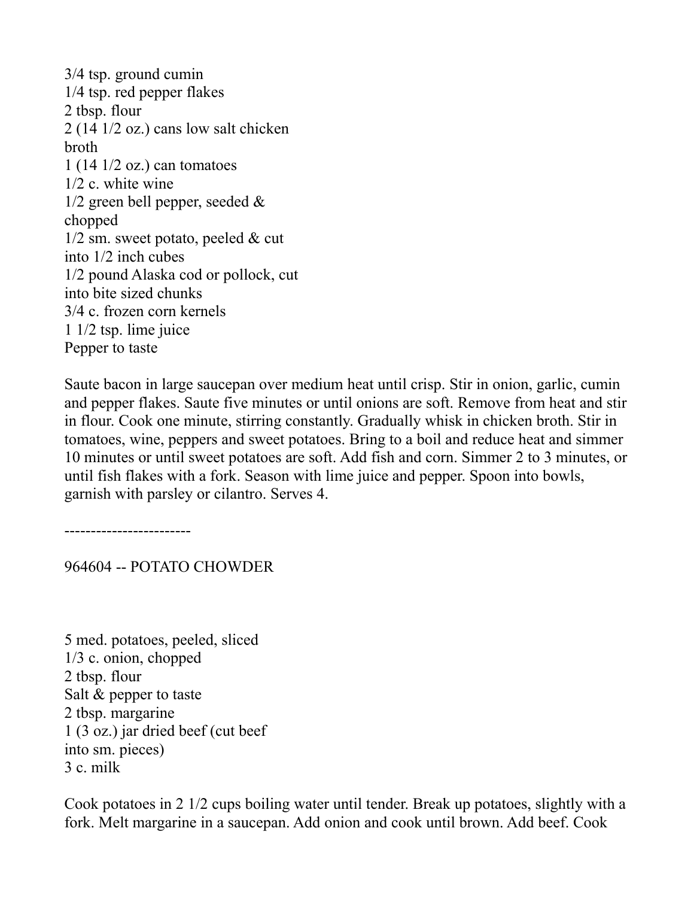3/4 tsp. ground cumin
1/4 tsp. red pepper flakes
2 tbsp. flour
2 (14 1/2 oz.) cans low salt chicken broth
1 (14 1/2 oz.) can tomatoes
1/2 c. white wine
1/2 green bell pepper, seeded & chopped
1/2 sm. sweet potato, peeled & cut into 1/2 inch cubes
1/2 pound Alaska cod or pollock, cut into bite sized chunks
3/4 c. frozen corn kernels
1 1/2 tsp. lime juice
Pepper to taste

Saute bacon in large saucepan over medium heat until crisp. Stir in onion, garlic, cumin and pepper flakes. Saute five minutes or until onions are soft. Remove from heat and stir in flour. Cook one minute, stirring constantly. Gradually whisk in chicken broth. Stir in tomatoes, wine, peppers and sweet potatoes. Bring to a boil and reduce heat and simmer 10 minutes or until sweet potatoes are soft. Add fish and corn. Simmer 2 to 3 minutes, or until fish flakes with a fork. Season with lime juice and pepper. Spoon into bowls, garnish with parsley or cilantro. Serves 4.

------------------------

964604 -- POTATO CHOWDER

5 med. potatoes, peeled, sliced
1/3 c. onion, chopped
2 tbsp. flour
Salt & pepper to taste
2 tbsp. margarine
1 (3 oz.) jar dried beef (cut beef into sm. pieces)
3 c. milk

Cook potatoes in 2 1/2 cups boiling water until tender. Break up potatoes, slightly with a fork. Melt margarine in a saucepan. Add onion and cook until brown. Add beef. Cook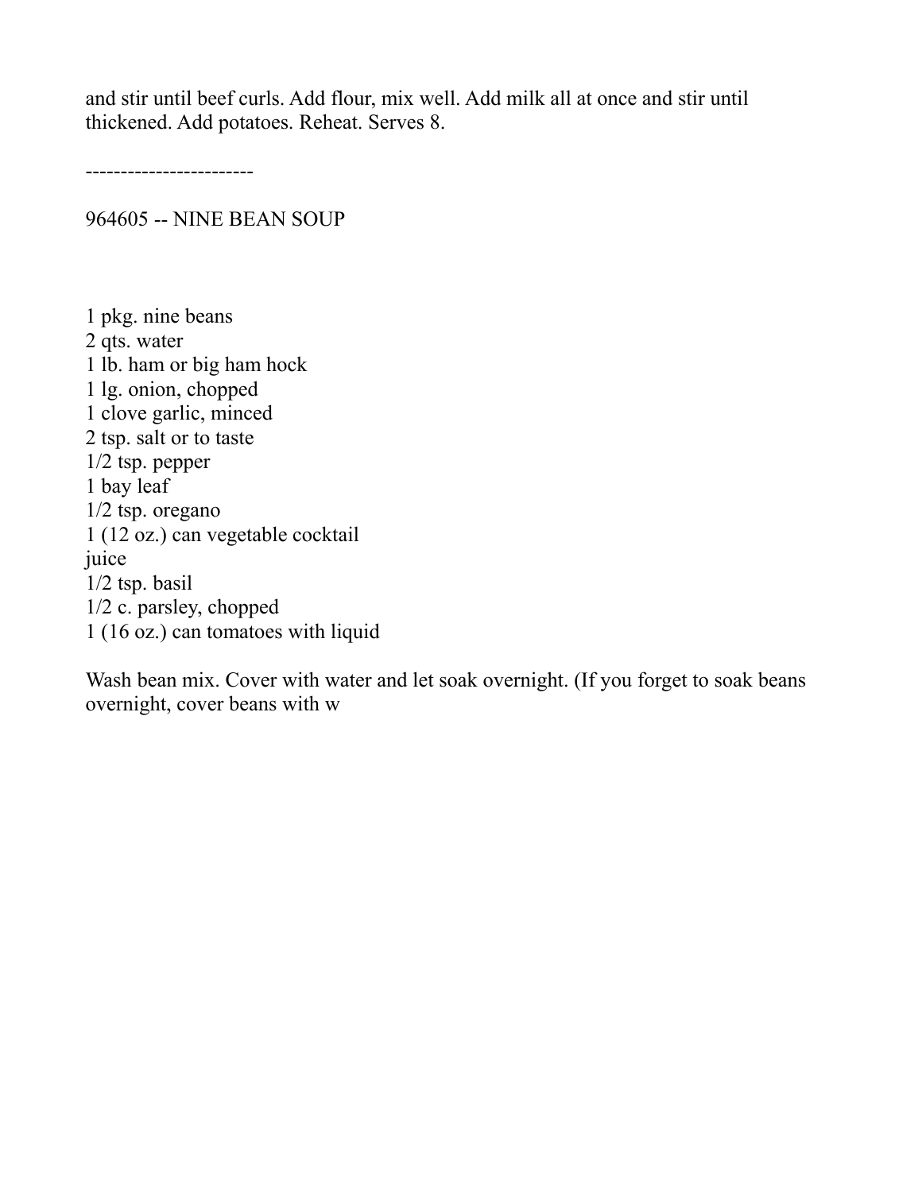and stir until beef curls. Add flour, mix well. Add milk all at once and stir until thickened. Add potatoes. Reheat. Serves 8.

------------------------

## 964605 -- NINE BEAN SOUP

1 pkg. nine beans
2 qts. water
1 lb. ham or big ham hock
1 lg. onion, chopped
1 clove garlic, minced
2 tsp. salt or to taste
1/2 tsp. pepper
1 bay leaf
1/2 tsp. oregano
1 (12 oz.) can vegetable cocktail juice
1/2 tsp. basil
1/2 c. parsley, chopped
1 (16 oz.) can tomatoes with liquid

Wash bean mix. Cover with water and let soak overnight. (If you forget to soak beans overnight, cover beans with w